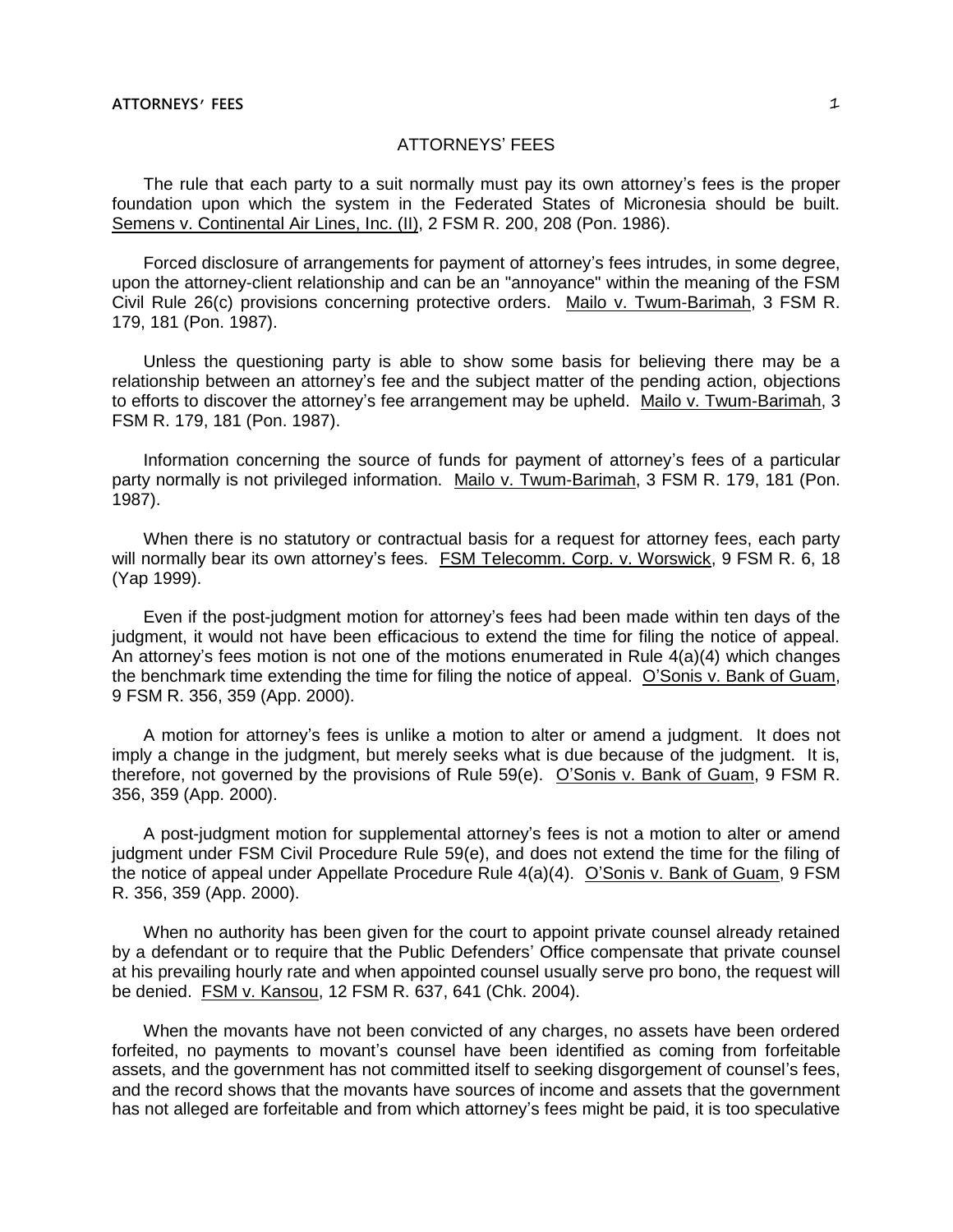# ATTORNEYS' FEES

The rule that each party to a suit normally must pay its own attorney's fees is the proper foundation upon which the system in the Federated States of Micronesia should be built. Semens v. Continental Air Lines, Inc. (II), 2 FSM R. 200, 208 (Pon. 1986).

Forced disclosure of arrangements for payment of attorney's fees intrudes, in some degree, upon the attorney-client relationship and can be an "annoyance" within the meaning of the FSM Civil Rule 26(c) provisions concerning protective orders. Mailo v. Twum-Barimah, 3 FSM R. 179, 181 (Pon. 1987).

Unless the questioning party is able to show some basis for believing there may be a relationship between an attorney's fee and the subject matter of the pending action, objections to efforts to discover the attorney's fee arrangement may be upheld. Mailo v. Twum-Barimah, 3 FSM R. 179, 181 (Pon. 1987).

Information concerning the source of funds for payment of attorney's fees of a particular party normally is not privileged information. Mailo v. Twum-Barimah, 3 FSM R. 179, 181 (Pon. 1987).

When there is no statutory or contractual basis for a request for attorney fees, each party will normally bear its own attorney's fees. FSM Telecomm. Corp. v. Worswick, 9 FSM R. 6, 18 (Yap 1999).

Even if the post-judgment motion for attorney's fees had been made within ten days of the judgment, it would not have been efficacious to extend the time for filing the notice of appeal. An attorney's fees motion is not one of the motions enumerated in Rule 4(a)(4) which changes the benchmark time extending the time for filing the notice of appeal. O'Sonis v. Bank of Guam, 9 FSM R. 356, 359 (App. 2000).

A motion for attorney's fees is unlike a motion to alter or amend a judgment. It does not imply a change in the judgment, but merely seeks what is due because of the judgment. It is, therefore, not governed by the provisions of Rule 59(e). O'Sonis v. Bank of Guam, 9 FSM R. 356, 359 (App. 2000).

A post-judgment motion for supplemental attorney's fees is not a motion to alter or amend judgment under FSM Civil Procedure Rule 59(e), and does not extend the time for the filing of the notice of appeal under Appellate Procedure Rule 4(a)(4). O'Sonis v. Bank of Guam, 9 FSM R. 356, 359 (App. 2000).

When no authority has been given for the court to appoint private counsel already retained by a defendant or to require that the Public Defenders' Office compensate that private counsel at his prevailing hourly rate and when appointed counsel usually serve pro bono, the request will be denied. FSM v. Kansou, 12 FSM R. 637, 641 (Chk. 2004).

When the movants have not been convicted of any charges, no assets have been ordered forfeited, no payments to movant's counsel have been identified as coming from forfeitable assets, and the government has not committed itself to seeking disgorgement of counsel's fees, and the record shows that the movants have sources of income and assets that the government has not alleged are forfeitable and from which attorney's fees might be paid, it is too speculative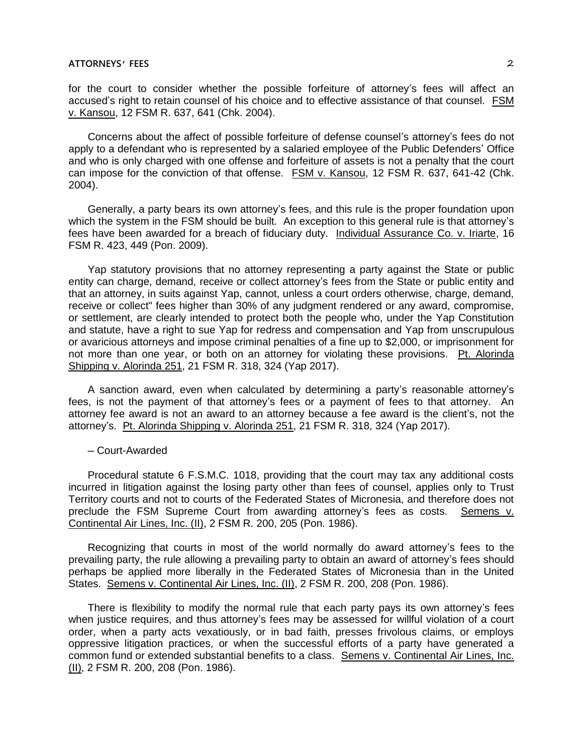for the court to consider whether the possible forfeiture of attorney's fees will affect an accused's right to retain counsel of his choice and to effective assistance of that counsel. FSM v. Kansou, 12 FSM R. 637, 641 (Chk. 2004).

Concerns about the affect of possible forfeiture of defense counsel's attorney's fees do not apply to a defendant who is represented by a salaried employee of the Public Defenders' Office and who is only charged with one offense and forfeiture of assets is not a penalty that the court can impose for the conviction of that offense. FSM v. Kansou, 12 FSM R. 637, 641-42 (Chk. 2004).

Generally, a party bears its own attorney's fees, and this rule is the proper foundation upon which the system in the FSM should be built. An exception to this general rule is that attorney's fees have been awarded for a breach of fiduciary duty. Individual Assurance Co. v. Iriarte, 16 FSM R. 423, 449 (Pon. 2009).

Yap statutory provisions that no attorney representing a party against the State or public entity can charge, demand, receive or collect attorney's fees from the State or public entity and that an attorney, in suits against Yap, cannot, unless a court orders otherwise, charge, demand, receive or collect" fees higher than 30% of any judgment rendered or any award, compromise, or settlement, are clearly intended to protect both the people who, under the Yap Constitution and statute, have a right to sue Yap for redress and compensation and Yap from unscrupulous or avaricious attorneys and impose criminal penalties of a fine up to $2,000, or imprisonment for not more than one year, or both on an attorney for violating these provisions. Pt. Alorinda Shipping v. Alorinda 251, 21 FSM R. 318, 324 (Yap 2017).

A sanction award, even when calculated by determining a party's reasonable attorney's fees, is not the payment of that attorney's fees or a payment of fees to that attorney. An attorney fee award is not an award to an attorney because a fee award is the client's, not the attorney's. Pt. Alorinda Shipping v. Alorinda 251, 21 FSM R. 318, 324 (Yap 2017).

– Court-Awarded

Procedural statute 6 F.S.M.C. 1018, providing that the court may tax any additional costs incurred in litigation against the losing party other than fees of counsel, applies only to Trust Territory courts and not to courts of the Federated States of Micronesia, and therefore does not preclude the FSM Supreme Court from awarding attorney's fees as costs. Semens v. Continental Air Lines, Inc. (II), 2 FSM R. 200, 205 (Pon. 1986).

Recognizing that courts in most of the world normally do award attorney's fees to the prevailing party, the rule allowing a prevailing party to obtain an award of attorney's fees should perhaps be applied more liberally in the Federated States of Micronesia than in the United States. Semens v. Continental Air Lines, Inc. (II), 2 FSM R. 200, 208 (Pon. 1986).

There is flexibility to modify the normal rule that each party pays its own attorney's fees when justice requires, and thus attorney's fees may be assessed for willful violation of a court order, when a party acts vexatiously, or in bad faith, presses frivolous claims, or employs oppressive litigation practices, or when the successful efforts of a party have generated a common fund or extended substantial benefits to a class. Semens v. Continental Air Lines, Inc. (II), 2 FSM R. 200, 208 (Pon. 1986).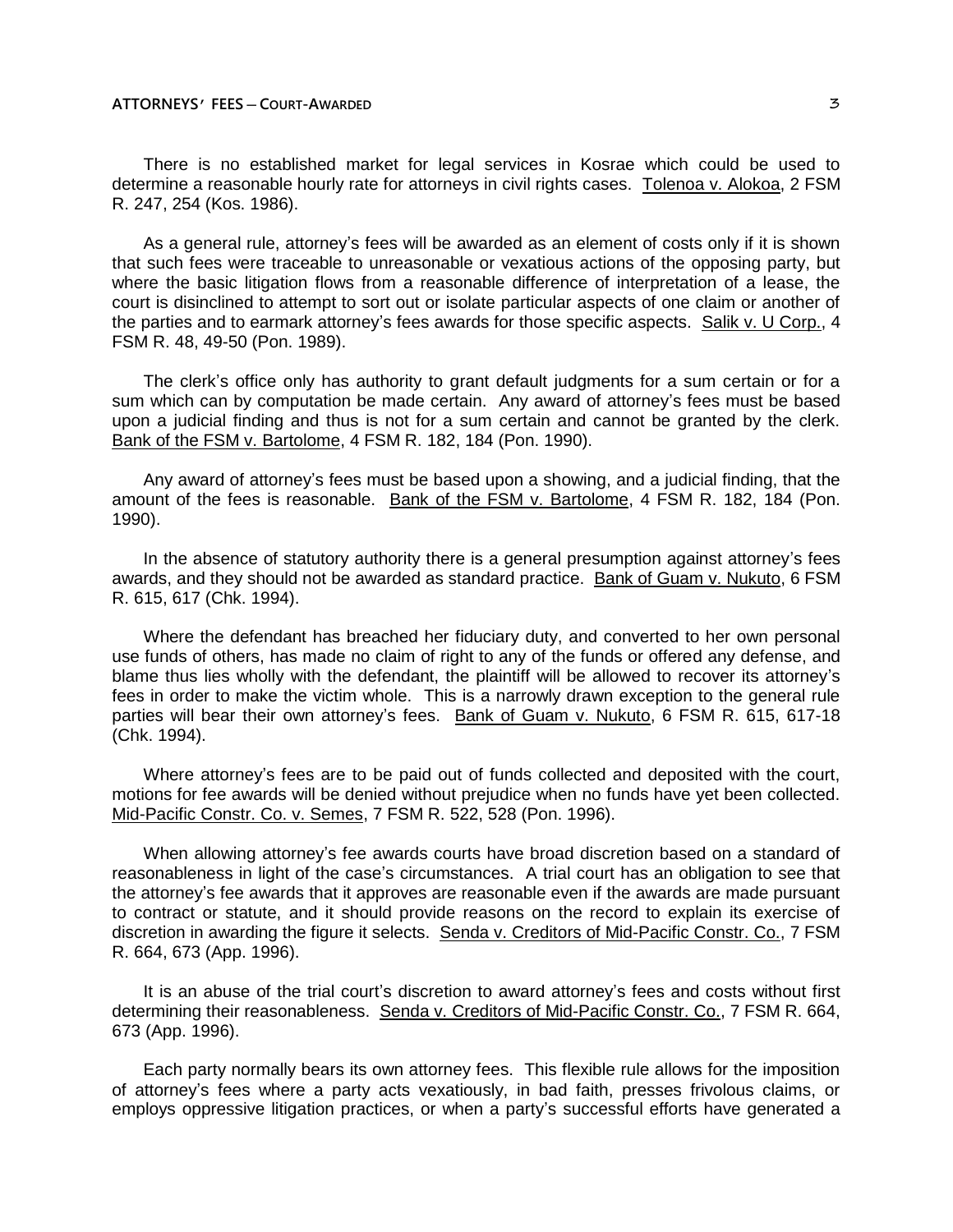There is no established market for legal services in Kosrae which could be used to determine a reasonable hourly rate for attorneys in civil rights cases. Tolenoa v. Alokoa, 2 FSM R. 247, 254 (Kos. 1986).

As a general rule, attorney's fees will be awarded as an element of costs only if it is shown that such fees were traceable to unreasonable or vexatious actions of the opposing party, but where the basic litigation flows from a reasonable difference of interpretation of a lease, the court is disinclined to attempt to sort out or isolate particular aspects of one claim or another of the parties and to earmark attorney's fees awards for those specific aspects. Salik v. U Corp., 4 FSM R. 48, 49-50 (Pon. 1989).

The clerk's office only has authority to grant default judgments for a sum certain or for a sum which can by computation be made certain. Any award of attorney's fees must be based upon a judicial finding and thus is not for a sum certain and cannot be granted by the clerk. Bank of the FSM v. Bartolome, 4 FSM R. 182, 184 (Pon. 1990).

Any award of attorney's fees must be based upon a showing, and a judicial finding, that the amount of the fees is reasonable. Bank of the FSM v. Bartolome, 4 FSM R. 182, 184 (Pon. 1990).

In the absence of statutory authority there is a general presumption against attorney's fees awards, and they should not be awarded as standard practice. Bank of Guam v. Nukuto, 6 FSM R. 615, 617 (Chk. 1994).

Where the defendant has breached her fiduciary duty, and converted to her own personal use funds of others, has made no claim of right to any of the funds or offered any defense, and blame thus lies wholly with the defendant, the plaintiff will be allowed to recover its attorney's fees in order to make the victim whole. This is a narrowly drawn exception to the general rule parties will bear their own attorney's fees. Bank of Guam v. Nukuto, 6 FSM R. 615, 617-18 (Chk. 1994).

Where attorney's fees are to be paid out of funds collected and deposited with the court, motions for fee awards will be denied without prejudice when no funds have yet been collected. Mid-Pacific Constr. Co. v. Semes, 7 FSM R. 522, 528 (Pon. 1996).

When allowing attorney's fee awards courts have broad discretion based on a standard of reasonableness in light of the case's circumstances. A trial court has an obligation to see that the attorney's fee awards that it approves are reasonable even if the awards are made pursuant to contract or statute, and it should provide reasons on the record to explain its exercise of discretion in awarding the figure it selects. Senda v. Creditors of Mid-Pacific Constr. Co., 7 FSM R. 664, 673 (App. 1996).

It is an abuse of the trial court's discretion to award attorney's fees and costs without first determining their reasonableness. Senda v. Creditors of Mid-Pacific Constr. Co., 7 FSM R. 664, 673 (App. 1996).

Each party normally bears its own attorney fees. This flexible rule allows for the imposition of attorney's fees where a party acts vexatiously, in bad faith, presses frivolous claims, or employs oppressive litigation practices, or when a party's successful efforts have generated a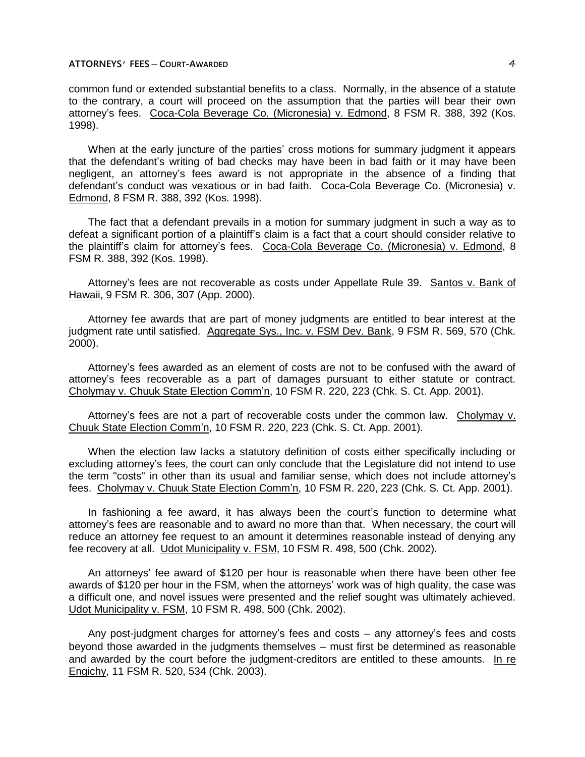common fund or extended substantial benefits to a class. Normally, in the absence of a statute to the contrary, a court will proceed on the assumption that the parties will bear their own attorney's fees. Coca-Cola Beverage Co. (Micronesia) v. Edmond, 8 FSM R. 388, 392 (Kos. 1998).

When at the early juncture of the parties' cross motions for summary judgment it appears that the defendant's writing of bad checks may have been in bad faith or it may have been negligent, an attorney's fees award is not appropriate in the absence of a finding that defendant's conduct was vexatious or in bad faith. Coca-Cola Beverage Co. (Micronesia) v. Edmond, 8 FSM R. 388, 392 (Kos. 1998).

The fact that a defendant prevails in a motion for summary judgment in such a way as to defeat a significant portion of a plaintiff's claim is a fact that a court should consider relative to the plaintiff's claim for attorney's fees. Coca-Cola Beverage Co. (Micronesia) v. Edmond, 8 FSM R. 388, 392 (Kos. 1998).

Attorney's fees are not recoverable as costs under Appellate Rule 39. Santos v. Bank of Hawaii, 9 FSM R. 306, 307 (App. 2000).

Attorney fee awards that are part of money judgments are entitled to bear interest at the judgment rate until satisfied. Aggregate Sys., Inc. v. FSM Dev. Bank, 9 FSM R. 569, 570 (Chk. 2000).

Attorney's fees awarded as an element of costs are not to be confused with the award of attorney's fees recoverable as a part of damages pursuant to either statute or contract. Cholymay v. Chuuk State Election Comm'n, 10 FSM R. 220, 223 (Chk. S. Ct. App. 2001).

Attorney's fees are not a part of recoverable costs under the common law. Cholymay v. Chuuk State Election Comm'n, 10 FSM R. 220, 223 (Chk. S. Ct. App. 2001).

When the election law lacks a statutory definition of costs either specifically including or excluding attorney's fees, the court can only conclude that the Legislature did not intend to use the term "costs" in other than its usual and familiar sense, which does not include attorney's fees. Cholymay v. Chuuk State Election Comm'n, 10 FSM R. 220, 223 (Chk. S. Ct. App. 2001).

In fashioning a fee award, it has always been the court's function to determine what attorney's fees are reasonable and to award no more than that. When necessary, the court will reduce an attorney fee request to an amount it determines reasonable instead of denying any fee recovery at all. Udot Municipality v. FSM, 10 FSM R. 498, 500 (Chk. 2002).

An attorneys' fee award of $120 per hour is reasonable when there have been other fee awards of $120 per hour in the FSM, when the attorneys' work was of high quality, the case was a difficult one, and novel issues were presented and the relief sought was ultimately achieved. Udot Municipality v. FSM, 10 FSM R. 498, 500 (Chk. 2002).

Any post-judgment charges for attorney's fees and costs – any attorney's fees and costs beyond those awarded in the judgments themselves – must first be determined as reasonable and awarded by the court before the judgment-creditors are entitled to these amounts. In re Engichy, 11 FSM R. 520, 534 (Chk. 2003).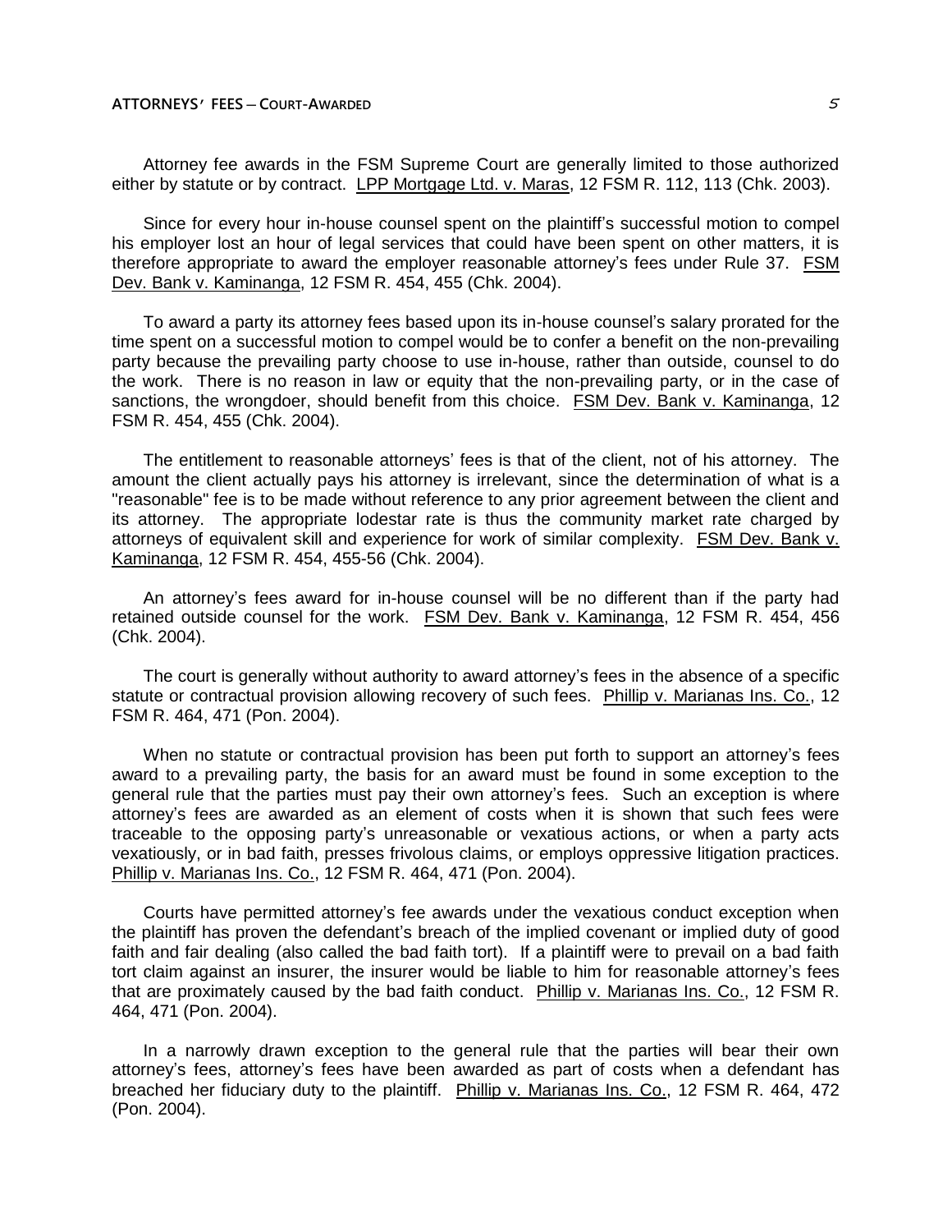Attorney fee awards in the FSM Supreme Court are generally limited to those authorized either by statute or by contract. LPP Mortgage Ltd. v. Maras, 12 FSM R. 112, 113 (Chk. 2003).

Since for every hour in-house counsel spent on the plaintiff's successful motion to compel his employer lost an hour of legal services that could have been spent on other matters, it is therefore appropriate to award the employer reasonable attorney's fees under Rule 37. FSM Dev. Bank v. Kaminanga, 12 FSM R. 454, 455 (Chk. 2004).

To award a party its attorney fees based upon its in-house counsel's salary prorated for the time spent on a successful motion to compel would be to confer a benefit on the non-prevailing party because the prevailing party choose to use in-house, rather than outside, counsel to do the work. There is no reason in law or equity that the non-prevailing party, or in the case of sanctions, the wrongdoer, should benefit from this choice. FSM Dev. Bank v. Kaminanga, 12 FSM R. 454, 455 (Chk. 2004).

The entitlement to reasonable attorneys' fees is that of the client, not of his attorney. The amount the client actually pays his attorney is irrelevant, since the determination of what is a "reasonable" fee is to be made without reference to any prior agreement between the client and its attorney. The appropriate lodestar rate is thus the community market rate charged by attorneys of equivalent skill and experience for work of similar complexity. FSM Dev. Bank v. Kaminanga, 12 FSM R. 454, 455-56 (Chk. 2004).

An attorney's fees award for in-house counsel will be no different than if the party had retained outside counsel for the work. FSM Dev. Bank v. Kaminanga, 12 FSM R. 454, 456 (Chk. 2004).

The court is generally without authority to award attorney's fees in the absence of a specific statute or contractual provision allowing recovery of such fees. Phillip v. Marianas Ins. Co., 12 FSM R. 464, 471 (Pon. 2004).

When no statute or contractual provision has been put forth to support an attorney's fees award to a prevailing party, the basis for an award must be found in some exception to the general rule that the parties must pay their own attorney's fees. Such an exception is where attorney's fees are awarded as an element of costs when it is shown that such fees were traceable to the opposing party's unreasonable or vexatious actions, or when a party acts vexatiously, or in bad faith, presses frivolous claims, or employs oppressive litigation practices. Phillip v. Marianas Ins. Co., 12 FSM R. 464, 471 (Pon. 2004).

Courts have permitted attorney's fee awards under the vexatious conduct exception when the plaintiff has proven the defendant's breach of the implied covenant or implied duty of good faith and fair dealing (also called the bad faith tort). If a plaintiff were to prevail on a bad faith tort claim against an insurer, the insurer would be liable to him for reasonable attorney's fees that are proximately caused by the bad faith conduct. Phillip v. Marianas Ins. Co., 12 FSM R. 464, 471 (Pon. 2004).

In a narrowly drawn exception to the general rule that the parties will bear their own attorney's fees, attorney's fees have been awarded as part of costs when a defendant has breached her fiduciary duty to the plaintiff. Phillip v. Marianas Ins. Co., 12 FSM R. 464, 472 (Pon. 2004).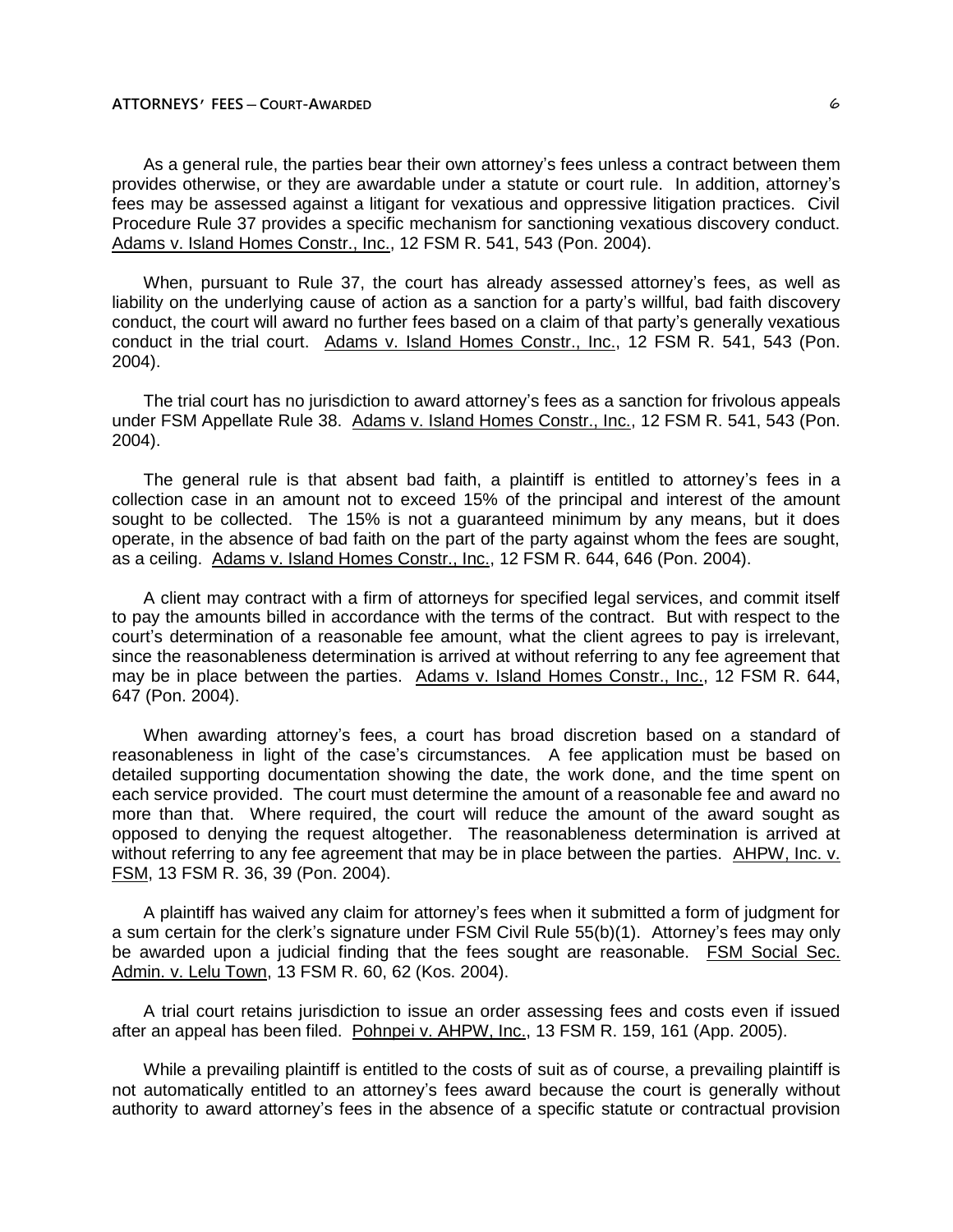As a general rule, the parties bear their own attorney's fees unless a contract between them provides otherwise, or they are awardable under a statute or court rule. In addition, attorney's fees may be assessed against a litigant for vexatious and oppressive litigation practices. Civil Procedure Rule 37 provides a specific mechanism for sanctioning vexatious discovery conduct. Adams v. Island Homes Constr., Inc., 12 FSM R. 541, 543 (Pon. 2004).

When, pursuant to Rule 37, the court has already assessed attorney's fees, as well as liability on the underlying cause of action as a sanction for a party's willful, bad faith discovery conduct, the court will award no further fees based on a claim of that party's generally vexatious conduct in the trial court. Adams v. Island Homes Constr., Inc., 12 FSM R. 541, 543 (Pon. 2004).

The trial court has no jurisdiction to award attorney's fees as a sanction for frivolous appeals under FSM Appellate Rule 38. Adams v. Island Homes Constr., Inc., 12 FSM R. 541, 543 (Pon. 2004).

The general rule is that absent bad faith, a plaintiff is entitled to attorney's fees in a collection case in an amount not to exceed 15% of the principal and interest of the amount sought to be collected. The 15% is not a guaranteed minimum by any means, but it does operate, in the absence of bad faith on the part of the party against whom the fees are sought, as a ceiling. Adams v. Island Homes Constr., Inc., 12 FSM R. 644, 646 (Pon. 2004).

A client may contract with a firm of attorneys for specified legal services, and commit itself to pay the amounts billed in accordance with the terms of the contract. But with respect to the court's determination of a reasonable fee amount, what the client agrees to pay is irrelevant, since the reasonableness determination is arrived at without referring to any fee agreement that may be in place between the parties. Adams v. Island Homes Constr., Inc., 12 FSM R. 644, 647 (Pon. 2004).

When awarding attorney's fees, a court has broad discretion based on a standard of reasonableness in light of the case's circumstances. A fee application must be based on detailed supporting documentation showing the date, the work done, and the time spent on each service provided. The court must determine the amount of a reasonable fee and award no more than that. Where required, the court will reduce the amount of the award sought as opposed to denying the request altogether. The reasonableness determination is arrived at without referring to any fee agreement that may be in place between the parties. AHPW, Inc. v. FSM, 13 FSM R. 36, 39 (Pon. 2004).

A plaintiff has waived any claim for attorney's fees when it submitted a form of judgment for a sum certain for the clerk's signature under FSM Civil Rule 55(b)(1). Attorney's fees may only be awarded upon a judicial finding that the fees sought are reasonable. FSM Social Sec. Admin. v. Lelu Town, 13 FSM R. 60, 62 (Kos. 2004).

A trial court retains jurisdiction to issue an order assessing fees and costs even if issued after an appeal has been filed. Pohnpei v. AHPW, Inc., 13 FSM R. 159, 161 (App. 2005).

While a prevailing plaintiff is entitled to the costs of suit as of course, a prevailing plaintiff is not automatically entitled to an attorney's fees award because the court is generally without authority to award attorney's fees in the absence of a specific statute or contractual provision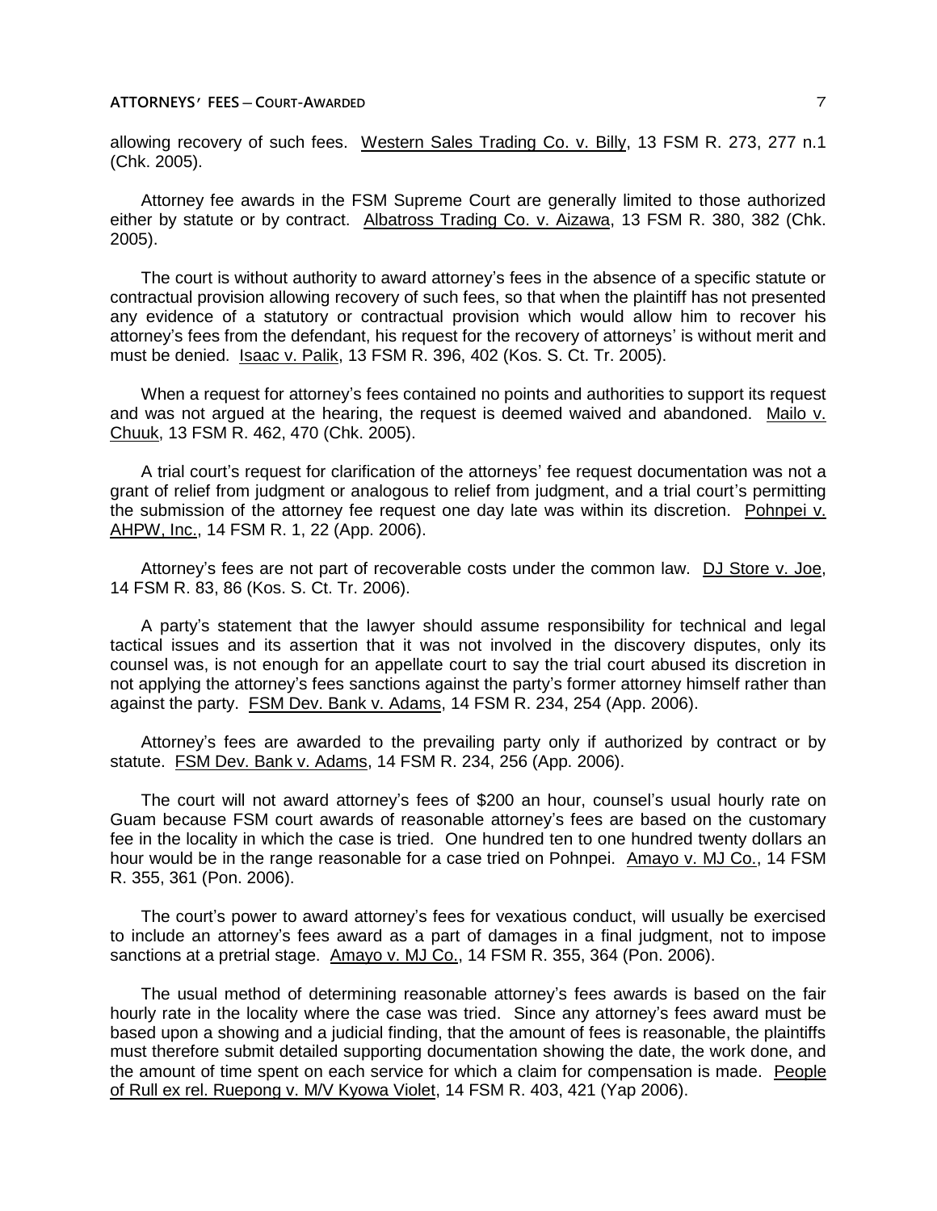allowing recovery of such fees. Western Sales Trading Co. v. Billy, 13 FSM R. 273, 277 n.1 (Chk. 2005).

Attorney fee awards in the FSM Supreme Court are generally limited to those authorized either by statute or by contract. Albatross Trading Co. v. Aizawa, 13 FSM R. 380, 382 (Chk. 2005).

The court is without authority to award attorney's fees in the absence of a specific statute or contractual provision allowing recovery of such fees, so that when the plaintiff has not presented any evidence of a statutory or contractual provision which would allow him to recover his attorney's fees from the defendant, his request for the recovery of attorneys' is without merit and must be denied. Isaac v. Palik, 13 FSM R. 396, 402 (Kos. S. Ct. Tr. 2005).

When a request for attorney's fees contained no points and authorities to support its request and was not argued at the hearing, the request is deemed waived and abandoned. Mailo v. Chuuk, 13 FSM R. 462, 470 (Chk. 2005).

A trial court's request for clarification of the attorneys' fee request documentation was not a grant of relief from judgment or analogous to relief from judgment, and a trial court's permitting the submission of the attorney fee request one day late was within its discretion. Pohnpei v. AHPW, Inc., 14 FSM R. 1, 22 (App. 2006).

Attorney's fees are not part of recoverable costs under the common law. DJ Store v. Joe, 14 FSM R. 83, 86 (Kos. S. Ct. Tr. 2006).

A party's statement that the lawyer should assume responsibility for technical and legal tactical issues and its assertion that it was not involved in the discovery disputes, only its counsel was, is not enough for an appellate court to say the trial court abused its discretion in not applying the attorney's fees sanctions against the party's former attorney himself rather than against the party. FSM Dev. Bank v. Adams, 14 FSM R. 234, 254 (App. 2006).

Attorney's fees are awarded to the prevailing party only if authorized by contract or by statute. FSM Dev. Bank v. Adams, 14 FSM R. 234, 256 (App. 2006).

The court will not award attorney's fees of $200 an hour, counsel's usual hourly rate on Guam because FSM court awards of reasonable attorney's fees are based on the customary fee in the locality in which the case is tried. One hundred ten to one hundred twenty dollars an hour would be in the range reasonable for a case tried on Pohnpei. Amayo v. MJ Co., 14 FSM R. 355, 361 (Pon. 2006).

The court's power to award attorney's fees for vexatious conduct, will usually be exercised to include an attorney's fees award as a part of damages in a final judgment, not to impose sanctions at a pretrial stage. Amayo v. MJ Co., 14 FSM R. 355, 364 (Pon. 2006).

The usual method of determining reasonable attorney's fees awards is based on the fair hourly rate in the locality where the case was tried. Since any attorney's fees award must be based upon a showing and a judicial finding, that the amount of fees is reasonable, the plaintiffs must therefore submit detailed supporting documentation showing the date, the work done, and the amount of time spent on each service for which a claim for compensation is made. People of Rull ex rel. Ruepong v. M/V Kyowa Violet, 14 FSM R. 403, 421 (Yap 2006).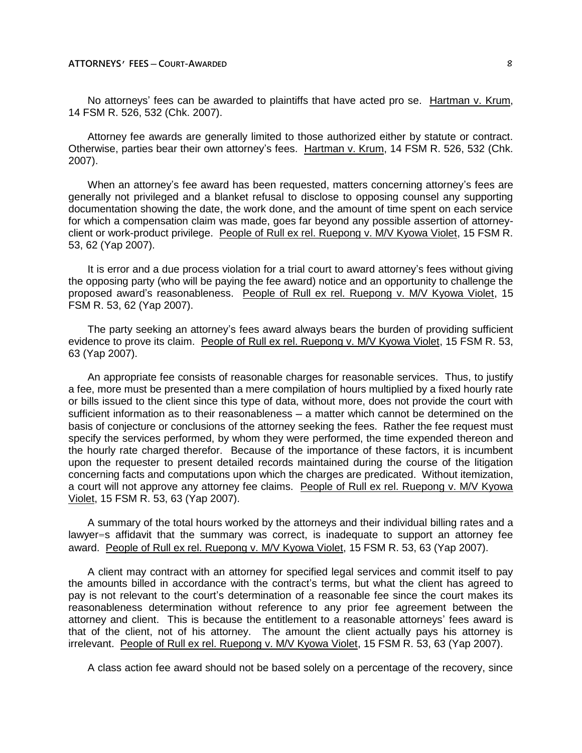No attorneys' fees can be awarded to plaintiffs that have acted pro se. Hartman v. Krum, 14 FSM R. 526, 532 (Chk. 2007).

Attorney fee awards are generally limited to those authorized either by statute or contract. Otherwise, parties bear their own attorney's fees. Hartman v. Krum, 14 FSM R. 526, 532 (Chk. 2007).

When an attorney's fee award has been requested, matters concerning attorney's fees are generally not privileged and a blanket refusal to disclose to opposing counsel any supporting documentation showing the date, the work done, and the amount of time spent on each service for which a compensation claim was made, goes far beyond any possible assertion of attorney-client or work-product privilege. People of Rull ex rel. Ruepong v. M/V Kyowa Violet, 15 FSM R. 53, 62 (Yap 2007).

It is error and a due process violation for a trial court to award attorney's fees without giving the opposing party (who will be paying the fee award) notice and an opportunity to challenge the proposed award's reasonableness. People of Rull ex rel. Ruepong v. M/V Kyowa Violet, 15 FSM R. 53, 62 (Yap 2007).

The party seeking an attorney's fees award always bears the burden of providing sufficient evidence to prove its claim. People of Rull ex rel. Ruepong v. M/V Kyowa Violet, 15 FSM R. 53, 63 (Yap 2007).

An appropriate fee consists of reasonable charges for reasonable services. Thus, to justify a fee, more must be presented than a mere compilation of hours multiplied by a fixed hourly rate or bills issued to the client since this type of data, without more, does not provide the court with sufficient information as to their reasonableness – a matter which cannot be determined on the basis of conjecture or conclusions of the attorney seeking the fees. Rather the fee request must specify the services performed, by whom they were performed, the time expended thereon and the hourly rate charged therefor. Because of the importance of these factors, it is incumbent upon the requester to present detailed records maintained during the course of the litigation concerning facts and computations upon which the charges are predicated. Without itemization, a court will not approve any attorney fee claims. People of Rull ex rel. Ruepong v. M/V Kyowa Violet, 15 FSM R. 53, 63 (Yap 2007).

A summary of the total hours worked by the attorneys and their individual billing rates and a lawyer=s affidavit that the summary was correct, is inadequate to support an attorney fee award. People of Rull ex rel. Ruepong v. M/V Kyowa Violet, 15 FSM R. 53, 63 (Yap 2007).

A client may contract with an attorney for specified legal services and commit itself to pay the amounts billed in accordance with the contract's terms, but what the client has agreed to pay is not relevant to the court's determination of a reasonable fee since the court makes its reasonableness determination without reference to any prior fee agreement between the attorney and client. This is because the entitlement to a reasonable attorneys' fees award is that of the client, not of his attorney. The amount the client actually pays his attorney is irrelevant. People of Rull ex rel. Ruepong v. M/V Kyowa Violet, 15 FSM R. 53, 63 (Yap 2007).

A class action fee award should not be based solely on a percentage of the recovery, since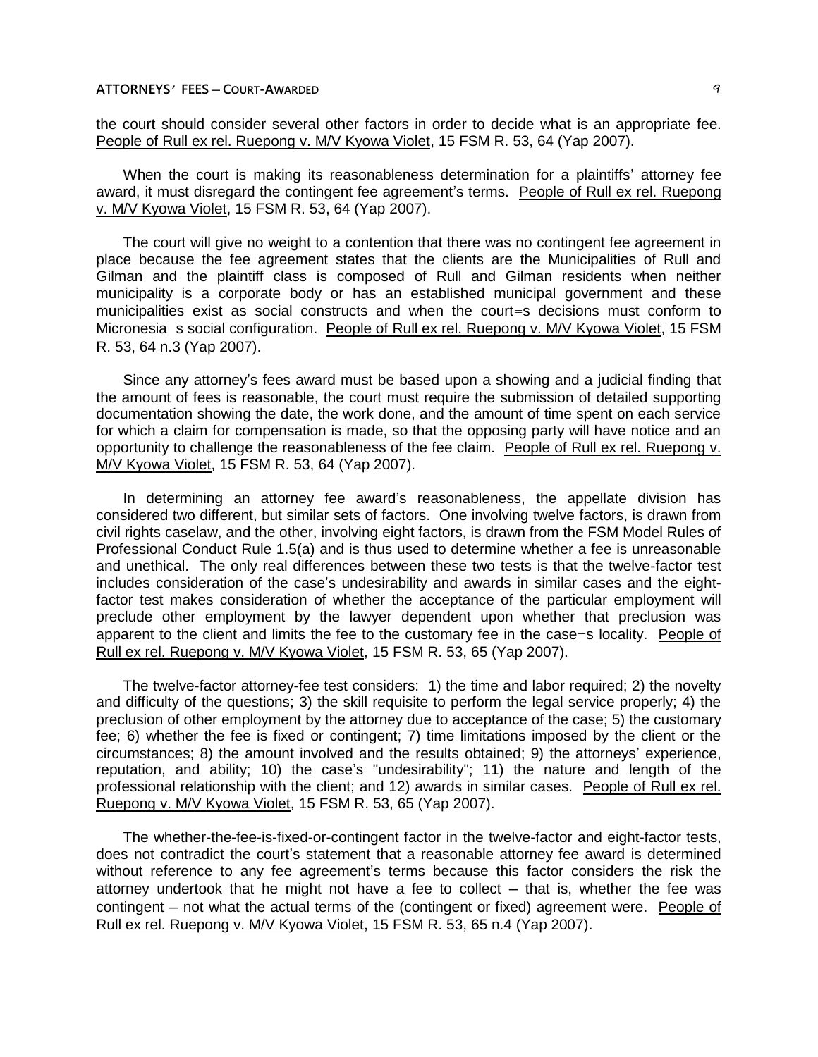the court should consider several other factors in order to decide what is an appropriate fee. People of Rull ex rel. Ruepong v. M/V Kyowa Violet, 15 FSM R. 53, 64 (Yap 2007).

When the court is making its reasonableness determination for a plaintiffs' attorney fee award, it must disregard the contingent fee agreement's terms. People of Rull ex rel. Ruepong v. M/V Kyowa Violet, 15 FSM R. 53, 64 (Yap 2007).

The court will give no weight to a contention that there was no contingent fee agreement in place because the fee agreement states that the clients are the Municipalities of Rull and Gilman and the plaintiff class is composed of Rull and Gilman residents when neither municipality is a corporate body or has an established municipal government and these municipalities exist as social constructs and when the court=s decisions must conform to Micronesia=s social configuration. People of Rull ex rel. Ruepong v. M/V Kyowa Violet, 15 FSM R. 53, 64 n.3 (Yap 2007).

Since any attorney's fees award must be based upon a showing and a judicial finding that the amount of fees is reasonable, the court must require the submission of detailed supporting documentation showing the date, the work done, and the amount of time spent on each service for which a claim for compensation is made, so that the opposing party will have notice and an opportunity to challenge the reasonableness of the fee claim. People of Rull ex rel. Ruepong v. M/V Kyowa Violet, 15 FSM R. 53, 64 (Yap 2007).

In determining an attorney fee award's reasonableness, the appellate division has considered two different, but similar sets of factors. One involving twelve factors, is drawn from civil rights caselaw, and the other, involving eight factors, is drawn from the FSM Model Rules of Professional Conduct Rule 1.5(a) and is thus used to determine whether a fee is unreasonable and unethical. The only real differences between these two tests is that the twelve-factor test includes consideration of the case's undesirability and awards in similar cases and the eight-factor test makes consideration of whether the acceptance of the particular employment will preclude other employment by the lawyer dependent upon whether that preclusion was apparent to the client and limits the fee to the customary fee in the case=s locality. People of Rull ex rel. Ruepong v. M/V Kyowa Violet, 15 FSM R. 53, 65 (Yap 2007).

The twelve-factor attorney-fee test considers: 1) the time and labor required; 2) the novelty and difficulty of the questions; 3) the skill requisite to perform the legal service properly; 4) the preclusion of other employment by the attorney due to acceptance of the case; 5) the customary fee; 6) whether the fee is fixed or contingent; 7) time limitations imposed by the client or the circumstances; 8) the amount involved and the results obtained; 9) the attorneys' experience, reputation, and ability; 10) the case's "undesirability"; 11) the nature and length of the professional relationship with the client; and 12) awards in similar cases. People of Rull ex rel. Ruepong v. M/V Kyowa Violet, 15 FSM R. 53, 65 (Yap 2007).

The whether-the-fee-is-fixed-or-contingent factor in the twelve-factor and eight-factor tests, does not contradict the court's statement that a reasonable attorney fee award is determined without reference to any fee agreement's terms because this factor considers the risk the attorney undertook that he might not have a fee to collect – that is, whether the fee was contingent – not what the actual terms of the (contingent or fixed) agreement were. People of Rull ex rel. Ruepong v. M/V Kyowa Violet, 15 FSM R. 53, 65 n.4 (Yap 2007).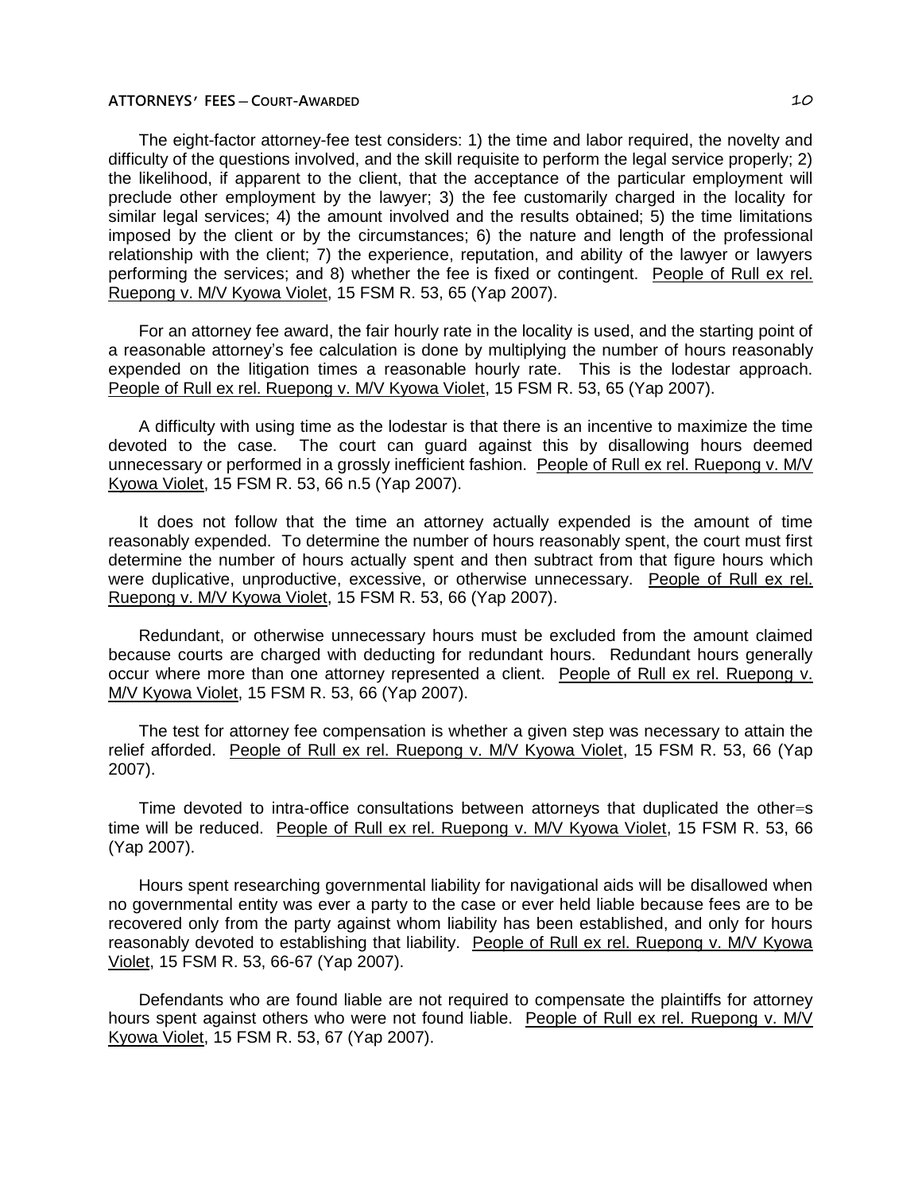The eight-factor attorney-fee test considers: 1) the time and labor required, the novelty and difficulty of the questions involved, and the skill requisite to perform the legal service properly; 2) the likelihood, if apparent to the client, that the acceptance of the particular employment will preclude other employment by the lawyer; 3) the fee customarily charged in the locality for similar legal services; 4) the amount involved and the results obtained; 5) the time limitations imposed by the client or by the circumstances; 6) the nature and length of the professional relationship with the client; 7) the experience, reputation, and ability of the lawyer or lawyers performing the services; and 8) whether the fee is fixed or contingent. People of Rull ex rel. Ruepong v. M/V Kyowa Violet, 15 FSM R. 53, 65 (Yap 2007).

For an attorney fee award, the fair hourly rate in the locality is used, and the starting point of a reasonable attorney's fee calculation is done by multiplying the number of hours reasonably expended on the litigation times a reasonable hourly rate. This is the lodestar approach. People of Rull ex rel. Ruepong v. M/V Kyowa Violet, 15 FSM R. 53, 65 (Yap 2007).

A difficulty with using time as the lodestar is that there is an incentive to maximize the time devoted to the case. The court can guard against this by disallowing hours deemed unnecessary or performed in a grossly inefficient fashion. People of Rull ex rel. Ruepong v. M/V Kyowa Violet, 15 FSM R. 53, 66 n.5 (Yap 2007).

It does not follow that the time an attorney actually expended is the amount of time reasonably expended. To determine the number of hours reasonably spent, the court must first determine the number of hours actually spent and then subtract from that figure hours which were duplicative, unproductive, excessive, or otherwise unnecessary. People of Rull ex rel. Ruepong v. M/V Kyowa Violet, 15 FSM R. 53, 66 (Yap 2007).

Redundant, or otherwise unnecessary hours must be excluded from the amount claimed because courts are charged with deducting for redundant hours. Redundant hours generally occur where more than one attorney represented a client. People of Rull ex rel. Ruepong v. M/V Kyowa Violet, 15 FSM R. 53, 66 (Yap 2007).

The test for attorney fee compensation is whether a given step was necessary to attain the relief afforded. People of Rull ex rel. Ruepong v. M/V Kyowa Violet, 15 FSM R. 53, 66 (Yap 2007).

Time devoted to intra-office consultations between attorneys that duplicated the other=s time will be reduced. People of Rull ex rel. Ruepong v. M/V Kyowa Violet, 15 FSM R. 53, 66 (Yap 2007).

Hours spent researching governmental liability for navigational aids will be disallowed when no governmental entity was ever a party to the case or ever held liable because fees are to be recovered only from the party against whom liability has been established, and only for hours reasonably devoted to establishing that liability. People of Rull ex rel. Ruepong v. M/V Kyowa Violet, 15 FSM R. 53, 66-67 (Yap 2007).

Defendants who are found liable are not required to compensate the plaintiffs for attorney hours spent against others who were not found liable. People of Rull ex rel. Ruepong v. M/V Kyowa Violet, 15 FSM R. 53, 67 (Yap 2007).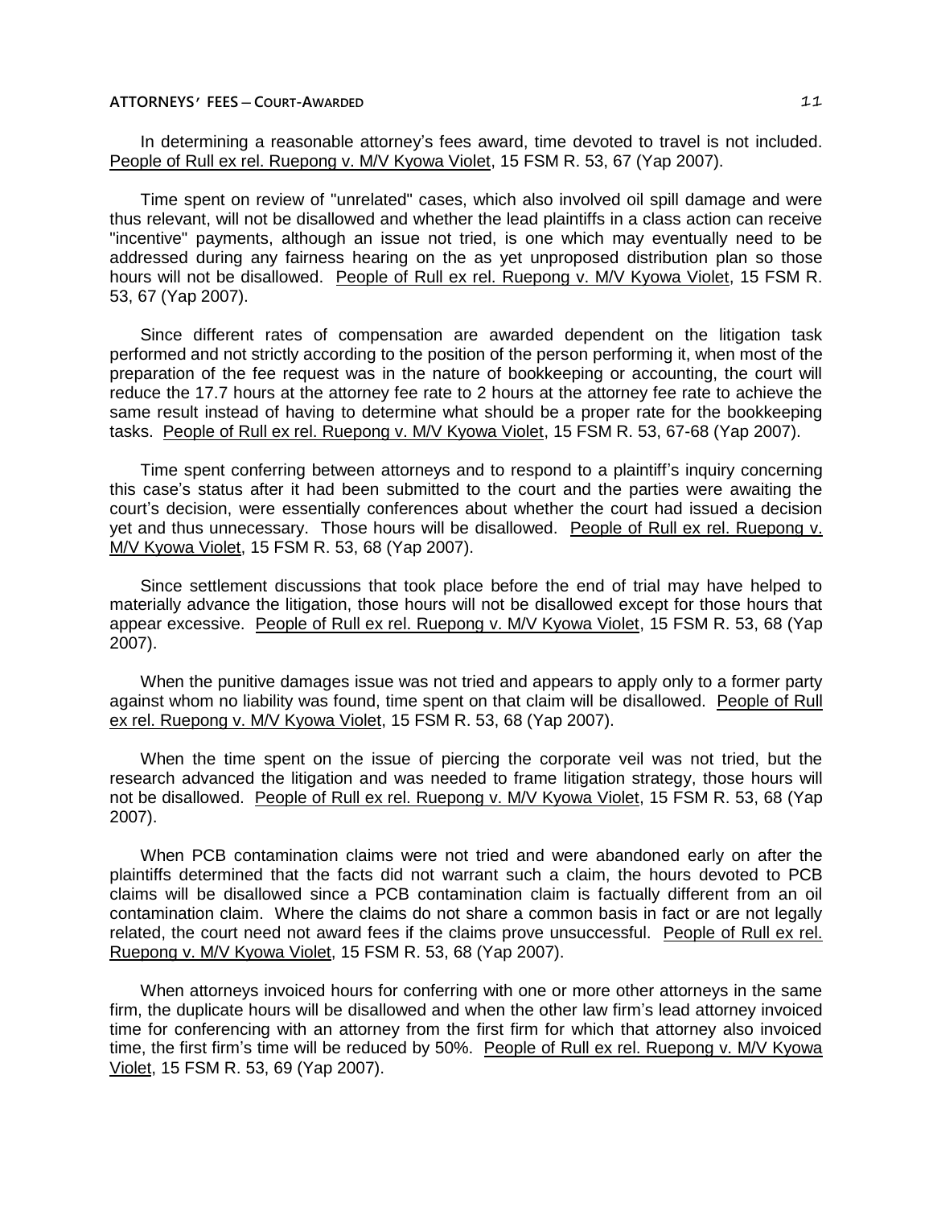In determining a reasonable attorney's fees award, time devoted to travel is not included. People of Rull ex rel. Ruepong v. M/V Kyowa Violet, 15 FSM R. 53, 67 (Yap 2007).

Time spent on review of "unrelated" cases, which also involved oil spill damage and were thus relevant, will not be disallowed and whether the lead plaintiffs in a class action can receive "incentive" payments, although an issue not tried, is one which may eventually need to be addressed during any fairness hearing on the as yet unproposed distribution plan so those hours will not be disallowed. People of Rull ex rel. Ruepong v. M/V Kyowa Violet, 15 FSM R. 53, 67 (Yap 2007).

Since different rates of compensation are awarded dependent on the litigation task performed and not strictly according to the position of the person performing it, when most of the preparation of the fee request was in the nature of bookkeeping or accounting, the court will reduce the 17.7 hours at the attorney fee rate to 2 hours at the attorney fee rate to achieve the same result instead of having to determine what should be a proper rate for the bookkeeping tasks. People of Rull ex rel. Ruepong v. M/V Kyowa Violet, 15 FSM R. 53, 67-68 (Yap 2007).

Time spent conferring between attorneys and to respond to a plaintiff's inquiry concerning this case's status after it had been submitted to the court and the parties were awaiting the court's decision, were essentially conferences about whether the court had issued a decision yet and thus unnecessary. Those hours will be disallowed. People of Rull ex rel. Ruepong v. M/V Kyowa Violet, 15 FSM R. 53, 68 (Yap 2007).

Since settlement discussions that took place before the end of trial may have helped to materially advance the litigation, those hours will not be disallowed except for those hours that appear excessive. People of Rull ex rel. Ruepong v. M/V Kyowa Violet, 15 FSM R. 53, 68 (Yap 2007).

When the punitive damages issue was not tried and appears to apply only to a former party against whom no liability was found, time spent on that claim will be disallowed. People of Rull ex rel. Ruepong v. M/V Kyowa Violet, 15 FSM R. 53, 68 (Yap 2007).

When the time spent on the issue of piercing the corporate veil was not tried, but the research advanced the litigation and was needed to frame litigation strategy, those hours will not be disallowed. People of Rull ex rel. Ruepong v. M/V Kyowa Violet, 15 FSM R. 53, 68 (Yap 2007).

When PCB contamination claims were not tried and were abandoned early on after the plaintiffs determined that the facts did not warrant such a claim, the hours devoted to PCB claims will be disallowed since a PCB contamination claim is factually different from an oil contamination claim. Where the claims do not share a common basis in fact or are not legally related, the court need not award fees if the claims prove unsuccessful. People of Rull ex rel. Ruepong v. M/V Kyowa Violet, 15 FSM R. 53, 68 (Yap 2007).

When attorneys invoiced hours for conferring with one or more other attorneys in the same firm, the duplicate hours will be disallowed and when the other law firm's lead attorney invoiced time for conferencing with an attorney from the first firm for which that attorney also invoiced time, the first firm's time will be reduced by 50%. People of Rull ex rel. Ruepong v. M/V Kyowa Violet, 15 FSM R. 53, 69 (Yap 2007).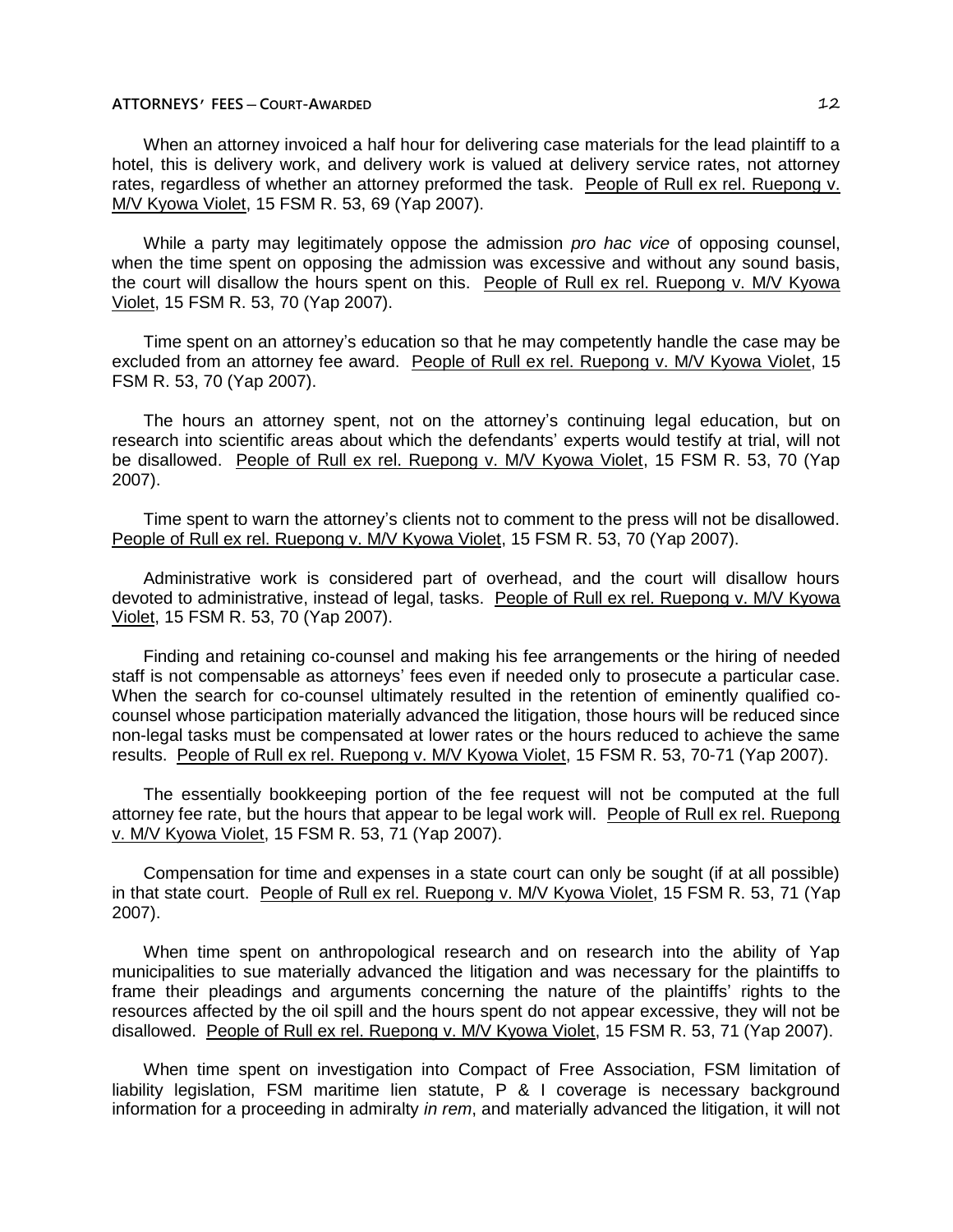When an attorney invoiced a half hour for delivering case materials for the lead plaintiff to a hotel, this is delivery work, and delivery work is valued at delivery service rates, not attorney rates, regardless of whether an attorney preformed the task. People of Rull ex rel. Ruepong v. M/V Kyowa Violet, 15 FSM R. 53, 69 (Yap 2007).

While a party may legitimately oppose the admission *pro hac vice* of opposing counsel, when the time spent on opposing the admission was excessive and without any sound basis, the court will disallow the hours spent on this. People of Rull ex rel. Ruepong v. M/V Kyowa Violet, 15 FSM R. 53, 70 (Yap 2007).

Time spent on an attorney's education so that he may competently handle the case may be excluded from an attorney fee award. People of Rull ex rel. Ruepong v. M/V Kyowa Violet, 15 FSM R. 53, 70 (Yap 2007).

The hours an attorney spent, not on the attorney's continuing legal education, but on research into scientific areas about which the defendants' experts would testify at trial, will not be disallowed. People of Rull ex rel. Ruepong v. M/V Kyowa Violet, 15 FSM R. 53, 70 (Yap 2007).

Time spent to warn the attorney's clients not to comment to the press will not be disallowed. People of Rull ex rel. Ruepong v. M/V Kyowa Violet, 15 FSM R. 53, 70 (Yap 2007).

Administrative work is considered part of overhead, and the court will disallow hours devoted to administrative, instead of legal, tasks. People of Rull ex rel. Ruepong v. M/V Kyowa Violet, 15 FSM R. 53, 70 (Yap 2007).

Finding and retaining co-counsel and making his fee arrangements or the hiring of needed staff is not compensable as attorneys' fees even if needed only to prosecute a particular case. When the search for co-counsel ultimately resulted in the retention of eminently qualified co-counsel whose participation materially advanced the litigation, those hours will be reduced since non-legal tasks must be compensated at lower rates or the hours reduced to achieve the same results. People of Rull ex rel. Ruepong v. M/V Kyowa Violet, 15 FSM R. 53, 70-71 (Yap 2007).

The essentially bookkeeping portion of the fee request will not be computed at the full attorney fee rate, but the hours that appear to be legal work will. People of Rull ex rel. Ruepong v. M/V Kyowa Violet, 15 FSM R. 53, 71 (Yap 2007).

Compensation for time and expenses in a state court can only be sought (if at all possible) in that state court. People of Rull ex rel. Ruepong v. M/V Kyowa Violet, 15 FSM R. 53, 71 (Yap 2007).

When time spent on anthropological research and on research into the ability of Yap municipalities to sue materially advanced the litigation and was necessary for the plaintiffs to frame their pleadings and arguments concerning the nature of the plaintiffs' rights to the resources affected by the oil spill and the hours spent do not appear excessive, they will not be disallowed. People of Rull ex rel. Ruepong v. M/V Kyowa Violet, 15 FSM R. 53, 71 (Yap 2007).

When time spent on investigation into Compact of Free Association, FSM limitation of liability legislation, FSM maritime lien statute, P & I coverage is necessary background information for a proceeding in admiralty *in rem*, and materially advanced the litigation, it will not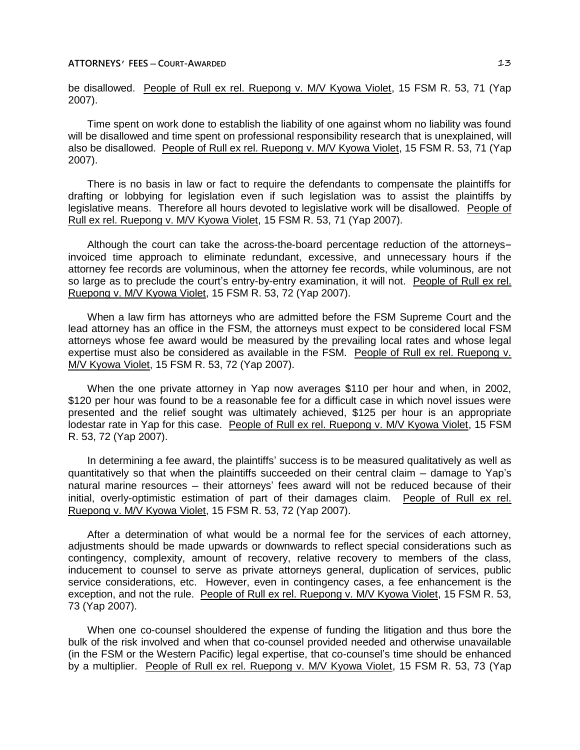be disallowed. People of Rull ex rel. Ruepong v. M/V Kyowa Violet, 15 FSM R. 53, 71 (Yap 2007).

Time spent on work done to establish the liability of one against whom no liability was found will be disallowed and time spent on professional responsibility research that is unexplained, will also be disallowed. People of Rull ex rel. Ruepong v. M/V Kyowa Violet, 15 FSM R. 53, 71 (Yap 2007).

There is no basis in law or fact to require the defendants to compensate the plaintiffs for drafting or lobbying for legislation even if such legislation was to assist the plaintiffs by legislative means. Therefore all hours devoted to legislative work will be disallowed. People of Rull ex rel. Ruepong v. M/V Kyowa Violet, 15 FSM R. 53, 71 (Yap 2007).

Although the court can take the across-the-board percentage reduction of the attorneys= invoiced time approach to eliminate redundant, excessive, and unnecessary hours if the attorney fee records are voluminous, when the attorney fee records, while voluminous, are not so large as to preclude the court's entry-by-entry examination, it will not. People of Rull ex rel. Ruepong v. M/V Kyowa Violet, 15 FSM R. 53, 72 (Yap 2007).

When a law firm has attorneys who are admitted before the FSM Supreme Court and the lead attorney has an office in the FSM, the attorneys must expect to be considered local FSM attorneys whose fee award would be measured by the prevailing local rates and whose legal expertise must also be considered as available in the FSM. People of Rull ex rel. Ruepong v. M/V Kyowa Violet, 15 FSM R. 53, 72 (Yap 2007).

When the one private attorney in Yap now averages $110 per hour and when, in 2002, $120 per hour was found to be a reasonable fee for a difficult case in which novel issues were presented and the relief sought was ultimately achieved, $125 per hour is an appropriate lodestar rate in Yap for this case. People of Rull ex rel. Ruepong v. M/V Kyowa Violet, 15 FSM R. 53, 72 (Yap 2007).

In determining a fee award, the plaintiffs' success is to be measured qualitatively as well as quantitatively so that when the plaintiffs succeeded on their central claim – damage to Yap's natural marine resources – their attorneys' fees award will not be reduced because of their initial, overly-optimistic estimation of part of their damages claim. People of Rull ex rel. Ruepong v. M/V Kyowa Violet, 15 FSM R. 53, 72 (Yap 2007).

After a determination of what would be a normal fee for the services of each attorney, adjustments should be made upwards or downwards to reflect special considerations such as contingency, complexity, amount of recovery, relative recovery to members of the class, inducement to counsel to serve as private attorneys general, duplication of services, public service considerations, etc. However, even in contingency cases, a fee enhancement is the exception, and not the rule. People of Rull ex rel. Ruepong v. M/V Kyowa Violet, 15 FSM R. 53, 73 (Yap 2007).

When one co-counsel shouldered the expense of funding the litigation and thus bore the bulk of the risk involved and when that co-counsel provided needed and otherwise unavailable (in the FSM or the Western Pacific) legal expertise, that co-counsel's time should be enhanced by a multiplier. People of Rull ex rel. Ruepong v. M/V Kyowa Violet, 15 FSM R. 53, 73 (Yap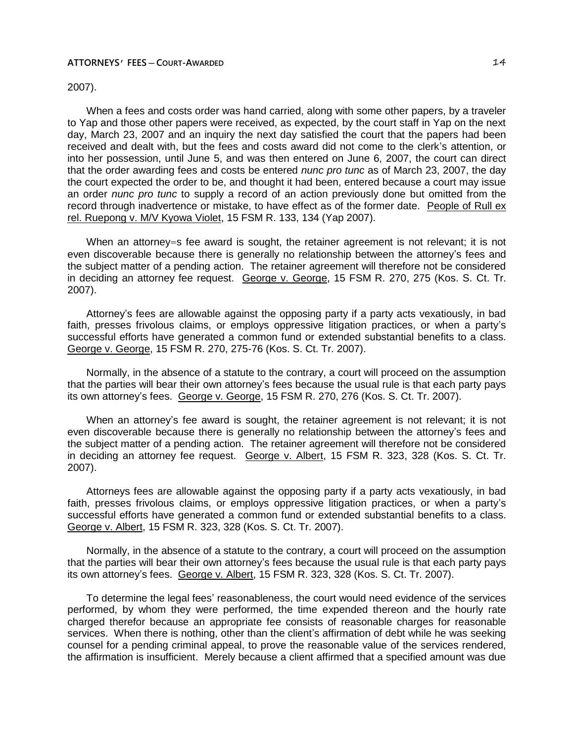2007).

When a fees and costs order was hand carried, along with some other papers, by a traveler to Yap and those other papers were received, as expected, by the court staff in Yap on the next day, March 23, 2007 and an inquiry the next day satisfied the court that the papers had been received and dealt with, but the fees and costs award did not come to the clerk's attention, or into her possession, until June 5, and was then entered on June 6, 2007, the court can direct that the order awarding fees and costs be entered *nunc pro tunc* as of March 23, 2007, the day the court expected the order to be, and thought it had been, entered because a court may issue an order *nunc pro tunc* to supply a record of an action previously done but omitted from the record through inadvertence or mistake, to have effect as of the former date. People of Rull ex rel. Ruepong v. M/V Kyowa Violet, 15 FSM R. 133, 134 (Yap 2007).

When an attorney=s fee award is sought, the retainer agreement is not relevant; it is not even discoverable because there is generally no relationship between the attorney's fees and the subject matter of a pending action. The retainer agreement will therefore not be considered in deciding an attorney fee request. George v. George, 15 FSM R. 270, 275 (Kos. S. Ct. Tr. 2007).

Attorney's fees are allowable against the opposing party if a party acts vexatiously, in bad faith, presses frivolous claims, or employs oppressive litigation practices, or when a party's successful efforts have generated a common fund or extended substantial benefits to a class. George v. George, 15 FSM R. 270, 275-76 (Kos. S. Ct. Tr. 2007).

Normally, in the absence of a statute to the contrary, a court will proceed on the assumption that the parties will bear their own attorney's fees because the usual rule is that each party pays its own attorney's fees. George v. George, 15 FSM R. 270, 276 (Kos. S. Ct. Tr. 2007).

When an attorney's fee award is sought, the retainer agreement is not relevant; it is not even discoverable because there is generally no relationship between the attorney's fees and the subject matter of a pending action. The retainer agreement will therefore not be considered in deciding an attorney fee request. George v. Albert, 15 FSM R. 323, 328 (Kos. S. Ct. Tr. 2007).

Attorneys fees are allowable against the opposing party if a party acts vexatiously, in bad faith, presses frivolous claims, or employs oppressive litigation practices, or when a party's successful efforts have generated a common fund or extended substantial benefits to a class. George v. Albert, 15 FSM R. 323, 328 (Kos. S. Ct. Tr. 2007).

Normally, in the absence of a statute to the contrary, a court will proceed on the assumption that the parties will bear their own attorney's fees because the usual rule is that each party pays its own attorney's fees. George v. Albert, 15 FSM R. 323, 328 (Kos. S. Ct. Tr. 2007).

To determine the legal fees' reasonableness, the court would need evidence of the services performed, by whom they were performed, the time expended thereon and the hourly rate charged therefor because an appropriate fee consists of reasonable charges for reasonable services. When there is nothing, other than the client's affirmation of debt while he was seeking counsel for a pending criminal appeal, to prove the reasonable value of the services rendered, the affirmation is insufficient. Merely because a client affirmed that a specified amount was due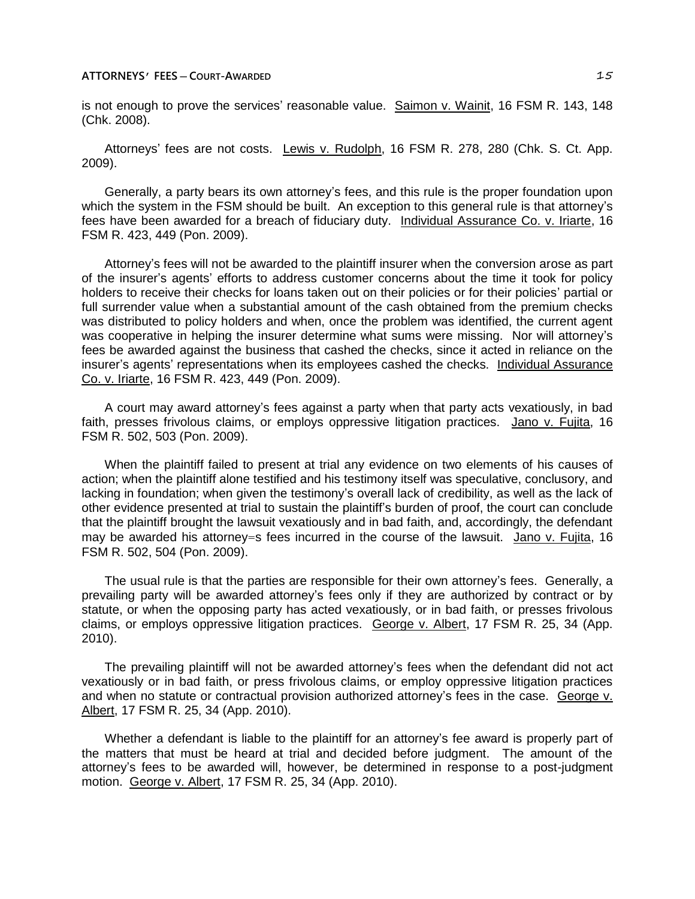is not enough to prove the services' reasonable value. Saimon v. Wainit, 16 FSM R. 143, 148 (Chk. 2008).

Attorneys' fees are not costs. Lewis v. Rudolph, 16 FSM R. 278, 280 (Chk. S. Ct. App. 2009).

Generally, a party bears its own attorney's fees, and this rule is the proper foundation upon which the system in the FSM should be built. An exception to this general rule is that attorney's fees have been awarded for a breach of fiduciary duty. Individual Assurance Co. v. Iriarte, 16 FSM R. 423, 449 (Pon. 2009).

Attorney's fees will not be awarded to the plaintiff insurer when the conversion arose as part of the insurer's agents' efforts to address customer concerns about the time it took for policy holders to receive their checks for loans taken out on their policies or for their policies' partial or full surrender value when a substantial amount of the cash obtained from the premium checks was distributed to policy holders and when, once the problem was identified, the current agent was cooperative in helping the insurer determine what sums were missing. Nor will attorney's fees be awarded against the business that cashed the checks, since it acted in reliance on the insurer's agents' representations when its employees cashed the checks. Individual Assurance Co. v. Iriarte, 16 FSM R. 423, 449 (Pon. 2009).

A court may award attorney's fees against a party when that party acts vexatiously, in bad faith, presses frivolous claims, or employs oppressive litigation practices. Jano v. Fujita, 16 FSM R. 502, 503 (Pon. 2009).

When the plaintiff failed to present at trial any evidence on two elements of his causes of action; when the plaintiff alone testified and his testimony itself was speculative, conclusory, and lacking in foundation; when given the testimony's overall lack of credibility, as well as the lack of other evidence presented at trial to sustain the plaintiff's burden of proof, the court can conclude that the plaintiff brought the lawsuit vexatiously and in bad faith, and, accordingly, the defendant may be awarded his attorney=s fees incurred in the course of the lawsuit. Jano v. Fujita, 16 FSM R. 502, 504 (Pon. 2009).

The usual rule is that the parties are responsible for their own attorney's fees. Generally, a prevailing party will be awarded attorney's fees only if they are authorized by contract or by statute, or when the opposing party has acted vexatiously, or in bad faith, or presses frivolous claims, or employs oppressive litigation practices. George v. Albert, 17 FSM R. 25, 34 (App. 2010).

The prevailing plaintiff will not be awarded attorney's fees when the defendant did not act vexatiously or in bad faith, or press frivolous claims, or employ oppressive litigation practices and when no statute or contractual provision authorized attorney's fees in the case. George v. Albert, 17 FSM R. 25, 34 (App. 2010).

Whether a defendant is liable to the plaintiff for an attorney's fee award is properly part of the matters that must be heard at trial and decided before judgment. The amount of the attorney's fees to be awarded will, however, be determined in response to a post-judgment motion. George v. Albert, 17 FSM R. 25, 34 (App. 2010).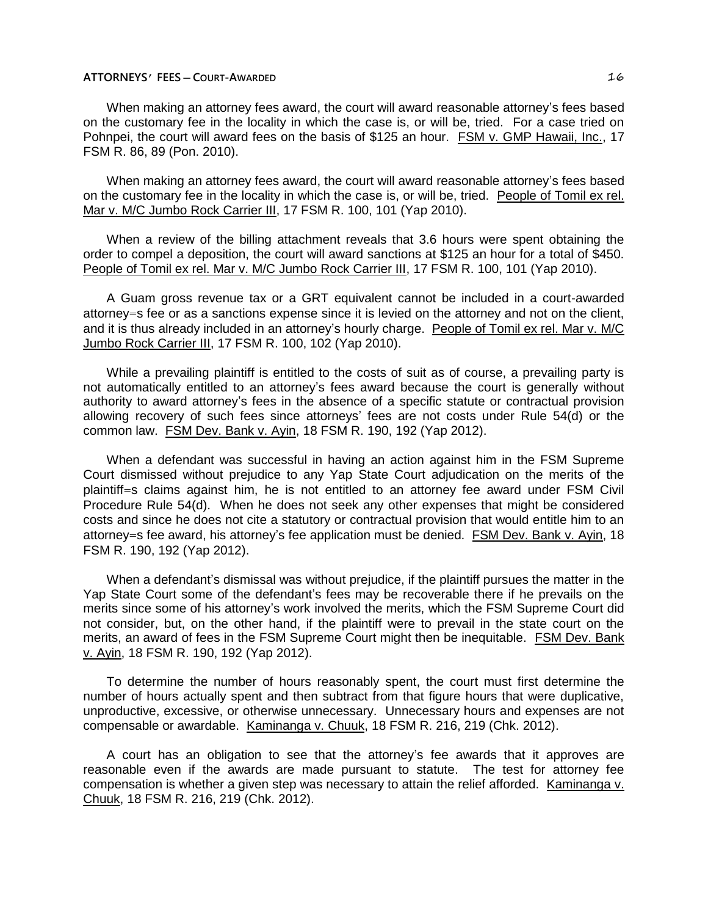When making an attorney fees award, the court will award reasonable attorney's fees based on the customary fee in the locality in which the case is, or will be, tried. For a case tried on Pohnpei, the court will award fees on the basis of $125 an hour. FSM v. GMP Hawaii, Inc., 17 FSM R. 86, 89 (Pon. 2010).

When making an attorney fees award, the court will award reasonable attorney's fees based on the customary fee in the locality in which the case is, or will be, tried. People of Tomil ex rel. Mar v. M/C Jumbo Rock Carrier III, 17 FSM R. 100, 101 (Yap 2010).

When a review of the billing attachment reveals that 3.6 hours were spent obtaining the order to compel a deposition, the court will award sanctions at $125 an hour for a total of $450. People of Tomil ex rel. Mar v. M/C Jumbo Rock Carrier III, 17 FSM R. 100, 101 (Yap 2010).

A Guam gross revenue tax or a GRT equivalent cannot be included in a court-awarded attorney=s fee or as a sanctions expense since it is levied on the attorney and not on the client, and it is thus already included in an attorney's hourly charge. People of Tomil ex rel. Mar v. M/C Jumbo Rock Carrier III, 17 FSM R. 100, 102 (Yap 2010).

While a prevailing plaintiff is entitled to the costs of suit as of course, a prevailing party is not automatically entitled to an attorney's fees award because the court is generally without authority to award attorney's fees in the absence of a specific statute or contractual provision allowing recovery of such fees since attorneys' fees are not costs under Rule 54(d) or the common law. FSM Dev. Bank v. Ayin, 18 FSM R. 190, 192 (Yap 2012).

When a defendant was successful in having an action against him in the FSM Supreme Court dismissed without prejudice to any Yap State Court adjudication on the merits of the plaintiff=s claims against him, he is not entitled to an attorney fee award under FSM Civil Procedure Rule 54(d). When he does not seek any other expenses that might be considered costs and since he does not cite a statutory or contractual provision that would entitle him to an attorney=s fee award, his attorney's fee application must be denied. FSM Dev. Bank v. Ayin, 18 FSM R. 190, 192 (Yap 2012).

When a defendant's dismissal was without prejudice, if the plaintiff pursues the matter in the Yap State Court some of the defendant's fees may be recoverable there if he prevails on the merits since some of his attorney's work involved the merits, which the FSM Supreme Court did not consider, but, on the other hand, if the plaintiff were to prevail in the state court on the merits, an award of fees in the FSM Supreme Court might then be inequitable. FSM Dev. Bank v. Ayin, 18 FSM R. 190, 192 (Yap 2012).

To determine the number of hours reasonably spent, the court must first determine the number of hours actually spent and then subtract from that figure hours that were duplicative, unproductive, excessive, or otherwise unnecessary. Unnecessary hours and expenses are not compensable or awardable. Kaminanga v. Chuuk, 18 FSM R. 216, 219 (Chk. 2012).

A court has an obligation to see that the attorney's fee awards that it approves are reasonable even if the awards are made pursuant to statute. The test for attorney fee compensation is whether a given step was necessary to attain the relief afforded. Kaminanga v. Chuuk, 18 FSM R. 216, 219 (Chk. 2012).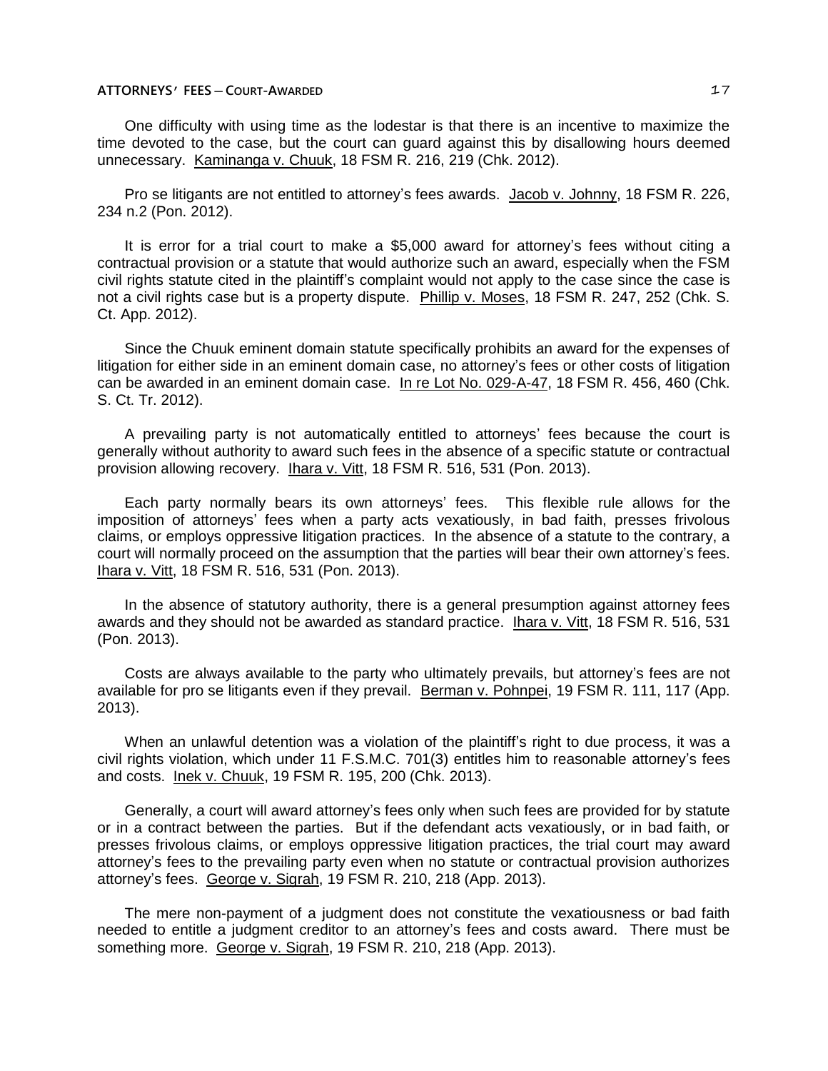One difficulty with using time as the lodestar is that there is an incentive to maximize the time devoted to the case, but the court can guard against this by disallowing hours deemed unnecessary. Kaminanga v. Chuuk, 18 FSM R. 216, 219 (Chk. 2012).

Pro se litigants are not entitled to attorney's fees awards. Jacob v. Johnny, 18 FSM R. 226, 234 n.2 (Pon. 2012).

It is error for a trial court to make a $5,000 award for attorney's fees without citing a contractual provision or a statute that would authorize such an award, especially when the FSM civil rights statute cited in the plaintiff's complaint would not apply to the case since the case is not a civil rights case but is a property dispute. Phillip v. Moses, 18 FSM R. 247, 252 (Chk. S. Ct. App. 2012).

Since the Chuuk eminent domain statute specifically prohibits an award for the expenses of litigation for either side in an eminent domain case, no attorney's fees or other costs of litigation can be awarded in an eminent domain case. In re Lot No. 029-A-47, 18 FSM R. 456, 460 (Chk. S. Ct. Tr. 2012).

A prevailing party is not automatically entitled to attorneys' fees because the court is generally without authority to award such fees in the absence of a specific statute or contractual provision allowing recovery. Ihara v. Vitt, 18 FSM R. 516, 531 (Pon. 2013).

Each party normally bears its own attorneys' fees. This flexible rule allows for the imposition of attorneys' fees when a party acts vexatiously, in bad faith, presses frivolous claims, or employs oppressive litigation practices. In the absence of a statute to the contrary, a court will normally proceed on the assumption that the parties will bear their own attorney's fees. Ihara v. Vitt, 18 FSM R. 516, 531 (Pon. 2013).

In the absence of statutory authority, there is a general presumption against attorney fees awards and they should not be awarded as standard practice. Ihara v. Vitt, 18 FSM R. 516, 531 (Pon. 2013).

Costs are always available to the party who ultimately prevails, but attorney's fees are not available for pro se litigants even if they prevail. Berman v. Pohnpei, 19 FSM R. 111, 117 (App. 2013).

When an unlawful detention was a violation of the plaintiff's right to due process, it was a civil rights violation, which under 11 F.S.M.C. 701(3) entitles him to reasonable attorney's fees and costs. Inek v. Chuuk, 19 FSM R. 195, 200 (Chk. 2013).

Generally, a court will award attorney's fees only when such fees are provided for by statute or in a contract between the parties. But if the defendant acts vexatiously, or in bad faith, or presses frivolous claims, or employs oppressive litigation practices, the trial court may award attorney's fees to the prevailing party even when no statute or contractual provision authorizes attorney's fees. George v. Sigrah, 19 FSM R. 210, 218 (App. 2013).

The mere non-payment of a judgment does not constitute the vexatiousness or bad faith needed to entitle a judgment creditor to an attorney's fees and costs award. There must be something more. George v. Sigrah, 19 FSM R. 210, 218 (App. 2013).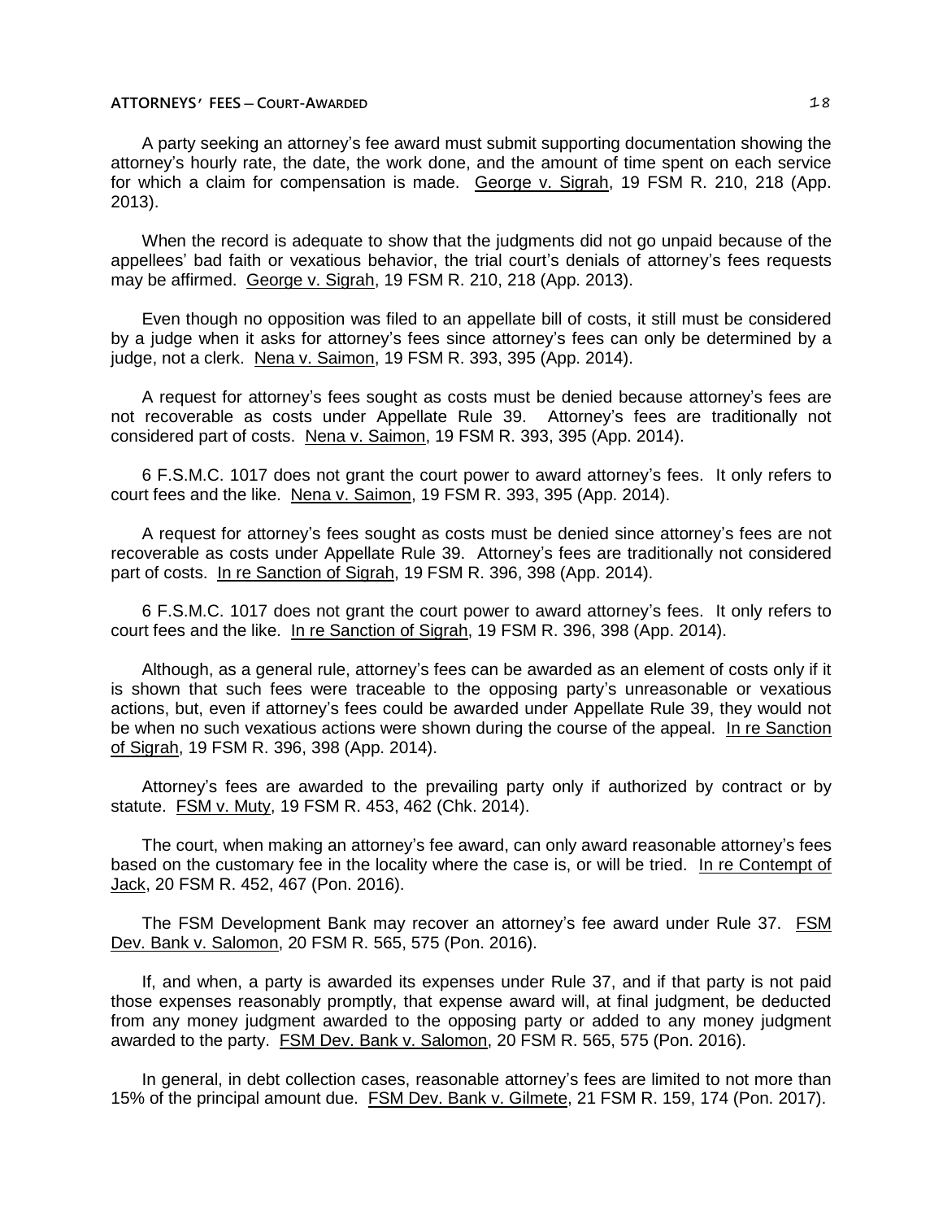A party seeking an attorney's fee award must submit supporting documentation showing the attorney's hourly rate, the date, the work done, and the amount of time spent on each service for which a claim for compensation is made. George v. Sigrah, 19 FSM R. 210, 218 (App. 2013).

When the record is adequate to show that the judgments did not go unpaid because of the appellees' bad faith or vexatious behavior, the trial court's denials of attorney's fees requests may be affirmed. George v. Sigrah, 19 FSM R. 210, 218 (App. 2013).

Even though no opposition was filed to an appellate bill of costs, it still must be considered by a judge when it asks for attorney's fees since attorney's fees can only be determined by a judge, not a clerk. Nena v. Saimon, 19 FSM R. 393, 395 (App. 2014).

A request for attorney's fees sought as costs must be denied because attorney's fees are not recoverable as costs under Appellate Rule 39. Attorney's fees are traditionally not considered part of costs. Nena v. Saimon, 19 FSM R. 393, 395 (App. 2014).

6 F.S.M.C. 1017 does not grant the court power to award attorney's fees. It only refers to court fees and the like. Nena v. Saimon, 19 FSM R. 393, 395 (App. 2014).

A request for attorney's fees sought as costs must be denied since attorney's fees are not recoverable as costs under Appellate Rule 39. Attorney's fees are traditionally not considered part of costs. In re Sanction of Sigrah, 19 FSM R. 396, 398 (App. 2014).

6 F.S.M.C. 1017 does not grant the court power to award attorney's fees. It only refers to court fees and the like. In re Sanction of Sigrah, 19 FSM R. 396, 398 (App. 2014).

Although, as a general rule, attorney's fees can be awarded as an element of costs only if it is shown that such fees were traceable to the opposing party's unreasonable or vexatious actions, but, even if attorney's fees could be awarded under Appellate Rule 39, they would not be when no such vexatious actions were shown during the course of the appeal. In re Sanction of Sigrah, 19 FSM R. 396, 398 (App. 2014).

Attorney's fees are awarded to the prevailing party only if authorized by contract or by statute. FSM v. Muty, 19 FSM R. 453, 462 (Chk. 2014).

The court, when making an attorney's fee award, can only award reasonable attorney's fees based on the customary fee in the locality where the case is, or will be tried. In re Contempt of Jack, 20 FSM R. 452, 467 (Pon. 2016).

The FSM Development Bank may recover an attorney's fee award under Rule 37. FSM Dev. Bank v. Salomon, 20 FSM R. 565, 575 (Pon. 2016).

If, and when, a party is awarded its expenses under Rule 37, and if that party is not paid those expenses reasonably promptly, that expense award will, at final judgment, be deducted from any money judgment awarded to the opposing party or added to any money judgment awarded to the party. FSM Dev. Bank v. Salomon, 20 FSM R. 565, 575 (Pon. 2016).

In general, in debt collection cases, reasonable attorney's fees are limited to not more than 15% of the principal amount due. FSM Dev. Bank v. Gilmete, 21 FSM R. 159, 174 (Pon. 2017).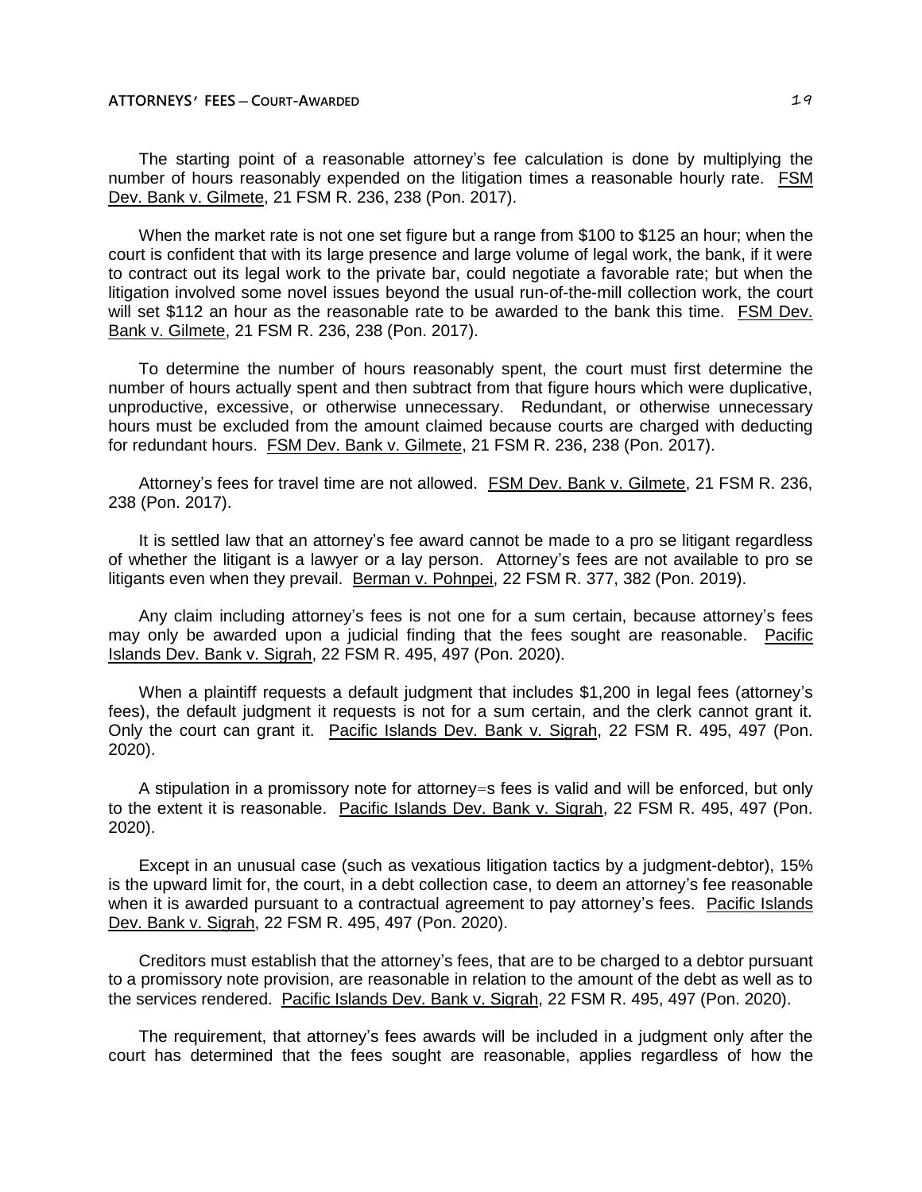The starting point of a reasonable attorney's fee calculation is done by multiplying the number of hours reasonably expended on the litigation times a reasonable hourly rate. FSM Dev. Bank v. Gilmete, 21 FSM R. 236, 238 (Pon. 2017).

When the market rate is not one set figure but a range from $100 to $125 an hour; when the court is confident that with its large presence and large volume of legal work, the bank, if it were to contract out its legal work to the private bar, could negotiate a favorable rate; but when the litigation involved some novel issues beyond the usual run-of-the-mill collection work, the court will set $112 an hour as the reasonable rate to be awarded to the bank this time. FSM Dev. Bank v. Gilmete, 21 FSM R. 236, 238 (Pon. 2017).

To determine the number of hours reasonably spent, the court must first determine the number of hours actually spent and then subtract from that figure hours which were duplicative, unproductive, excessive, or otherwise unnecessary. Redundant, or otherwise unnecessary hours must be excluded from the amount claimed because courts are charged with deducting for redundant hours. FSM Dev. Bank v. Gilmete, 21 FSM R. 236, 238 (Pon. 2017).

Attorney's fees for travel time are not allowed. FSM Dev. Bank v. Gilmete, 21 FSM R. 236, 238 (Pon. 2017).

It is settled law that an attorney's fee award cannot be made to a pro se litigant regardless of whether the litigant is a lawyer or a lay person. Attorney's fees are not available to pro se litigants even when they prevail. Berman v. Pohnpei, 22 FSM R. 377, 382 (Pon. 2019).

Any claim including attorney's fees is not one for a sum certain, because attorney's fees may only be awarded upon a judicial finding that the fees sought are reasonable. Pacific Islands Dev. Bank v. Sigrah, 22 FSM R. 495, 497 (Pon. 2020).

When a plaintiff requests a default judgment that includes $1,200 in legal fees (attorney's fees), the default judgment it requests is not for a sum certain, and the clerk cannot grant it. Only the court can grant it. Pacific Islands Dev. Bank v. Sigrah, 22 FSM R. 495, 497 (Pon. 2020).

A stipulation in a promissory note for attorney=s fees is valid and will be enforced, but only to the extent it is reasonable. Pacific Islands Dev. Bank v. Sigrah, 22 FSM R. 495, 497 (Pon. 2020).

Except in an unusual case (such as vexatious litigation tactics by a judgment-debtor), 15% is the upward limit for, the court, in a debt collection case, to deem an attorney's fee reasonable when it is awarded pursuant to a contractual agreement to pay attorney's fees. Pacific Islands Dev. Bank v. Sigrah, 22 FSM R. 495, 497 (Pon. 2020).

Creditors must establish that the attorney's fees, that are to be charged to a debtor pursuant to a promissory note provision, are reasonable in relation to the amount of the debt as well as to the services rendered. Pacific Islands Dev. Bank v. Sigrah, 22 FSM R. 495, 497 (Pon. 2020).

The requirement, that attorney's fees awards will be included in a judgment only after the court has determined that the fees sought are reasonable, applies regardless of how the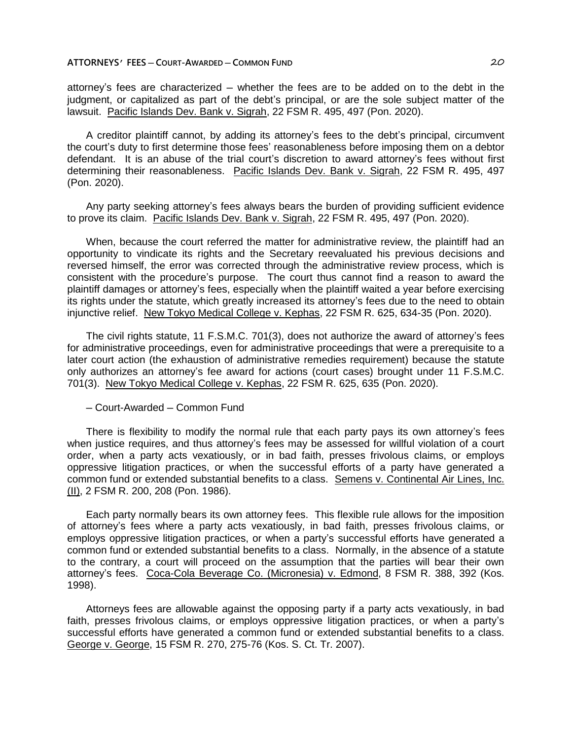attorney's fees are characterized – whether the fees are to be added on to the debt in the judgment, or capitalized as part of the debt's principal, or are the sole subject matter of the lawsuit. Pacific Islands Dev. Bank v. Sigrah, 22 FSM R. 495, 497 (Pon. 2020).

A creditor plaintiff cannot, by adding its attorney's fees to the debt's principal, circumvent the court's duty to first determine those fees' reasonableness before imposing them on a debtor defendant. It is an abuse of the trial court's discretion to award attorney's fees without first determining their reasonableness. Pacific Islands Dev. Bank v. Sigrah, 22 FSM R. 495, 497 (Pon. 2020).

Any party seeking attorney's fees always bears the burden of providing sufficient evidence to prove its claim. Pacific Islands Dev. Bank v. Sigrah, 22 FSM R. 495, 497 (Pon. 2020).

When, because the court referred the matter for administrative review, the plaintiff had an opportunity to vindicate its rights and the Secretary reevaluated his previous decisions and reversed himself, the error was corrected through the administrative review process, which is consistent with the procedure's purpose. The court thus cannot find a reason to award the plaintiff damages or attorney's fees, especially when the plaintiff waited a year before exercising its rights under the statute, which greatly increased its attorney's fees due to the need to obtain injunctive relief. New Tokyo Medical College v. Kephas, 22 FSM R. 625, 634-35 (Pon. 2020).

The civil rights statute, 11 F.S.M.C. 701(3), does not authorize the award of attorney's fees for administrative proceedings, even for administrative proceedings that were a prerequisite to a later court action (the exhaustion of administrative remedies requirement) because the statute only authorizes an attorney's fee award for actions (court cases) brought under 11 F.S.M.C. 701(3). New Tokyo Medical College v. Kephas, 22 FSM R. 625, 635 (Pon. 2020).

– Court-Awarded – Common Fund

There is flexibility to modify the normal rule that each party pays its own attorney's fees when justice requires, and thus attorney's fees may be assessed for willful violation of a court order, when a party acts vexatiously, or in bad faith, presses frivolous claims, or employs oppressive litigation practices, or when the successful efforts of a party have generated a common fund or extended substantial benefits to a class. Semens v. Continental Air Lines, Inc. (II), 2 FSM R. 200, 208 (Pon. 1986).

Each party normally bears its own attorney fees. This flexible rule allows for the imposition of attorney's fees where a party acts vexatiously, in bad faith, presses frivolous claims, or employs oppressive litigation practices, or when a party's successful efforts have generated a common fund or extended substantial benefits to a class. Normally, in the absence of a statute to the contrary, a court will proceed on the assumption that the parties will bear their own attorney's fees. Coca-Cola Beverage Co. (Micronesia) v. Edmond, 8 FSM R. 388, 392 (Kos. 1998).

Attorneys fees are allowable against the opposing party if a party acts vexatiously, in bad faith, presses frivolous claims, or employs oppressive litigation practices, or when a party's successful efforts have generated a common fund or extended substantial benefits to a class. George v. George, 15 FSM R. 270, 275-76 (Kos. S. Ct. Tr. 2007).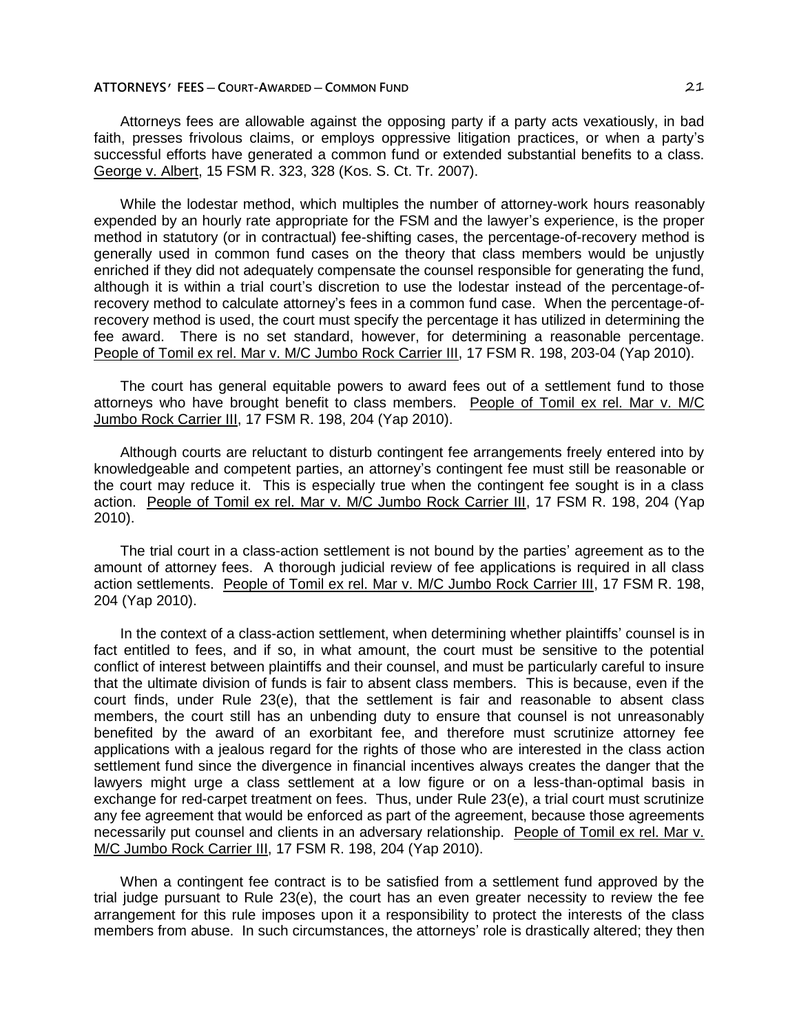Attorneys fees are allowable against the opposing party if a party acts vexatiously, in bad faith, presses frivolous claims, or employs oppressive litigation practices, or when a party's successful efforts have generated a common fund or extended substantial benefits to a class. George v. Albert, 15 FSM R. 323, 328 (Kos. S. Ct. Tr. 2007).

While the lodestar method, which multiples the number of attorney-work hours reasonably expended by an hourly rate appropriate for the FSM and the lawyer's experience, is the proper method in statutory (or in contractual) fee-shifting cases, the percentage-of-recovery method is generally used in common fund cases on the theory that class members would be unjustly enriched if they did not adequately compensate the counsel responsible for generating the fund, although it is within a trial court's discretion to use the lodestar instead of the percentage-of-recovery method to calculate attorney's fees in a common fund case. When the percentage-of-recovery method is used, the court must specify the percentage it has utilized in determining the fee award. There is no set standard, however, for determining a reasonable percentage. People of Tomil ex rel. Mar v. M/C Jumbo Rock Carrier III, 17 FSM R. 198, 203-04 (Yap 2010).

The court has general equitable powers to award fees out of a settlement fund to those attorneys who have brought benefit to class members. People of Tomil ex rel. Mar v. M/C Jumbo Rock Carrier III, 17 FSM R. 198, 204 (Yap 2010).

Although courts are reluctant to disturb contingent fee arrangements freely entered into by knowledgeable and competent parties, an attorney's contingent fee must still be reasonable or the court may reduce it. This is especially true when the contingent fee sought is in a class action. People of Tomil ex rel. Mar v. M/C Jumbo Rock Carrier III, 17 FSM R. 198, 204 (Yap 2010).

The trial court in a class-action settlement is not bound by the parties' agreement as to the amount of attorney fees. A thorough judicial review of fee applications is required in all class action settlements. People of Tomil ex rel. Mar v. M/C Jumbo Rock Carrier III, 17 FSM R. 198, 204 (Yap 2010).

In the context of a class-action settlement, when determining whether plaintiffs' counsel is in fact entitled to fees, and if so, in what amount, the court must be sensitive to the potential conflict of interest between plaintiffs and their counsel, and must be particularly careful to insure that the ultimate division of funds is fair to absent class members. This is because, even if the court finds, under Rule 23(e), that the settlement is fair and reasonable to absent class members, the court still has an unbending duty to ensure that counsel is not unreasonably benefited by the award of an exorbitant fee, and therefore must scrutinize attorney fee applications with a jealous regard for the rights of those who are interested in the class action settlement fund since the divergence in financial incentives always creates the danger that the lawyers might urge a class settlement at a low figure or on a less-than-optimal basis in exchange for red-carpet treatment on fees. Thus, under Rule 23(e), a trial court must scrutinize any fee agreement that would be enforced as part of the agreement, because those agreements necessarily put counsel and clients in an adversary relationship. People of Tomil ex rel. Mar v. M/C Jumbo Rock Carrier III, 17 FSM R. 198, 204 (Yap 2010).

When a contingent fee contract is to be satisfied from a settlement fund approved by the trial judge pursuant to Rule 23(e), the court has an even greater necessity to review the fee arrangement for this rule imposes upon it a responsibility to protect the interests of the class members from abuse. In such circumstances, the attorneys' role is drastically altered; they then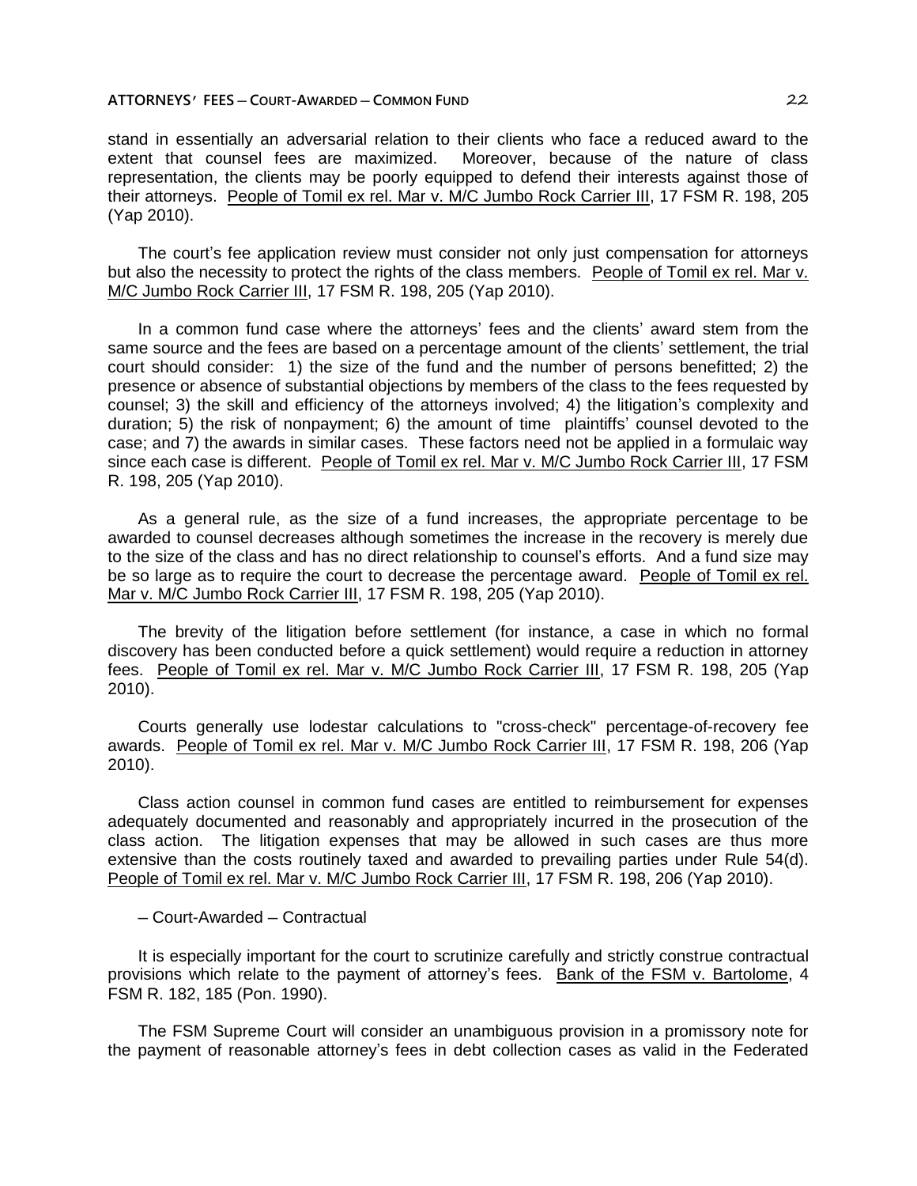stand in essentially an adversarial relation to their clients who face a reduced award to the extent that counsel fees are maximized. Moreover, because of the nature of class representation, the clients may be poorly equipped to defend their interests against those of their attorneys. People of Tomil ex rel. Mar v. M/C Jumbo Rock Carrier III, 17 FSM R. 198, 205 (Yap 2010).

The court's fee application review must consider not only just compensation for attorneys but also the necessity to protect the rights of the class members. People of Tomil ex rel. Mar v. M/C Jumbo Rock Carrier III, 17 FSM R. 198, 205 (Yap 2010).

In a common fund case where the attorneys' fees and the clients' award stem from the same source and the fees are based on a percentage amount of the clients' settlement, the trial court should consider: 1) the size of the fund and the number of persons benefitted; 2) the presence or absence of substantial objections by members of the class to the fees requested by counsel; 3) the skill and efficiency of the attorneys involved; 4) the litigation's complexity and duration; 5) the risk of nonpayment; 6) the amount of time plaintiffs' counsel devoted to the case; and 7) the awards in similar cases. These factors need not be applied in a formulaic way since each case is different. People of Tomil ex rel. Mar v. M/C Jumbo Rock Carrier III, 17 FSM R. 198, 205 (Yap 2010).

As a general rule, as the size of a fund increases, the appropriate percentage to be awarded to counsel decreases although sometimes the increase in the recovery is merely due to the size of the class and has no direct relationship to counsel's efforts. And a fund size may be so large as to require the court to decrease the percentage award. People of Tomil ex rel. Mar v. M/C Jumbo Rock Carrier III, 17 FSM R. 198, 205 (Yap 2010).

The brevity of the litigation before settlement (for instance, a case in which no formal discovery has been conducted before a quick settlement) would require a reduction in attorney fees. People of Tomil ex rel. Mar v. M/C Jumbo Rock Carrier III, 17 FSM R. 198, 205 (Yap 2010).

Courts generally use lodestar calculations to "cross-check" percentage-of-recovery fee awards. People of Tomil ex rel. Mar v. M/C Jumbo Rock Carrier III, 17 FSM R. 198, 206 (Yap 2010).

Class action counsel in common fund cases are entitled to reimbursement for expenses adequately documented and reasonably and appropriately incurred in the prosecution of the class action. The litigation expenses that may be allowed in such cases are thus more extensive than the costs routinely taxed and awarded to prevailing parties under Rule 54(d). People of Tomil ex rel. Mar v. M/C Jumbo Rock Carrier III, 17 FSM R. 198, 206 (Yap 2010).

– Court-Awarded – Contractual

It is especially important for the court to scrutinize carefully and strictly construe contractual provisions which relate to the payment of attorney's fees. Bank of the FSM v. Bartolome, 4 FSM R. 182, 185 (Pon. 1990).

The FSM Supreme Court will consider an unambiguous provision in a promissory note for the payment of reasonable attorney's fees in debt collection cases as valid in the Federated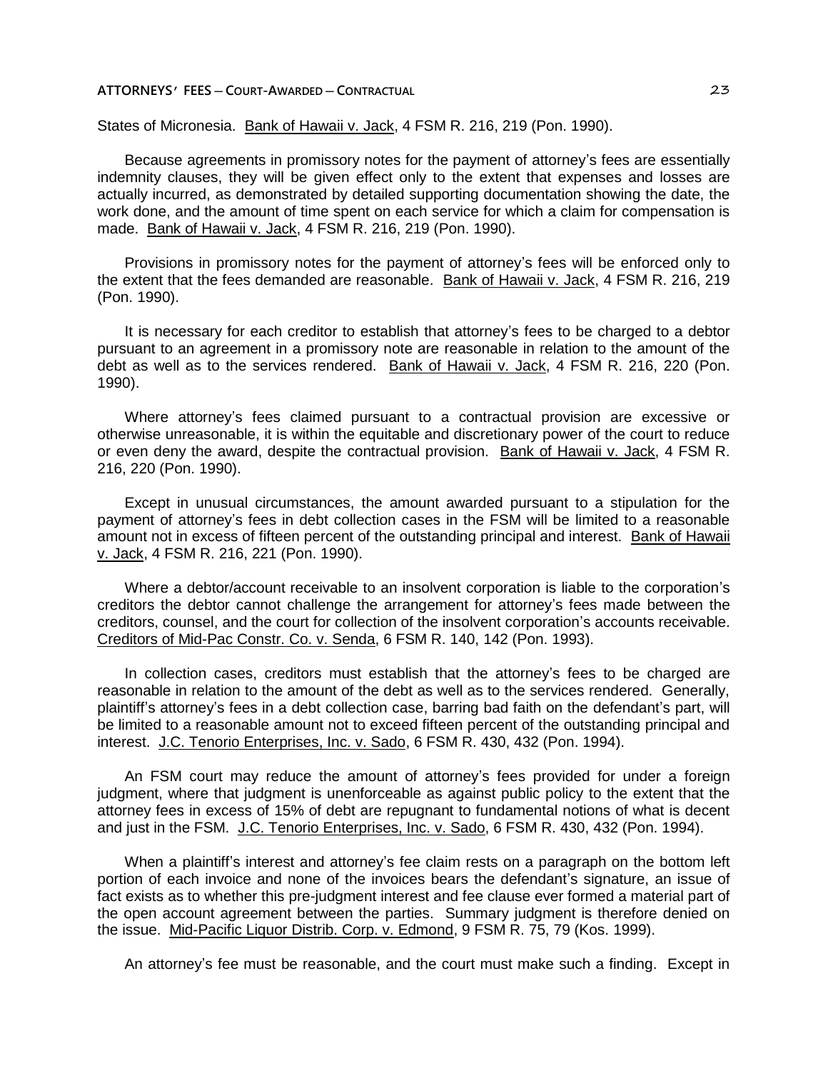States of Micronesia. Bank of Hawaii v. Jack, 4 FSM R. 216, 219 (Pon. 1990).

Because agreements in promissory notes for the payment of attorney's fees are essentially indemnity clauses, they will be given effect only to the extent that expenses and losses are actually incurred, as demonstrated by detailed supporting documentation showing the date, the work done, and the amount of time spent on each service for which a claim for compensation is made. Bank of Hawaii v. Jack, 4 FSM R. 216, 219 (Pon. 1990).

Provisions in promissory notes for the payment of attorney's fees will be enforced only to the extent that the fees demanded are reasonable. Bank of Hawaii v. Jack, 4 FSM R. 216, 219 (Pon. 1990).

It is necessary for each creditor to establish that attorney's fees to be charged to a debtor pursuant to an agreement in a promissory note are reasonable in relation to the amount of the debt as well as to the services rendered. Bank of Hawaii v. Jack, 4 FSM R. 216, 220 (Pon. 1990).

Where attorney's fees claimed pursuant to a contractual provision are excessive or otherwise unreasonable, it is within the equitable and discretionary power of the court to reduce or even deny the award, despite the contractual provision. Bank of Hawaii v. Jack, 4 FSM R. 216, 220 (Pon. 1990).

Except in unusual circumstances, the amount awarded pursuant to a stipulation for the payment of attorney's fees in debt collection cases in the FSM will be limited to a reasonable amount not in excess of fifteen percent of the outstanding principal and interest. Bank of Hawaii v. Jack, 4 FSM R. 216, 221 (Pon. 1990).

Where a debtor/account receivable to an insolvent corporation is liable to the corporation's creditors the debtor cannot challenge the arrangement for attorney's fees made between the creditors, counsel, and the court for collection of the insolvent corporation's accounts receivable. Creditors of Mid-Pac Constr. Co. v. Senda, 6 FSM R. 140, 142 (Pon. 1993).

In collection cases, creditors must establish that the attorney's fees to be charged are reasonable in relation to the amount of the debt as well as to the services rendered. Generally, plaintiff's attorney's fees in a debt collection case, barring bad faith on the defendant's part, will be limited to a reasonable amount not to exceed fifteen percent of the outstanding principal and interest. J.C. Tenorio Enterprises, Inc. v. Sado, 6 FSM R. 430, 432 (Pon. 1994).

An FSM court may reduce the amount of attorney's fees provided for under a foreign judgment, where that judgment is unenforceable as against public policy to the extent that the attorney fees in excess of 15% of debt are repugnant to fundamental notions of what is decent and just in the FSM. J.C. Tenorio Enterprises, Inc. v. Sado, 6 FSM R. 430, 432 (Pon. 1994).

When a plaintiff's interest and attorney's fee claim rests on a paragraph on the bottom left portion of each invoice and none of the invoices bears the defendant's signature, an issue of fact exists as to whether this pre-judgment interest and fee clause ever formed a material part of the open account agreement between the parties. Summary judgment is therefore denied on the issue. Mid-Pacific Liquor Distrib. Corp. v. Edmond, 9 FSM R. 75, 79 (Kos. 1999).

An attorney's fee must be reasonable, and the court must make such a finding. Except in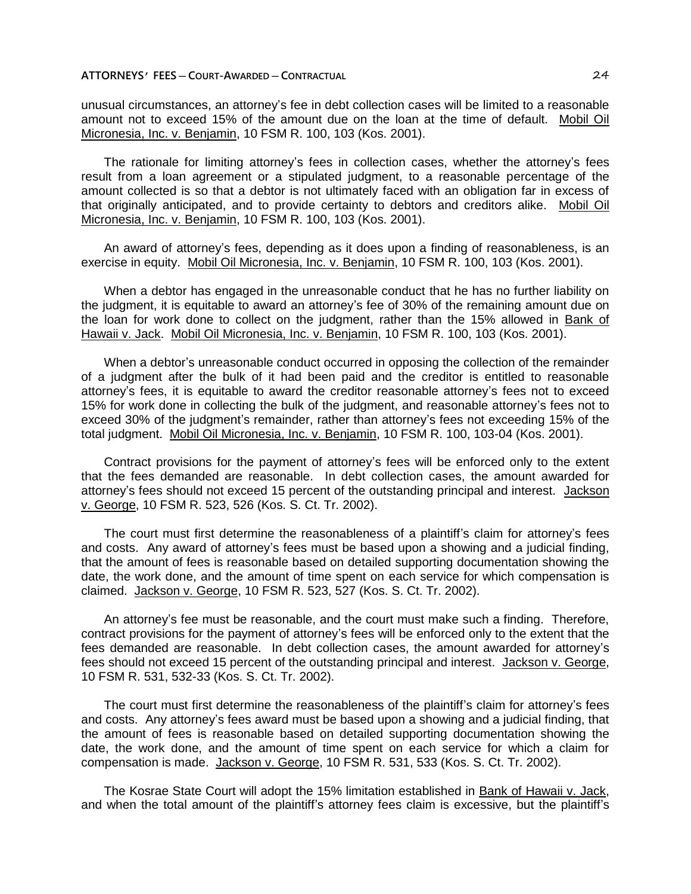unusual circumstances, an attorney's fee in debt collection cases will be limited to a reasonable amount not to exceed 15% of the amount due on the loan at the time of default. Mobil Oil Micronesia, Inc. v. Benjamin, 10 FSM R. 100, 103 (Kos. 2001).

The rationale for limiting attorney's fees in collection cases, whether the attorney's fees result from a loan agreement or a stipulated judgment, to a reasonable percentage of the amount collected is so that a debtor is not ultimately faced with an obligation far in excess of that originally anticipated, and to provide certainty to debtors and creditors alike. Mobil Oil Micronesia, Inc. v. Benjamin, 10 FSM R. 100, 103 (Kos. 2001).

An award of attorney's fees, depending as it does upon a finding of reasonableness, is an exercise in equity. Mobil Oil Micronesia, Inc. v. Benjamin, 10 FSM R. 100, 103 (Kos. 2001).

When a debtor has engaged in the unreasonable conduct that he has no further liability on the judgment, it is equitable to award an attorney's fee of 30% of the remaining amount due on the loan for work done to collect on the judgment, rather than the 15% allowed in Bank of Hawaii v. Jack. Mobil Oil Micronesia, Inc. v. Benjamin, 10 FSM R. 100, 103 (Kos. 2001).

When a debtor's unreasonable conduct occurred in opposing the collection of the remainder of a judgment after the bulk of it had been paid and the creditor is entitled to reasonable attorney's fees, it is equitable to award the creditor reasonable attorney's fees not to exceed 15% for work done in collecting the bulk of the judgment, and reasonable attorney's fees not to exceed 30% of the judgment's remainder, rather than attorney's fees not exceeding 15% of the total judgment. Mobil Oil Micronesia, Inc. v. Benjamin, 10 FSM R. 100, 103-04 (Kos. 2001).

Contract provisions for the payment of attorney's fees will be enforced only to the extent that the fees demanded are reasonable. In debt collection cases, the amount awarded for attorney's fees should not exceed 15 percent of the outstanding principal and interest. Jackson v. George, 10 FSM R. 523, 526 (Kos. S. Ct. Tr. 2002).

The court must first determine the reasonableness of a plaintiff's claim for attorney's fees and costs. Any award of attorney's fees must be based upon a showing and a judicial finding, that the amount of fees is reasonable based on detailed supporting documentation showing the date, the work done, and the amount of time spent on each service for which compensation is claimed. Jackson v. George, 10 FSM R. 523, 527 (Kos. S. Ct. Tr. 2002).

An attorney's fee must be reasonable, and the court must make such a finding. Therefore, contract provisions for the payment of attorney's fees will be enforced only to the extent that the fees demanded are reasonable. In debt collection cases, the amount awarded for attorney's fees should not exceed 15 percent of the outstanding principal and interest. Jackson v. George, 10 FSM R. 531, 532-33 (Kos. S. Ct. Tr. 2002).

The court must first determine the reasonableness of the plaintiff's claim for attorney's fees and costs. Any attorney's fees award must be based upon a showing and a judicial finding, that the amount of fees is reasonable based on detailed supporting documentation showing the date, the work done, and the amount of time spent on each service for which a claim for compensation is made. Jackson v. George, 10 FSM R. 531, 533 (Kos. S. Ct. Tr. 2002).

The Kosrae State Court will adopt the 15% limitation established in Bank of Hawaii v. Jack, and when the total amount of the plaintiff's attorney fees claim is excessive, but the plaintiff's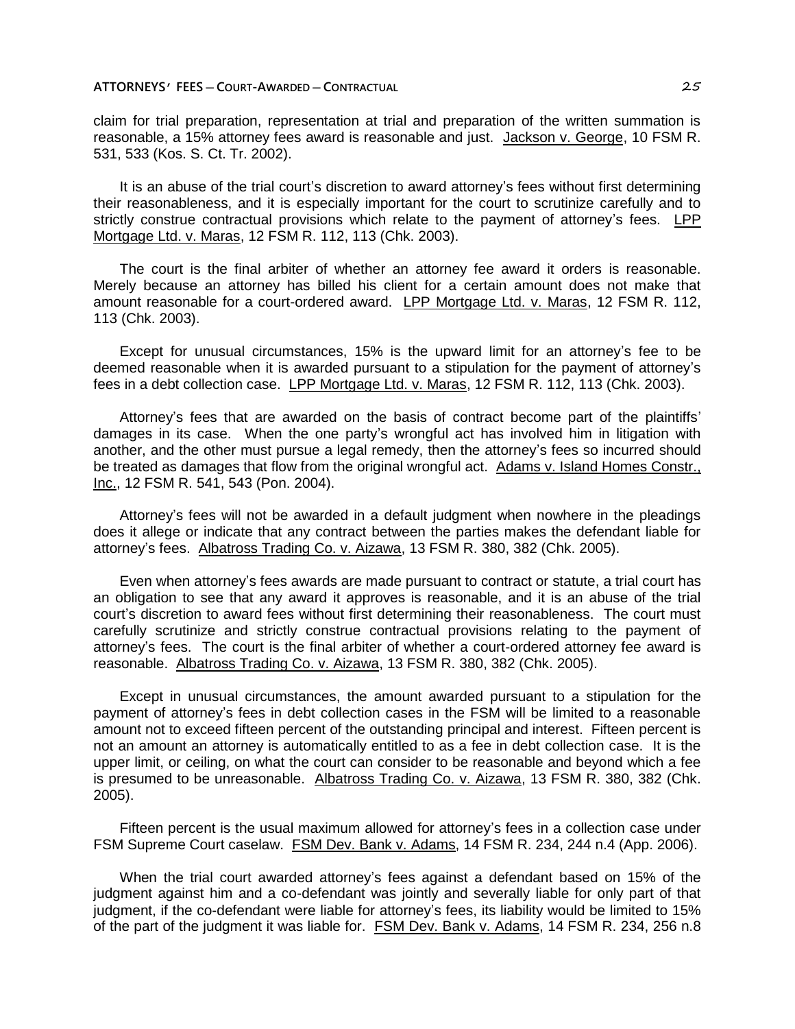claim for trial preparation, representation at trial and preparation of the written summation is reasonable, a 15% attorney fees award is reasonable and just. Jackson v. George, 10 FSM R. 531, 533 (Kos. S. Ct. Tr. 2002).

It is an abuse of the trial court's discretion to award attorney's fees without first determining their reasonableness, and it is especially important for the court to scrutinize carefully and to strictly construe contractual provisions which relate to the payment of attorney's fees. LPP Mortgage Ltd. v. Maras, 12 FSM R. 112, 113 (Chk. 2003).

The court is the final arbiter of whether an attorney fee award it orders is reasonable. Merely because an attorney has billed his client for a certain amount does not make that amount reasonable for a court-ordered award. LPP Mortgage Ltd. v. Maras, 12 FSM R. 112, 113 (Chk. 2003).

Except for unusual circumstances, 15% is the upward limit for an attorney's fee to be deemed reasonable when it is awarded pursuant to a stipulation for the payment of attorney's fees in a debt collection case. LPP Mortgage Ltd. v. Maras, 12 FSM R. 112, 113 (Chk. 2003).

Attorney's fees that are awarded on the basis of contract become part of the plaintiffs' damages in its case. When the one party's wrongful act has involved him in litigation with another, and the other must pursue a legal remedy, then the attorney's fees so incurred should be treated as damages that flow from the original wrongful act. Adams v. Island Homes Constr., Inc., 12 FSM R. 541, 543 (Pon. 2004).

Attorney's fees will not be awarded in a default judgment when nowhere in the pleadings does it allege or indicate that any contract between the parties makes the defendant liable for attorney's fees. Albatross Trading Co. v. Aizawa, 13 FSM R. 380, 382 (Chk. 2005).

Even when attorney's fees awards are made pursuant to contract or statute, a trial court has an obligation to see that any award it approves is reasonable, and it is an abuse of the trial court's discretion to award fees without first determining their reasonableness. The court must carefully scrutinize and strictly construe contractual provisions relating to the payment of attorney's fees. The court is the final arbiter of whether a court-ordered attorney fee award is reasonable. Albatross Trading Co. v. Aizawa, 13 FSM R. 380, 382 (Chk. 2005).

Except in unusual circumstances, the amount awarded pursuant to a stipulation for the payment of attorney's fees in debt collection cases in the FSM will be limited to a reasonable amount not to exceed fifteen percent of the outstanding principal and interest. Fifteen percent is not an amount an attorney is automatically entitled to as a fee in debt collection case. It is the upper limit, or ceiling, on what the court can consider to be reasonable and beyond which a fee is presumed to be unreasonable. Albatross Trading Co. v. Aizawa, 13 FSM R. 380, 382 (Chk. 2005).

Fifteen percent is the usual maximum allowed for attorney's fees in a collection case under FSM Supreme Court caselaw. FSM Dev. Bank v. Adams, 14 FSM R. 234, 244 n.4 (App. 2006).

When the trial court awarded attorney's fees against a defendant based on 15% of the judgment against him and a co-defendant was jointly and severally liable for only part of that judgment, if the co-defendant were liable for attorney's fees, its liability would be limited to 15% of the part of the judgment it was liable for. FSM Dev. Bank v. Adams, 14 FSM R. 234, 256 n.8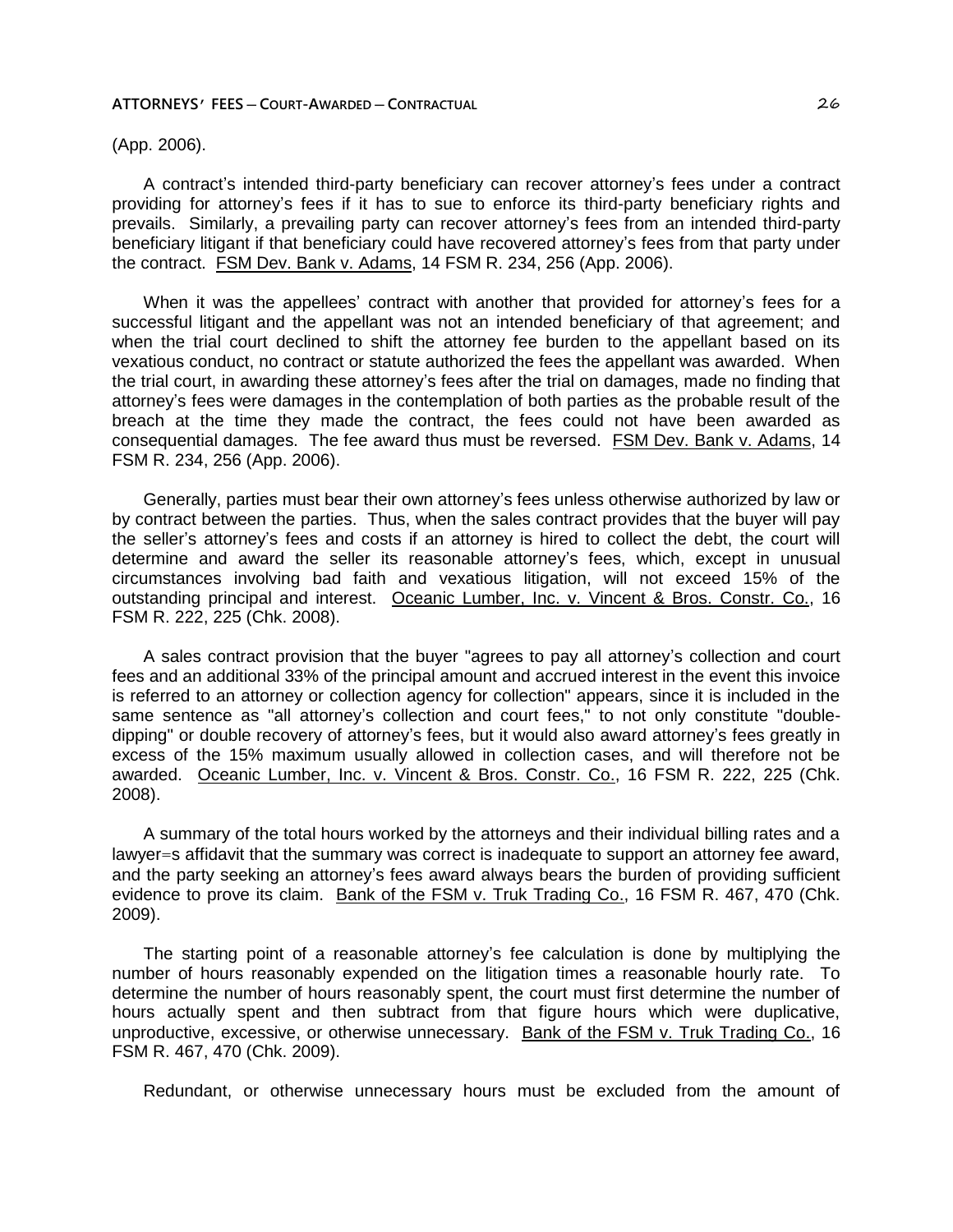(App. 2006).

A contract's intended third-party beneficiary can recover attorney's fees under a contract providing for attorney's fees if it has to sue to enforce its third-party beneficiary rights and prevails. Similarly, a prevailing party can recover attorney's fees from an intended third-party beneficiary litigant if that beneficiary could have recovered attorney's fees from that party under the contract. FSM Dev. Bank v. Adams, 14 FSM R. 234, 256 (App. 2006).

When it was the appellees' contract with another that provided for attorney's fees for a successful litigant and the appellant was not an intended beneficiary of that agreement; and when the trial court declined to shift the attorney fee burden to the appellant based on its vexatious conduct, no contract or statute authorized the fees the appellant was awarded. When the trial court, in awarding these attorney's fees after the trial on damages, made no finding that attorney's fees were damages in the contemplation of both parties as the probable result of the breach at the time they made the contract, the fees could not have been awarded as consequential damages. The fee award thus must be reversed. FSM Dev. Bank v. Adams, 14 FSM R. 234, 256 (App. 2006).

Generally, parties must bear their own attorney's fees unless otherwise authorized by law or by contract between the parties. Thus, when the sales contract provides that the buyer will pay the seller's attorney's fees and costs if an attorney is hired to collect the debt, the court will determine and award the seller its reasonable attorney's fees, which, except in unusual circumstances involving bad faith and vexatious litigation, will not exceed 15% of the outstanding principal and interest. Oceanic Lumber, Inc. v. Vincent & Bros. Constr. Co., 16 FSM R. 222, 225 (Chk. 2008).

A sales contract provision that the buyer "agrees to pay all attorney's collection and court fees and an additional 33% of the principal amount and accrued interest in the event this invoice is referred to an attorney or collection agency for collection" appears, since it is included in the same sentence as "all attorney's collection and court fees," to not only constitute "double-dipping" or double recovery of attorney's fees, but it would also award attorney's fees greatly in excess of the 15% maximum usually allowed in collection cases, and will therefore not be awarded. Oceanic Lumber, Inc. v. Vincent & Bros. Constr. Co., 16 FSM R. 222, 225 (Chk. 2008).

A summary of the total hours worked by the attorneys and their individual billing rates and a lawyer=s affidavit that the summary was correct is inadequate to support an attorney fee award, and the party seeking an attorney's fees award always bears the burden of providing sufficient evidence to prove its claim. Bank of the FSM v. Truk Trading Co., 16 FSM R. 467, 470 (Chk. 2009).

The starting point of a reasonable attorney's fee calculation is done by multiplying the number of hours reasonably expended on the litigation times a reasonable hourly rate. To determine the number of hours reasonably spent, the court must first determine the number of hours actually spent and then subtract from that figure hours which were duplicative, unproductive, excessive, or otherwise unnecessary. Bank of the FSM v. Truk Trading Co., 16 FSM R. 467, 470 (Chk. 2009).

Redundant, or otherwise unnecessary hours must be excluded from the amount of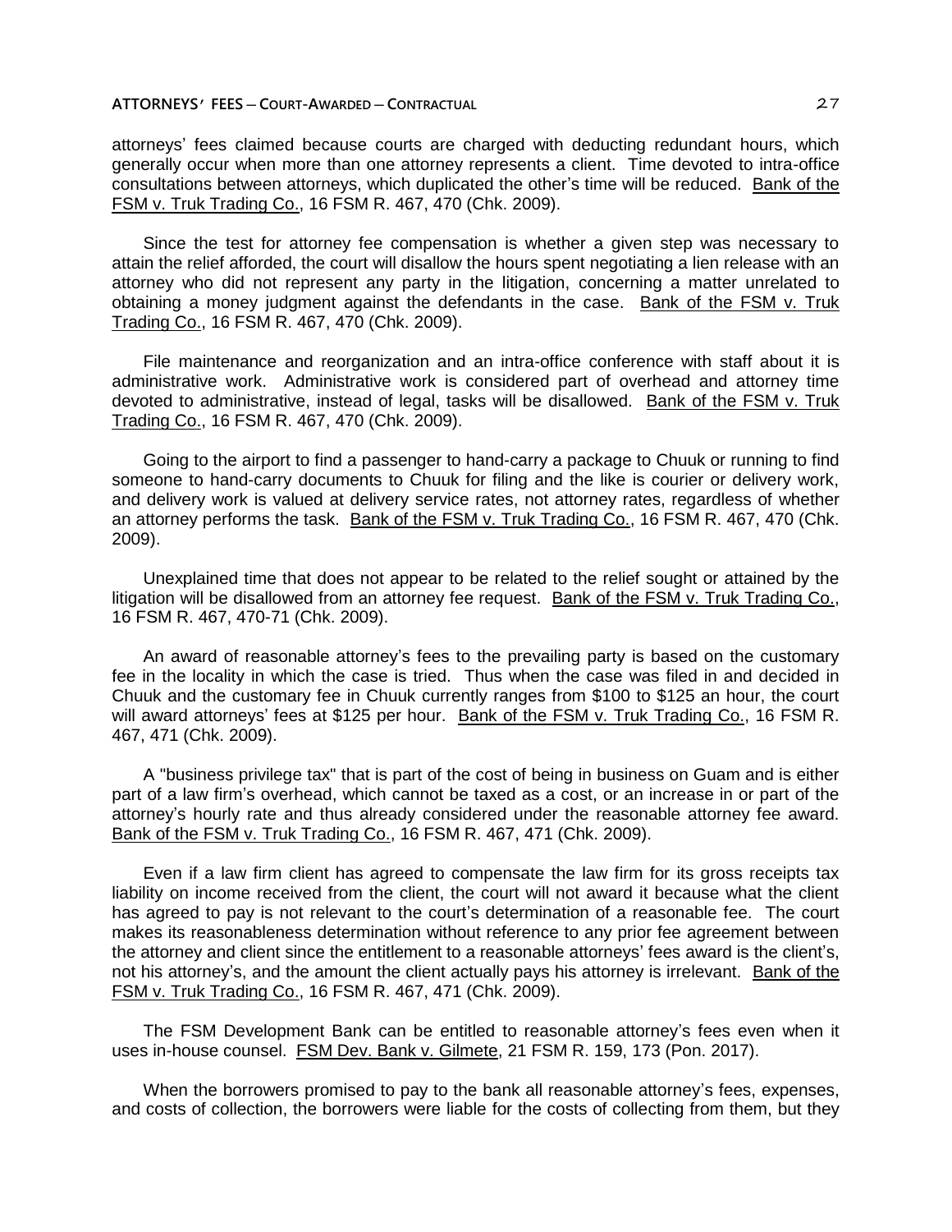attorneys' fees claimed because courts are charged with deducting redundant hours, which generally occur when more than one attorney represents a client. Time devoted to intra-office consultations between attorneys, which duplicated the other's time will be reduced. Bank of the FSM v. Truk Trading Co., 16 FSM R. 467, 470 (Chk. 2009).

Since the test for attorney fee compensation is whether a given step was necessary to attain the relief afforded, the court will disallow the hours spent negotiating a lien release with an attorney who did not represent any party in the litigation, concerning a matter unrelated to obtaining a money judgment against the defendants in the case. Bank of the FSM v. Truk Trading Co., 16 FSM R. 467, 470 (Chk. 2009).

File maintenance and reorganization and an intra-office conference with staff about it is administrative work. Administrative work is considered part of overhead and attorney time devoted to administrative, instead of legal, tasks will be disallowed. Bank of the FSM v. Truk Trading Co., 16 FSM R. 467, 470 (Chk. 2009).

Going to the airport to find a passenger to hand-carry a package to Chuuk or running to find someone to hand-carry documents to Chuuk for filing and the like is courier or delivery work, and delivery work is valued at delivery service rates, not attorney rates, regardless of whether an attorney performs the task. Bank of the FSM v. Truk Trading Co., 16 FSM R. 467, 470 (Chk. 2009).

Unexplained time that does not appear to be related to the relief sought or attained by the litigation will be disallowed from an attorney fee request. Bank of the FSM v. Truk Trading Co., 16 FSM R. 467, 470-71 (Chk. 2009).

An award of reasonable attorney's fees to the prevailing party is based on the customary fee in the locality in which the case is tried. Thus when the case was filed in and decided in Chuuk and the customary fee in Chuuk currently ranges from $100 to $125 an hour, the court will award attorneys' fees at $125 per hour. Bank of the FSM v. Truk Trading Co., 16 FSM R. 467, 471 (Chk. 2009).

A "business privilege tax" that is part of the cost of being in business on Guam and is either part of a law firm's overhead, which cannot be taxed as a cost, or an increase in or part of the attorney's hourly rate and thus already considered under the reasonable attorney fee award. Bank of the FSM v. Truk Trading Co., 16 FSM R. 467, 471 (Chk. 2009).

Even if a law firm client has agreed to compensate the law firm for its gross receipts tax liability on income received from the client, the court will not award it because what the client has agreed to pay is not relevant to the court's determination of a reasonable fee. The court makes its reasonableness determination without reference to any prior fee agreement between the attorney and client since the entitlement to a reasonable attorneys' fees award is the client's, not his attorney's, and the amount the client actually pays his attorney is irrelevant. Bank of the FSM v. Truk Trading Co., 16 FSM R. 467, 471 (Chk. 2009).

The FSM Development Bank can be entitled to reasonable attorney's fees even when it uses in-house counsel. FSM Dev. Bank v. Gilmete, 21 FSM R. 159, 173 (Pon. 2017).

When the borrowers promised to pay to the bank all reasonable attorney's fees, expenses, and costs of collection, the borrowers were liable for the costs of collecting from them, but they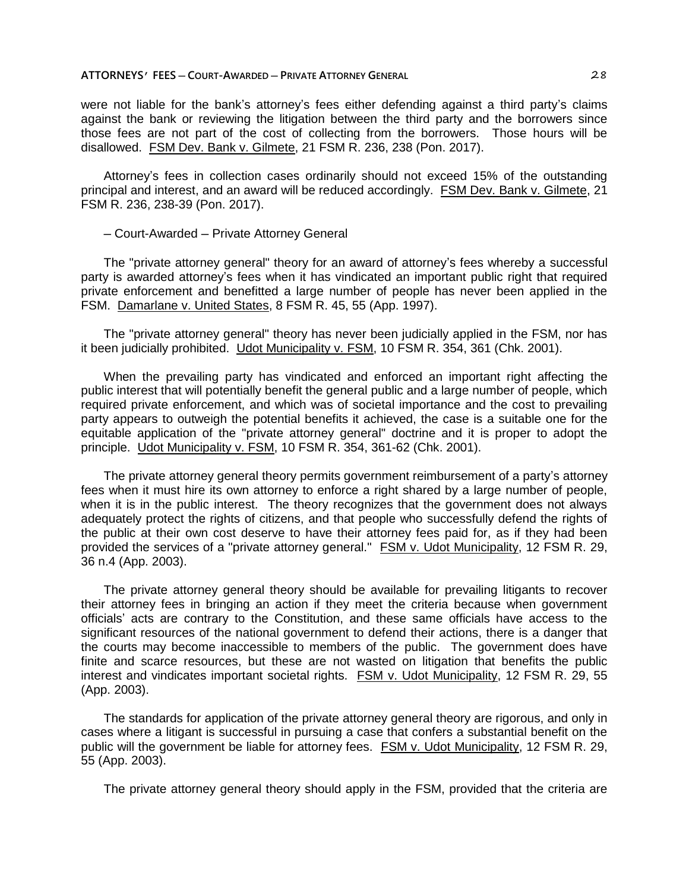were not liable for the bank's attorney's fees either defending against a third party's claims against the bank or reviewing the litigation between the third party and the borrowers since those fees are not part of the cost of collecting from the borrowers. Those hours will be disallowed. FSM Dev. Bank v. Gilmete, 21 FSM R. 236, 238 (Pon. 2017).

Attorney's fees in collection cases ordinarily should not exceed 15% of the outstanding principal and interest, and an award will be reduced accordingly. FSM Dev. Bank v. Gilmete, 21 FSM R. 236, 238-39 (Pon. 2017).

– Court-Awarded – Private Attorney General

The "private attorney general" theory for an award of attorney's fees whereby a successful party is awarded attorney's fees when it has vindicated an important public right that required private enforcement and benefitted a large number of people has never been applied in the FSM. Damarlane v. United States, 8 FSM R. 45, 55 (App. 1997).

The "private attorney general" theory has never been judicially applied in the FSM, nor has it been judicially prohibited. Udot Municipality v. FSM, 10 FSM R. 354, 361 (Chk. 2001).

When the prevailing party has vindicated and enforced an important right affecting the public interest that will potentially benefit the general public and a large number of people, which required private enforcement, and which was of societal importance and the cost to prevailing party appears to outweigh the potential benefits it achieved, the case is a suitable one for the equitable application of the "private attorney general" doctrine and it is proper to adopt the principle. Udot Municipality v. FSM, 10 FSM R. 354, 361-62 (Chk. 2001).

The private attorney general theory permits government reimbursement of a party's attorney fees when it must hire its own attorney to enforce a right shared by a large number of people, when it is in the public interest. The theory recognizes that the government does not always adequately protect the rights of citizens, and that people who successfully defend the rights of the public at their own cost deserve to have their attorney fees paid for, as if they had been provided the services of a "private attorney general." FSM v. Udot Municipality, 12 FSM R. 29, 36 n.4 (App. 2003).

The private attorney general theory should be available for prevailing litigants to recover their attorney fees in bringing an action if they meet the criteria because when government officials' acts are contrary to the Constitution, and these same officials have access to the significant resources of the national government to defend their actions, there is a danger that the courts may become inaccessible to members of the public. The government does have finite and scarce resources, but these are not wasted on litigation that benefits the public interest and vindicates important societal rights. FSM v. Udot Municipality, 12 FSM R. 29, 55 (App. 2003).

The standards for application of the private attorney general theory are rigorous, and only in cases where a litigant is successful in pursuing a case that confers a substantial benefit on the public will the government be liable for attorney fees. FSM v. Udot Municipality, 12 FSM R. 29, 55 (App. 2003).

The private attorney general theory should apply in the FSM, provided that the criteria are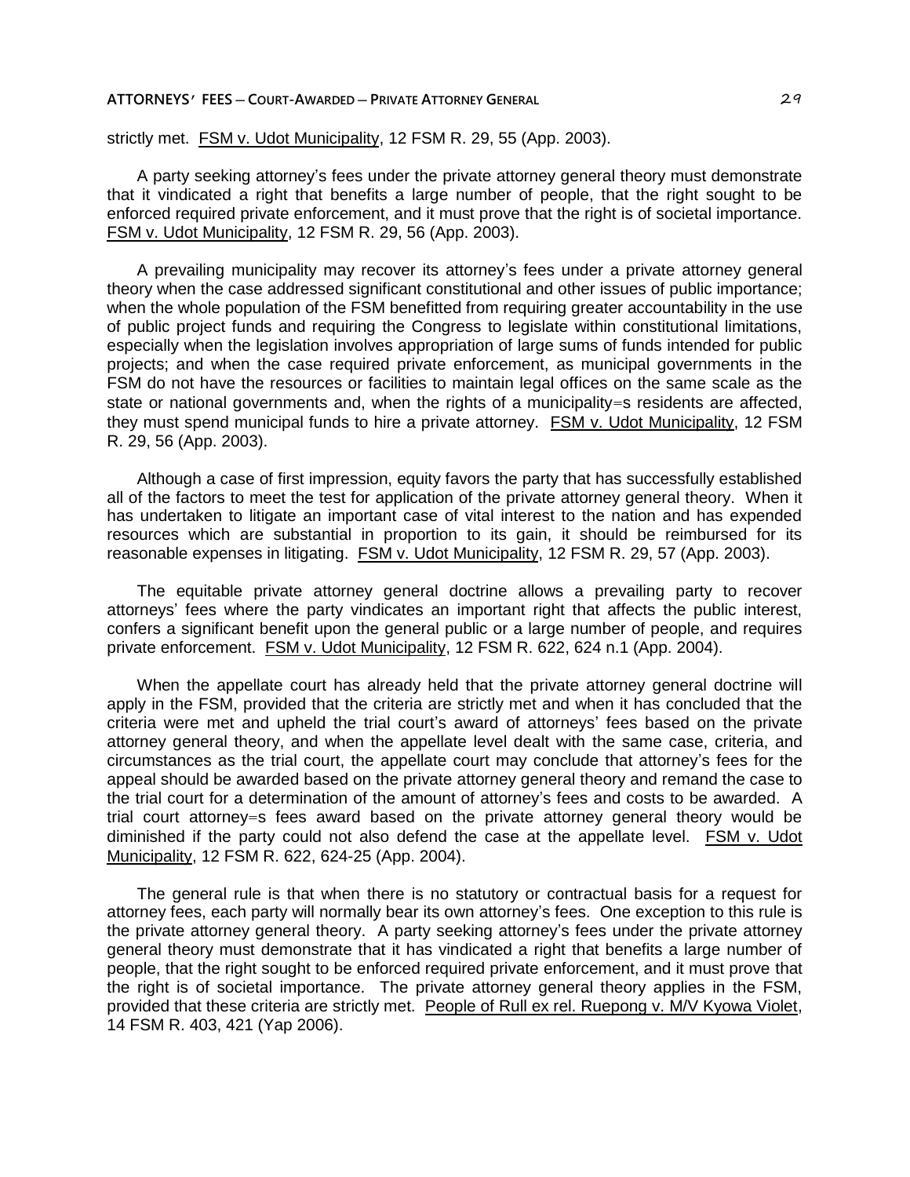strictly met. FSM v. Udot Municipality, 12 FSM R. 29, 55 (App. 2003).

A party seeking attorney's fees under the private attorney general theory must demonstrate that it vindicated a right that benefits a large number of people, that the right sought to be enforced required private enforcement, and it must prove that the right is of societal importance. FSM v. Udot Municipality, 12 FSM R. 29, 56 (App. 2003).

A prevailing municipality may recover its attorney's fees under a private attorney general theory when the case addressed significant constitutional and other issues of public importance; when the whole population of the FSM benefitted from requiring greater accountability in the use of public project funds and requiring the Congress to legislate within constitutional limitations, especially when the legislation involves appropriation of large sums of funds intended for public projects; and when the case required private enforcement, as municipal governments in the FSM do not have the resources or facilities to maintain legal offices on the same scale as the state or national governments and, when the rights of a municipality=s residents are affected, they must spend municipal funds to hire a private attorney. FSM v. Udot Municipality, 12 FSM R. 29, 56 (App. 2003).

Although a case of first impression, equity favors the party that has successfully established all of the factors to meet the test for application of the private attorney general theory. When it has undertaken to litigate an important case of vital interest to the nation and has expended resources which are substantial in proportion to its gain, it should be reimbursed for its reasonable expenses in litigating. FSM v. Udot Municipality, 12 FSM R. 29, 57 (App. 2003).

The equitable private attorney general doctrine allows a prevailing party to recover attorneys' fees where the party vindicates an important right that affects the public interest, confers a significant benefit upon the general public or a large number of people, and requires private enforcement. FSM v. Udot Municipality, 12 FSM R. 622, 624 n.1 (App. 2004).

When the appellate court has already held that the private attorney general doctrine will apply in the FSM, provided that the criteria are strictly met and when it has concluded that the criteria were met and upheld the trial court's award of attorneys' fees based on the private attorney general theory, and when the appellate level dealt with the same case, criteria, and circumstances as the trial court, the appellate court may conclude that attorney's fees for the appeal should be awarded based on the private attorney general theory and remand the case to the trial court for a determination of the amount of attorney's fees and costs to be awarded. A trial court attorney=s fees award based on the private attorney general theory would be diminished if the party could not also defend the case at the appellate level. FSM v. Udot Municipality, 12 FSM R. 622, 624-25 (App. 2004).

The general rule is that when there is no statutory or contractual basis for a request for attorney fees, each party will normally bear its own attorney's fees. One exception to this rule is the private attorney general theory. A party seeking attorney's fees under the private attorney general theory must demonstrate that it has vindicated a right that benefits a large number of people, that the right sought to be enforced required private enforcement, and it must prove that the right is of societal importance. The private attorney general theory applies in the FSM, provided that these criteria are strictly met. People of Rull ex rel. Ruepong v. M/V Kyowa Violet, 14 FSM R. 403, 421 (Yap 2006).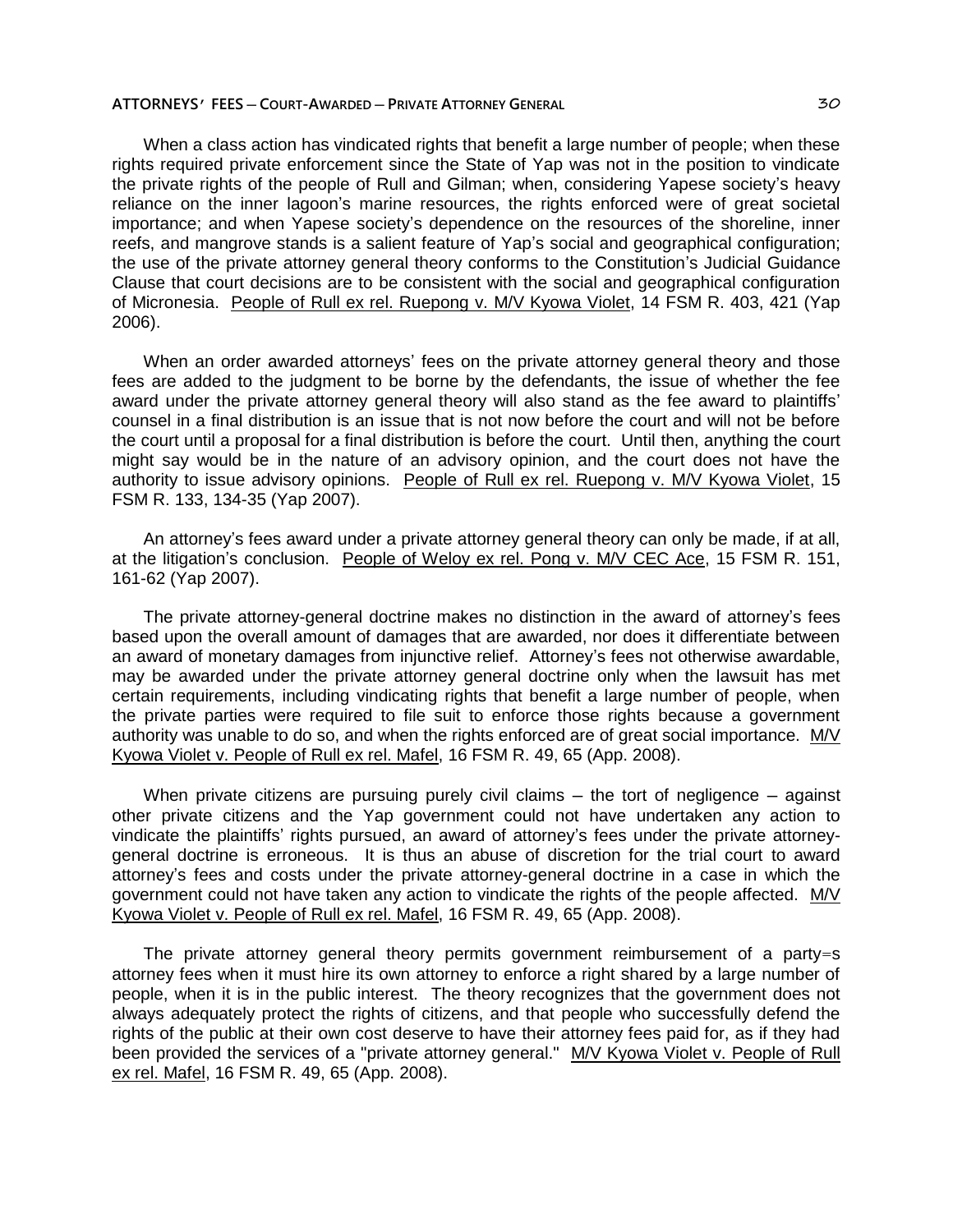When a class action has vindicated rights that benefit a large number of people; when these rights required private enforcement since the State of Yap was not in the position to vindicate the private rights of the people of Rull and Gilman; when, considering Yapese society's heavy reliance on the inner lagoon's marine resources, the rights enforced were of great societal importance; and when Yapese society's dependence on the resources of the shoreline, inner reefs, and mangrove stands is a salient feature of Yap's social and geographical configuration; the use of the private attorney general theory conforms to the Constitution's Judicial Guidance Clause that court decisions are to be consistent with the social and geographical configuration of Micronesia. People of Rull ex rel. Ruepong v. M/V Kyowa Violet, 14 FSM R. 403, 421 (Yap 2006).

When an order awarded attorneys' fees on the private attorney general theory and those fees are added to the judgment to be borne by the defendants, the issue of whether the fee award under the private attorney general theory will also stand as the fee award to plaintiffs' counsel in a final distribution is an issue that is not now before the court and will not be before the court until a proposal for a final distribution is before the court. Until then, anything the court might say would be in the nature of an advisory opinion, and the court does not have the authority to issue advisory opinions. People of Rull ex rel. Ruepong v. M/V Kyowa Violet, 15 FSM R. 133, 134-35 (Yap 2007).

An attorney's fees award under a private attorney general theory can only be made, if at all, at the litigation's conclusion. People of Weloy ex rel. Pong v. M/V CEC Ace, 15 FSM R. 151, 161-62 (Yap 2007).

The private attorney-general doctrine makes no distinction in the award of attorney's fees based upon the overall amount of damages that are awarded, nor does it differentiate between an award of monetary damages from injunctive relief. Attorney's fees not otherwise awardable, may be awarded under the private attorney general doctrine only when the lawsuit has met certain requirements, including vindicating rights that benefit a large number of people, when the private parties were required to file suit to enforce those rights because a government authority was unable to do so, and when the rights enforced are of great social importance. M/V Kyowa Violet v. People of Rull ex rel. Mafel, 16 FSM R. 49, 65 (App. 2008).

When private citizens are pursuing purely civil claims – the tort of negligence – against other private citizens and the Yap government could not have undertaken any action to vindicate the plaintiffs' rights pursued, an award of attorney's fees under the private attorney-general doctrine is erroneous. It is thus an abuse of discretion for the trial court to award attorney's fees and costs under the private attorney-general doctrine in a case in which the government could not have taken any action to vindicate the rights of the people affected. M/V Kyowa Violet v. People of Rull ex rel. Mafel, 16 FSM R. 49, 65 (App. 2008).

The private attorney general theory permits government reimbursement of a party=s attorney fees when it must hire its own attorney to enforce a right shared by a large number of people, when it is in the public interest. The theory recognizes that the government does not always adequately protect the rights of citizens, and that people who successfully defend the rights of the public at their own cost deserve to have their attorney fees paid for, as if they had been provided the services of a "private attorney general." M/V Kyowa Violet v. People of Rull ex rel. Mafel, 16 FSM R. 49, 65 (App. 2008).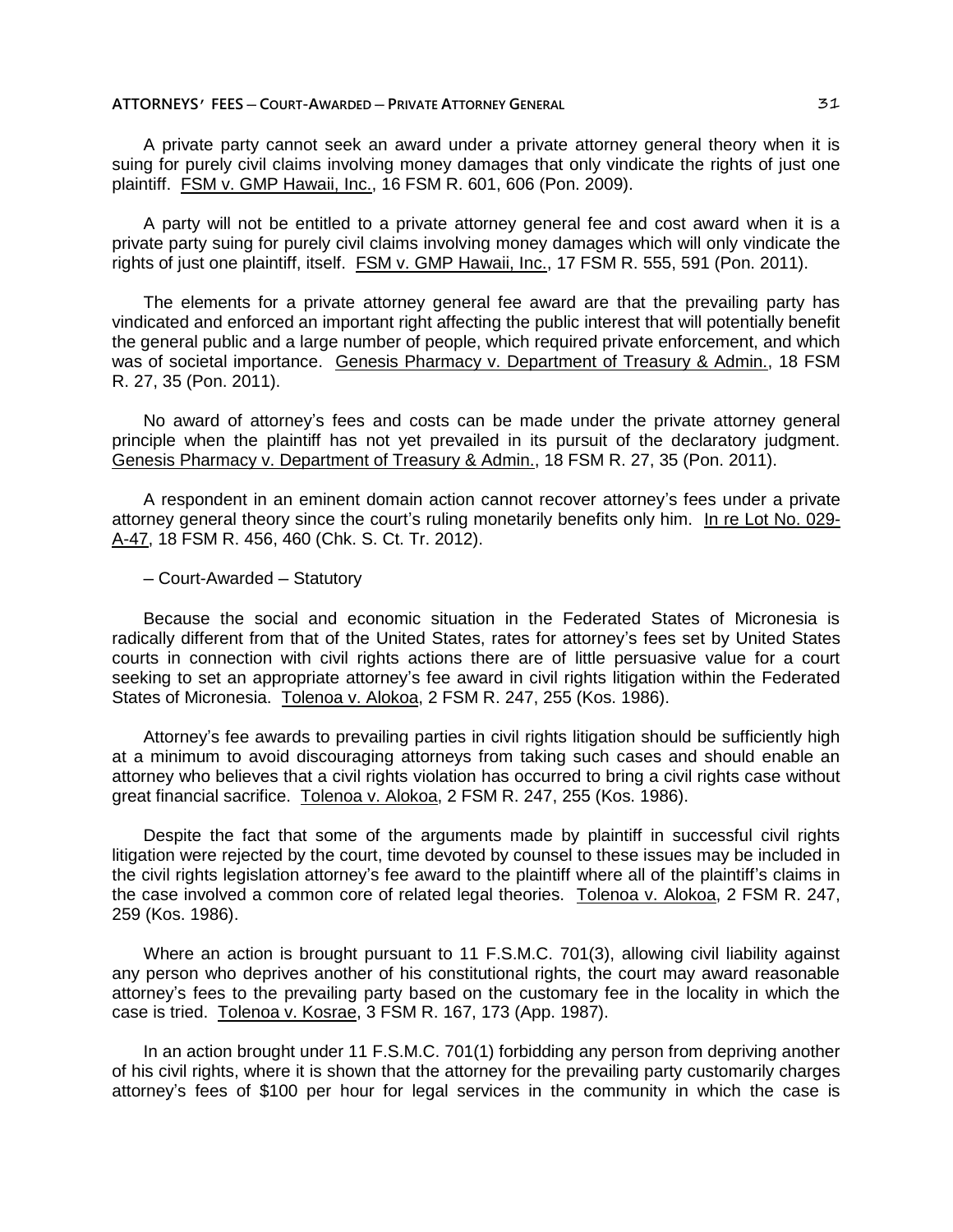A private party cannot seek an award under a private attorney general theory when it is suing for purely civil claims involving money damages that only vindicate the rights of just one plaintiff. FSM v. GMP Hawaii, Inc., 16 FSM R. 601, 606 (Pon. 2009).

A party will not be entitled to a private attorney general fee and cost award when it is a private party suing for purely civil claims involving money damages which will only vindicate the rights of just one plaintiff, itself. FSM v. GMP Hawaii, Inc., 17 FSM R. 555, 591 (Pon. 2011).

The elements for a private attorney general fee award are that the prevailing party has vindicated and enforced an important right affecting the public interest that will potentially benefit the general public and a large number of people, which required private enforcement, and which was of societal importance. Genesis Pharmacy v. Department of Treasury & Admin., 18 FSM R. 27, 35 (Pon. 2011).

No award of attorney's fees and costs can be made under the private attorney general principle when the plaintiff has not yet prevailed in its pursuit of the declaratory judgment. Genesis Pharmacy v. Department of Treasury & Admin., 18 FSM R. 27, 35 (Pon. 2011).

A respondent in an eminent domain action cannot recover attorney's fees under a private attorney general theory since the court's ruling monetarily benefits only him. In re Lot No. 029-A-47, 18 FSM R. 456, 460 (Chk. S. Ct. Tr. 2012).

– Court-Awarded – Statutory

Because the social and economic situation in the Federated States of Micronesia is radically different from that of the United States, rates for attorney's fees set by United States courts in connection with civil rights actions there are of little persuasive value for a court seeking to set an appropriate attorney's fee award in civil rights litigation within the Federated States of Micronesia. Tolenoa v. Alokoa, 2 FSM R. 247, 255 (Kos. 1986).

Attorney's fee awards to prevailing parties in civil rights litigation should be sufficiently high at a minimum to avoid discouraging attorneys from taking such cases and should enable an attorney who believes that a civil rights violation has occurred to bring a civil rights case without great financial sacrifice. Tolenoa v. Alokoa, 2 FSM R. 247, 255 (Kos. 1986).

Despite the fact that some of the arguments made by plaintiff in successful civil rights litigation were rejected by the court, time devoted by counsel to these issues may be included in the civil rights legislation attorney's fee award to the plaintiff where all of the plaintiff's claims in the case involved a common core of related legal theories. Tolenoa v. Alokoa, 2 FSM R. 247, 259 (Kos. 1986).

Where an action is brought pursuant to 11 F.S.M.C. 701(3), allowing civil liability against any person who deprives another of his constitutional rights, the court may award reasonable attorney's fees to the prevailing party based on the customary fee in the locality in which the case is tried. Tolenoa v. Kosrae, 3 FSM R. 167, 173 (App. 1987).

In an action brought under 11 F.S.M.C. 701(1) forbidding any person from depriving another of his civil rights, where it is shown that the attorney for the prevailing party customarily charges attorney's fees of $100 per hour for legal services in the community in which the case is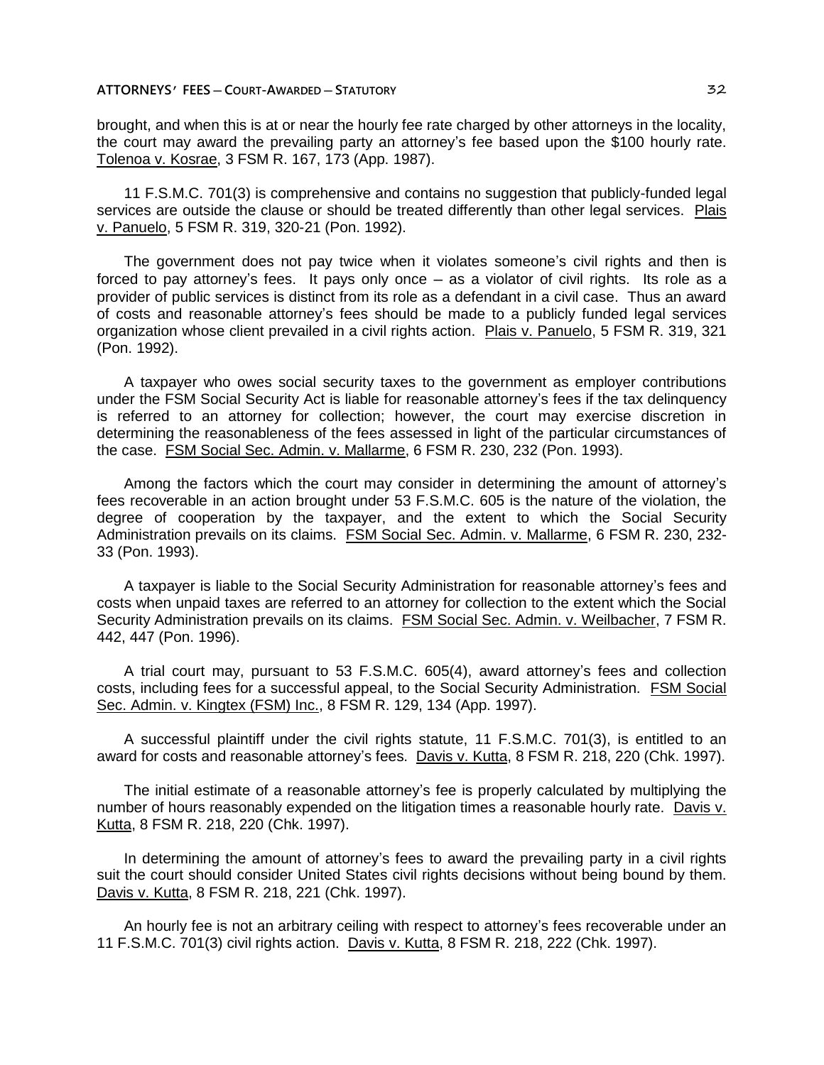brought, and when this is at or near the hourly fee rate charged by other attorneys in the locality, the court may award the prevailing party an attorney's fee based upon the $100 hourly rate. Tolenoa v. Kosrae, 3 FSM R. 167, 173 (App. 1987).

11 F.S.M.C. 701(3) is comprehensive and contains no suggestion that publicly-funded legal services are outside the clause or should be treated differently than other legal services. Plais v. Panuelo, 5 FSM R. 319, 320-21 (Pon. 1992).

The government does not pay twice when it violates someone's civil rights and then is forced to pay attorney's fees. It pays only once – as a violator of civil rights. Its role as a provider of public services is distinct from its role as a defendant in a civil case. Thus an award of costs and reasonable attorney's fees should be made to a publicly funded legal services organization whose client prevailed in a civil rights action. Plais v. Panuelo, 5 FSM R. 319, 321 (Pon. 1992).

A taxpayer who owes social security taxes to the government as employer contributions under the FSM Social Security Act is liable for reasonable attorney's fees if the tax delinquency is referred to an attorney for collection; however, the court may exercise discretion in determining the reasonableness of the fees assessed in light of the particular circumstances of the case. FSM Social Sec. Admin. v. Mallarme, 6 FSM R. 230, 232 (Pon. 1993).

Among the factors which the court may consider in determining the amount of attorney's fees recoverable in an action brought under 53 F.S.M.C. 605 is the nature of the violation, the degree of cooperation by the taxpayer, and the extent to which the Social Security Administration prevails on its claims. FSM Social Sec. Admin. v. Mallarme, 6 FSM R. 230, 232-33 (Pon. 1993).

A taxpayer is liable to the Social Security Administration for reasonable attorney's fees and costs when unpaid taxes are referred to an attorney for collection to the extent which the Social Security Administration prevails on its claims. FSM Social Sec. Admin. v. Weilbacher, 7 FSM R. 442, 447 (Pon. 1996).

A trial court may, pursuant to 53 F.S.M.C. 605(4), award attorney's fees and collection costs, including fees for a successful appeal, to the Social Security Administration. FSM Social Sec. Admin. v. Kingtex (FSM) Inc., 8 FSM R. 129, 134 (App. 1997).

A successful plaintiff under the civil rights statute, 11 F.S.M.C. 701(3), is entitled to an award for costs and reasonable attorney's fees. Davis v. Kutta, 8 FSM R. 218, 220 (Chk. 1997).

The initial estimate of a reasonable attorney's fee is properly calculated by multiplying the number of hours reasonably expended on the litigation times a reasonable hourly rate. Davis v. Kutta, 8 FSM R. 218, 220 (Chk. 1997).

In determining the amount of attorney's fees to award the prevailing party in a civil rights suit the court should consider United States civil rights decisions without being bound by them. Davis v. Kutta, 8 FSM R. 218, 221 (Chk. 1997).

An hourly fee is not an arbitrary ceiling with respect to attorney's fees recoverable under an 11 F.S.M.C. 701(3) civil rights action. Davis v. Kutta, 8 FSM R. 218, 222 (Chk. 1997).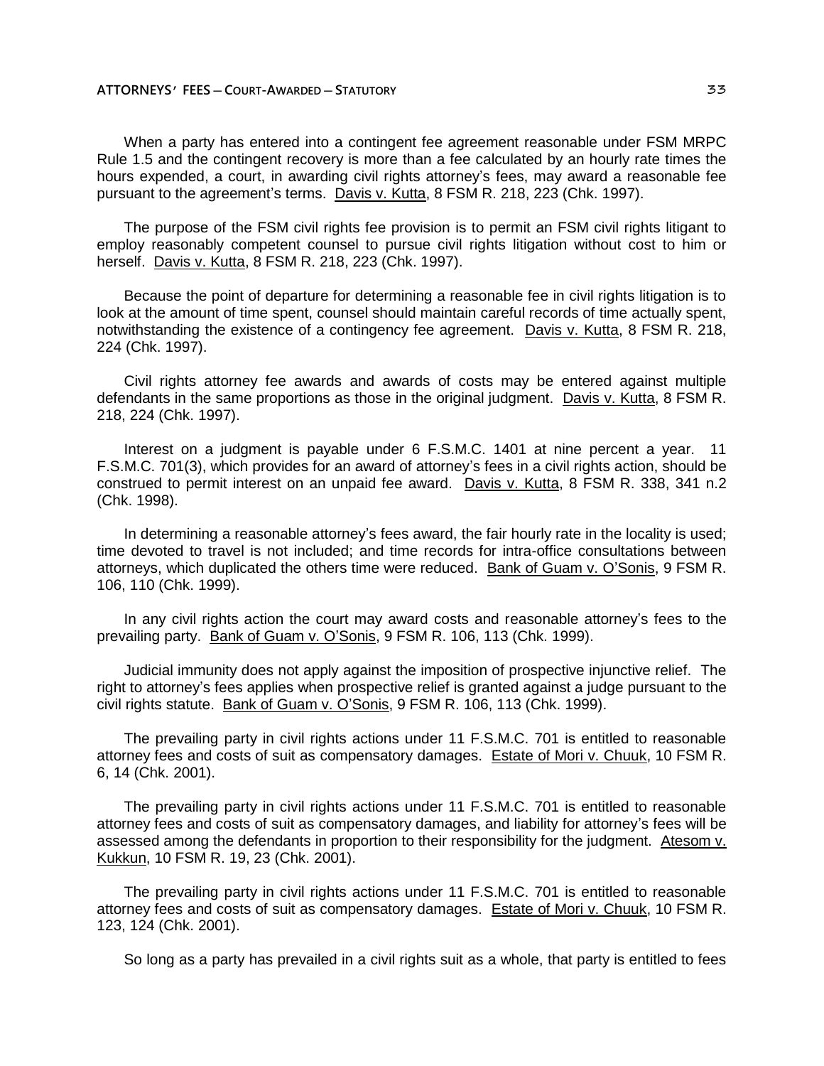When a party has entered into a contingent fee agreement reasonable under FSM MRPC Rule 1.5 and the contingent recovery is more than a fee calculated by an hourly rate times the hours expended, a court, in awarding civil rights attorney's fees, may award a reasonable fee pursuant to the agreement's terms. Davis v. Kutta, 8 FSM R. 218, 223 (Chk. 1997).

The purpose of the FSM civil rights fee provision is to permit an FSM civil rights litigant to employ reasonably competent counsel to pursue civil rights litigation without cost to him or herself. Davis v. Kutta, 8 FSM R. 218, 223 (Chk. 1997).

Because the point of departure for determining a reasonable fee in civil rights litigation is to look at the amount of time spent, counsel should maintain careful records of time actually spent, notwithstanding the existence of a contingency fee agreement. Davis v. Kutta, 8 FSM R. 218, 224 (Chk. 1997).

Civil rights attorney fee awards and awards of costs may be entered against multiple defendants in the same proportions as those in the original judgment. Davis v. Kutta, 8 FSM R. 218, 224 (Chk. 1997).

Interest on a judgment is payable under 6 F.S.M.C. 1401 at nine percent a year. 11 F.S.M.C. 701(3), which provides for an award of attorney's fees in a civil rights action, should be construed to permit interest on an unpaid fee award. Davis v. Kutta, 8 FSM R. 338, 341 n.2 (Chk. 1998).

In determining a reasonable attorney's fees award, the fair hourly rate in the locality is used; time devoted to travel is not included; and time records for intra-office consultations between attorneys, which duplicated the others time were reduced. Bank of Guam v. O'Sonis, 9 FSM R. 106, 110 (Chk. 1999).

In any civil rights action the court may award costs and reasonable attorney's fees to the prevailing party. Bank of Guam v. O'Sonis, 9 FSM R. 106, 113 (Chk. 1999).

Judicial immunity does not apply against the imposition of prospective injunctive relief. The right to attorney's fees applies when prospective relief is granted against a judge pursuant to the civil rights statute. Bank of Guam v. O'Sonis, 9 FSM R. 106, 113 (Chk. 1999).

The prevailing party in civil rights actions under 11 F.S.M.C. 701 is entitled to reasonable attorney fees and costs of suit as compensatory damages. Estate of Mori v. Chuuk, 10 FSM R. 6, 14 (Chk. 2001).

The prevailing party in civil rights actions under 11 F.S.M.C. 701 is entitled to reasonable attorney fees and costs of suit as compensatory damages, and liability for attorney's fees will be assessed among the defendants in proportion to their responsibility for the judgment. Atesom v. Kukkun, 10 FSM R. 19, 23 (Chk. 2001).

The prevailing party in civil rights actions under 11 F.S.M.C. 701 is entitled to reasonable attorney fees and costs of suit as compensatory damages. Estate of Mori v. Chuuk, 10 FSM R. 123, 124 (Chk. 2001).

So long as a party has prevailed in a civil rights suit as a whole, that party is entitled to fees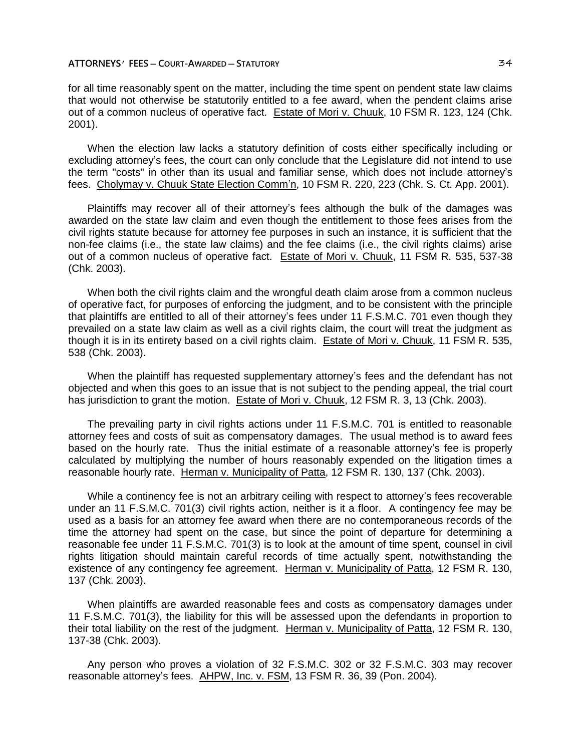for all time reasonably spent on the matter, including the time spent on pendent state law claims that would not otherwise be statutorily entitled to a fee award, when the pendent claims arise out of a common nucleus of operative fact. Estate of Mori v. Chuuk, 10 FSM R. 123, 124 (Chk. 2001).

When the election law lacks a statutory definition of costs either specifically including or excluding attorney's fees, the court can only conclude that the Legislature did not intend to use the term "costs" in other than its usual and familiar sense, which does not include attorney's fees. Cholymay v. Chuuk State Election Comm'n, 10 FSM R. 220, 223 (Chk. S. Ct. App. 2001).

Plaintiffs may recover all of their attorney's fees although the bulk of the damages was awarded on the state law claim and even though the entitlement to those fees arises from the civil rights statute because for attorney fee purposes in such an instance, it is sufficient that the non-fee claims (i.e., the state law claims) and the fee claims (i.e., the civil rights claims) arise out of a common nucleus of operative fact. Estate of Mori v. Chuuk, 11 FSM R. 535, 537-38 (Chk. 2003).

When both the civil rights claim and the wrongful death claim arose from a common nucleus of operative fact, for purposes of enforcing the judgment, and to be consistent with the principle that plaintiffs are entitled to all of their attorney's fees under 11 F.S.M.C. 701 even though they prevailed on a state law claim as well as a civil rights claim, the court will treat the judgment as though it is in its entirety based on a civil rights claim. Estate of Mori v. Chuuk, 11 FSM R. 535, 538 (Chk. 2003).

When the plaintiff has requested supplementary attorney's fees and the defendant has not objected and when this goes to an issue that is not subject to the pending appeal, the trial court has jurisdiction to grant the motion. Estate of Mori v. Chuuk, 12 FSM R. 3, 13 (Chk. 2003).

The prevailing party in civil rights actions under 11 F.S.M.C. 701 is entitled to reasonable attorney fees and costs of suit as compensatory damages. The usual method is to award fees based on the hourly rate. Thus the initial estimate of a reasonable attorney's fee is properly calculated by multiplying the number of hours reasonably expended on the litigation times a reasonable hourly rate. Herman v. Municipality of Patta, 12 FSM R. 130, 137 (Chk. 2003).

While a continency fee is not an arbitrary ceiling with respect to attorney's fees recoverable under an 11 F.S.M.C. 701(3) civil rights action, neither is it a floor. A contingency fee may be used as a basis for an attorney fee award when there are no contemporaneous records of the time the attorney had spent on the case, but since the point of departure for determining a reasonable fee under 11 F.S.M.C. 701(3) is to look at the amount of time spent, counsel in civil rights litigation should maintain careful records of time actually spent, notwithstanding the existence of any contingency fee agreement. Herman v. Municipality of Patta, 12 FSM R. 130, 137 (Chk. 2003).

When plaintiffs are awarded reasonable fees and costs as compensatory damages under 11 F.S.M.C. 701(3), the liability for this will be assessed upon the defendants in proportion to their total liability on the rest of the judgment. Herman v. Municipality of Patta, 12 FSM R. 130, 137-38 (Chk. 2003).

Any person who proves a violation of 32 F.S.M.C. 302 or 32 F.S.M.C. 303 may recover reasonable attorney's fees. AHPW, Inc. v. FSM, 13 FSM R. 36, 39 (Pon. 2004).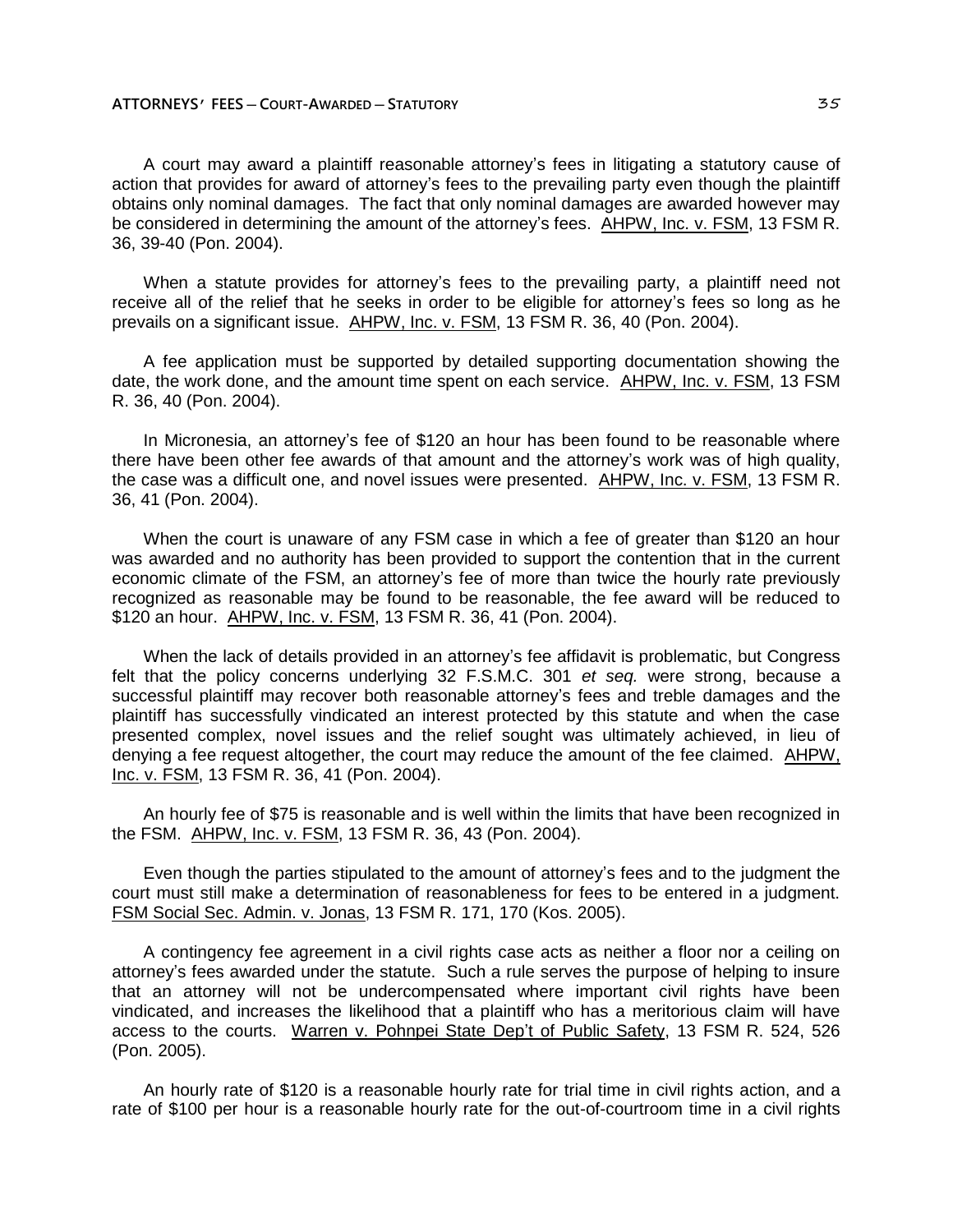A court may award a plaintiff reasonable attorney's fees in litigating a statutory cause of action that provides for award of attorney's fees to the prevailing party even though the plaintiff obtains only nominal damages. The fact that only nominal damages are awarded however may be considered in determining the amount of the attorney's fees. AHPW, Inc. v. FSM, 13 FSM R. 36, 39-40 (Pon. 2004).

When a statute provides for attorney's fees to the prevailing party, a plaintiff need not receive all of the relief that he seeks in order to be eligible for attorney's fees so long as he prevails on a significant issue. AHPW, Inc. v. FSM, 13 FSM R. 36, 40 (Pon. 2004).

A fee application must be supported by detailed supporting documentation showing the date, the work done, and the amount time spent on each service. AHPW, Inc. v. FSM, 13 FSM R. 36, 40 (Pon. 2004).

In Micronesia, an attorney's fee of $120 an hour has been found to be reasonable where there have been other fee awards of that amount and the attorney's work was of high quality, the case was a difficult one, and novel issues were presented. AHPW, Inc. v. FSM, 13 FSM R. 36, 41 (Pon. 2004).

When the court is unaware of any FSM case in which a fee of greater than $120 an hour was awarded and no authority has been provided to support the contention that in the current economic climate of the FSM, an attorney's fee of more than twice the hourly rate previously recognized as reasonable may be found to be reasonable, the fee award will be reduced to $120 an hour. AHPW, Inc. v. FSM, 13 FSM R. 36, 41 (Pon. 2004).

When the lack of details provided in an attorney's fee affidavit is problematic, but Congress felt that the policy concerns underlying 32 F.S.M.C. 301 *et seq.* were strong, because a successful plaintiff may recover both reasonable attorney's fees and treble damages and the plaintiff has successfully vindicated an interest protected by this statute and when the case presented complex, novel issues and the relief sought was ultimately achieved, in lieu of denying a fee request altogether, the court may reduce the amount of the fee claimed. AHPW, Inc. v. FSM, 13 FSM R. 36, 41 (Pon. 2004).

An hourly fee of $75 is reasonable and is well within the limits that have been recognized in the FSM. AHPW, Inc. v. FSM, 13 FSM R. 36, 43 (Pon. 2004).

Even though the parties stipulated to the amount of attorney's fees and to the judgment the court must still make a determination of reasonableness for fees to be entered in a judgment. FSM Social Sec. Admin. v. Jonas, 13 FSM R. 171, 170 (Kos. 2005).

A contingency fee agreement in a civil rights case acts as neither a floor nor a ceiling on attorney's fees awarded under the statute. Such a rule serves the purpose of helping to insure that an attorney will not be undercompensated where important civil rights have been vindicated, and increases the likelihood that a plaintiff who has a meritorious claim will have access to the courts. Warren v. Pohnpei State Dep't of Public Safety, 13 FSM R. 524, 526 (Pon. 2005).

An hourly rate of $120 is a reasonable hourly rate for trial time in civil rights action, and a rate of $100 per hour is a reasonable hourly rate for the out-of-courtroom time in a civil rights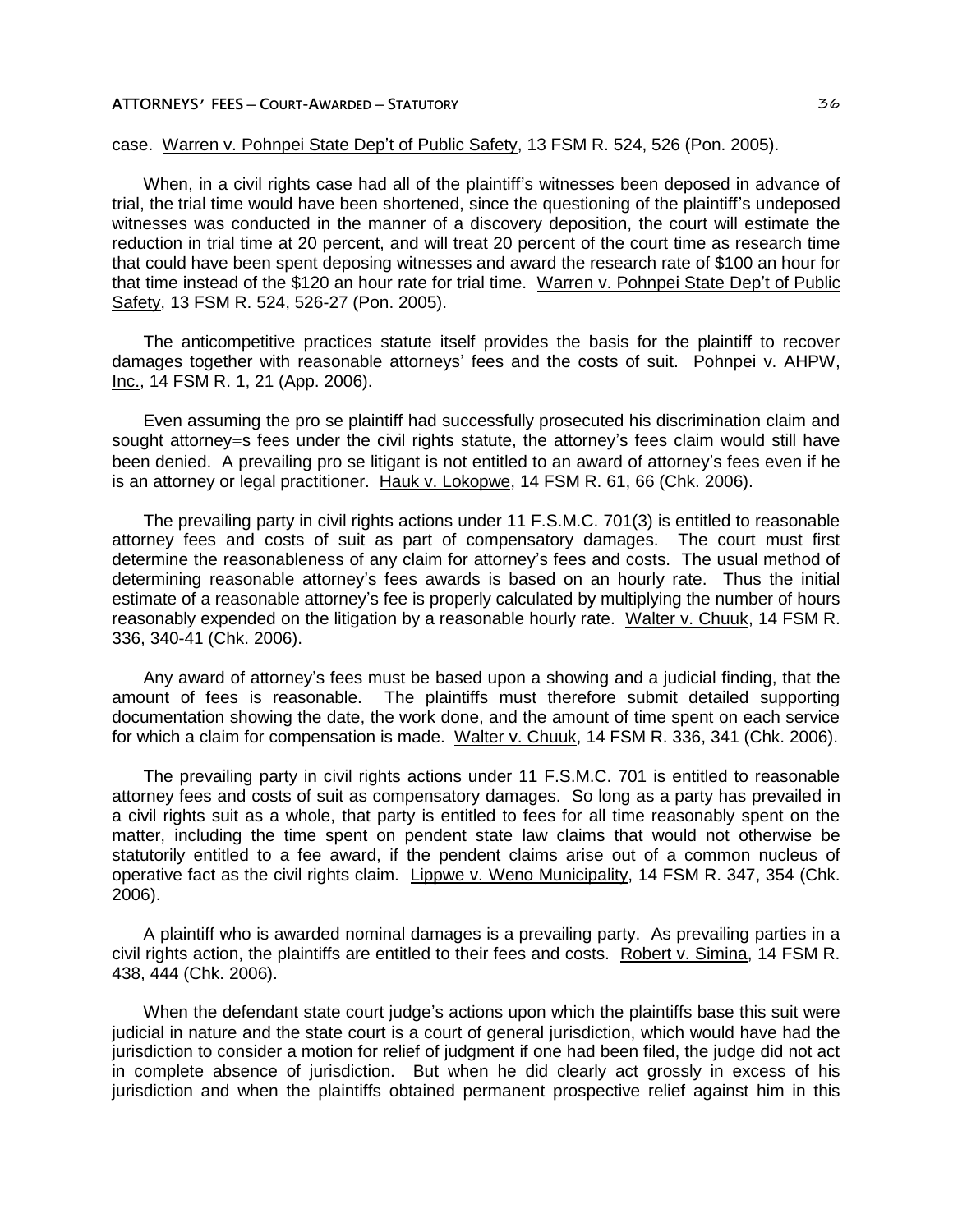case. Warren v. Pohnpei State Dep't of Public Safety, 13 FSM R. 524, 526 (Pon. 2005).

When, in a civil rights case had all of the plaintiff's witnesses been deposed in advance of trial, the trial time would have been shortened, since the questioning of the plaintiff's undeposed witnesses was conducted in the manner of a discovery deposition, the court will estimate the reduction in trial time at 20 percent, and will treat 20 percent of the court time as research time that could have been spent deposing witnesses and award the research rate of $100 an hour for that time instead of the $120 an hour rate for trial time. Warren v. Pohnpei State Dep't of Public Safety, 13 FSM R. 524, 526-27 (Pon. 2005).

The anticompetitive practices statute itself provides the basis for the plaintiff to recover damages together with reasonable attorneys' fees and the costs of suit. Pohnpei v. AHPW, Inc., 14 FSM R. 1, 21 (App. 2006).

Even assuming the pro se plaintiff had successfully prosecuted his discrimination claim and sought attorney=s fees under the civil rights statute, the attorney's fees claim would still have been denied. A prevailing pro se litigant is not entitled to an award of attorney's fees even if he is an attorney or legal practitioner. Hauk v. Lokopwe, 14 FSM R. 61, 66 (Chk. 2006).

The prevailing party in civil rights actions under 11 F.S.M.C. 701(3) is entitled to reasonable attorney fees and costs of suit as part of compensatory damages. The court must first determine the reasonableness of any claim for attorney's fees and costs. The usual method of determining reasonable attorney's fees awards is based on an hourly rate. Thus the initial estimate of a reasonable attorney's fee is properly calculated by multiplying the number of hours reasonably expended on the litigation by a reasonable hourly rate. Walter v. Chuuk, 14 FSM R. 336, 340-41 (Chk. 2006).

Any award of attorney's fees must be based upon a showing and a judicial finding, that the amount of fees is reasonable. The plaintiffs must therefore submit detailed supporting documentation showing the date, the work done, and the amount of time spent on each service for which a claim for compensation is made. Walter v. Chuuk, 14 FSM R. 336, 341 (Chk. 2006).

The prevailing party in civil rights actions under 11 F.S.M.C. 701 is entitled to reasonable attorney fees and costs of suit as compensatory damages. So long as a party has prevailed in a civil rights suit as a whole, that party is entitled to fees for all time reasonably spent on the matter, including the time spent on pendent state law claims that would not otherwise be statutorily entitled to a fee award, if the pendent claims arise out of a common nucleus of operative fact as the civil rights claim. Lippwe v. Weno Municipality, 14 FSM R. 347, 354 (Chk. 2006).

A plaintiff who is awarded nominal damages is a prevailing party. As prevailing parties in a civil rights action, the plaintiffs are entitled to their fees and costs. Robert v. Simina, 14 FSM R. 438, 444 (Chk. 2006).

When the defendant state court judge's actions upon which the plaintiffs base this suit were judicial in nature and the state court is a court of general jurisdiction, which would have had the jurisdiction to consider a motion for relief of judgment if one had been filed, the judge did not act in complete absence of jurisdiction. But when he did clearly act grossly in excess of his jurisdiction and when the plaintiffs obtained permanent prospective relief against him in this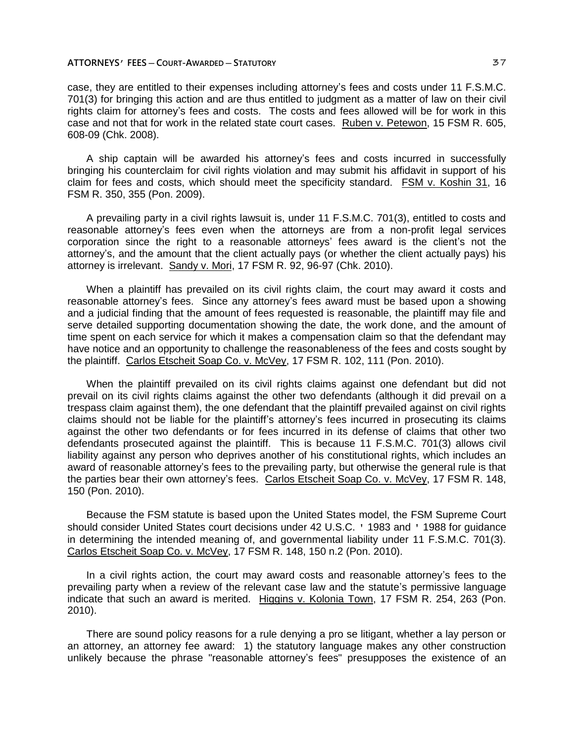case, they are entitled to their expenses including attorney's fees and costs under 11 F.S.M.C. 701(3) for bringing this action and are thus entitled to judgment as a matter of law on their civil rights claim for attorney's fees and costs. The costs and fees allowed will be for work in this case and not that for work in the related state court cases. Ruben v. Petewon, 15 FSM R. 605, 608-09 (Chk. 2008).

A ship captain will be awarded his attorney's fees and costs incurred in successfully bringing his counterclaim for civil rights violation and may submit his affidavit in support of his claim for fees and costs, which should meet the specificity standard. FSM v. Koshin 31, 16 FSM R. 350, 355 (Pon. 2009).

A prevailing party in a civil rights lawsuit is, under 11 F.S.M.C. 701(3), entitled to costs and reasonable attorney's fees even when the attorneys are from a non-profit legal services corporation since the right to a reasonable attorneys' fees award is the client's not the attorney's, and the amount that the client actually pays (or whether the client actually pays) his attorney is irrelevant. Sandy v. Mori, 17 FSM R. 92, 96-97 (Chk. 2010).

When a plaintiff has prevailed on its civil rights claim, the court may award it costs and reasonable attorney's fees. Since any attorney's fees award must be based upon a showing and a judicial finding that the amount of fees requested is reasonable, the plaintiff may file and serve detailed supporting documentation showing the date, the work done, and the amount of time spent on each service for which it makes a compensation claim so that the defendant may have notice and an opportunity to challenge the reasonableness of the fees and costs sought by the plaintiff. Carlos Etscheit Soap Co. v. McVey, 17 FSM R. 102, 111 (Pon. 2010).

When the plaintiff prevailed on its civil rights claims against one defendant but did not prevail on its civil rights claims against the other two defendants (although it did prevail on a trespass claim against them), the one defendant that the plaintiff prevailed against on civil rights claims should not be liable for the plaintiff's attorney's fees incurred in prosecuting its claims against the other two defendants or for fees incurred in its defense of claims that other two defendants prosecuted against the plaintiff. This is because 11 F.S.M.C. 701(3) allows civil liability against any person who deprives another of his constitutional rights, which includes an award of reasonable attorney's fees to the prevailing party, but otherwise the general rule is that the parties bear their own attorney's fees. Carlos Etscheit Soap Co. v. McVey, 17 FSM R. 148, 150 (Pon. 2010).

Because the FSM statute is based upon the United States model, the FSM Supreme Court should consider United States court decisions under 42 U.S.C. ' 1983 and ' 1988 for guidance in determining the intended meaning of, and governmental liability under 11 F.S.M.C. 701(3). Carlos Etscheit Soap Co. v. McVey, 17 FSM R. 148, 150 n.2 (Pon. 2010).

In a civil rights action, the court may award costs and reasonable attorney's fees to the prevailing party when a review of the relevant case law and the statute's permissive language indicate that such an award is merited. Higgins v. Kolonia Town, 17 FSM R. 254, 263 (Pon. 2010).

There are sound policy reasons for a rule denying a pro se litigant, whether a lay person or an attorney, an attorney fee award: 1) the statutory language makes any other construction unlikely because the phrase "reasonable attorney's fees" presupposes the existence of an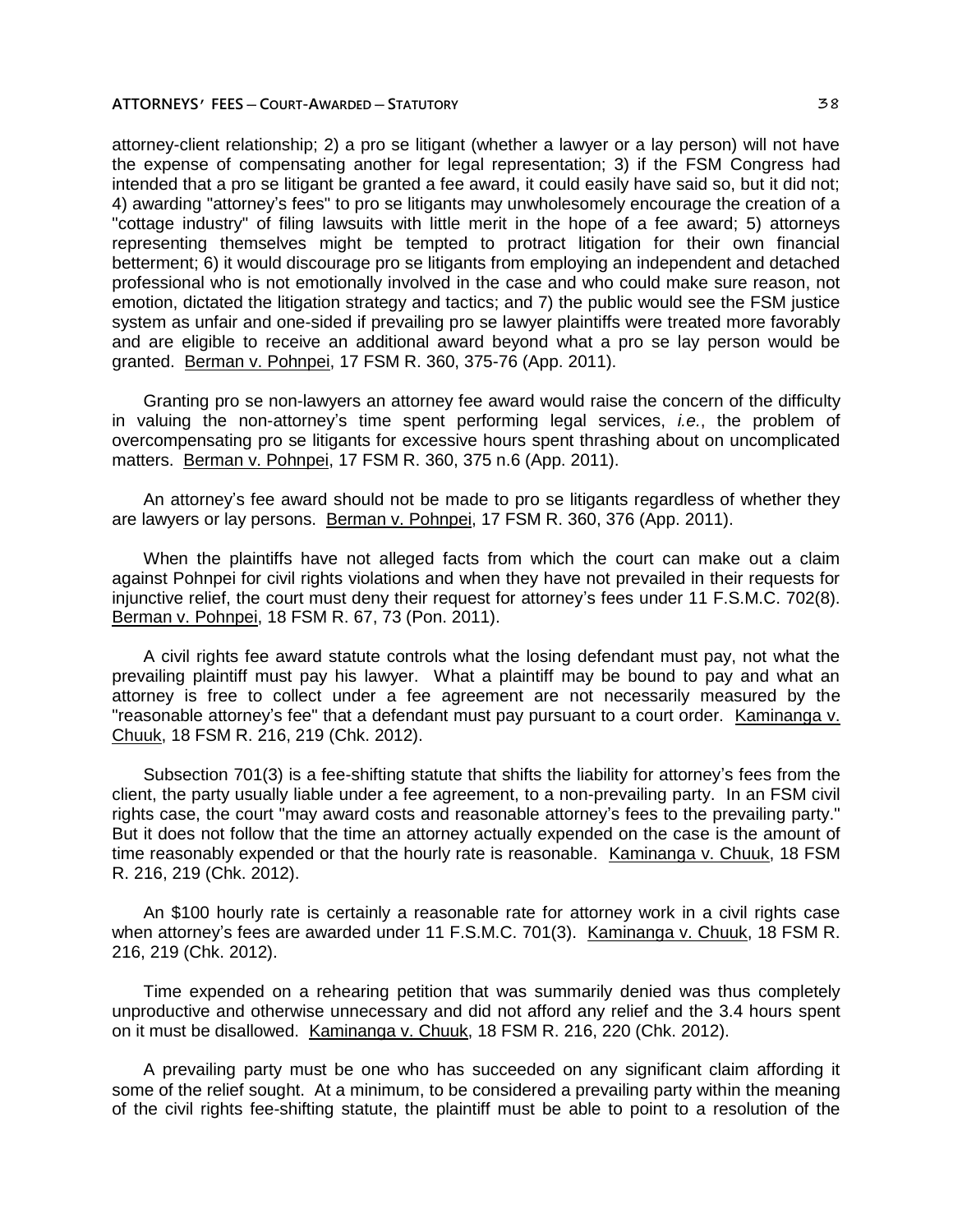attorney-client relationship; 2) a pro se litigant (whether a lawyer or a lay person) will not have the expense of compensating another for legal representation; 3) if the FSM Congress had intended that a pro se litigant be granted a fee award, it could easily have said so, but it did not; 4) awarding "attorney's fees" to pro se litigants may unwholesomely encourage the creation of a "cottage industry" of filing lawsuits with little merit in the hope of a fee award; 5) attorneys representing themselves might be tempted to protract litigation for their own financial betterment; 6) it would discourage pro se litigants from employing an independent and detached professional who is not emotionally involved in the case and who could make sure reason, not emotion, dictated the litigation strategy and tactics; and 7) the public would see the FSM justice system as unfair and one-sided if prevailing pro se lawyer plaintiffs were treated more favorably and are eligible to receive an additional award beyond what a pro se lay person would be granted. Berman v. Pohnpei, 17 FSM R. 360, 375-76 (App. 2011).

Granting pro se non-lawyers an attorney fee award would raise the concern of the difficulty in valuing the non-attorney's time spent performing legal services, *i.e.*, the problem of overcompensating pro se litigants for excessive hours spent thrashing about on uncomplicated matters. Berman v. Pohnpei, 17 FSM R. 360, 375 n.6 (App. 2011).

An attorney's fee award should not be made to pro se litigants regardless of whether they are lawyers or lay persons. Berman v. Pohnpei, 17 FSM R. 360, 376 (App. 2011).

When the plaintiffs have not alleged facts from which the court can make out a claim against Pohnpei for civil rights violations and when they have not prevailed in their requests for injunctive relief, the court must deny their request for attorney's fees under 11 F.S.M.C. 702(8). Berman v. Pohnpei, 18 FSM R. 67, 73 (Pon. 2011).

A civil rights fee award statute controls what the losing defendant must pay, not what the prevailing plaintiff must pay his lawyer. What a plaintiff may be bound to pay and what an attorney is free to collect under a fee agreement are not necessarily measured by the "reasonable attorney's fee" that a defendant must pay pursuant to a court order. Kaminanga v. Chuuk, 18 FSM R. 216, 219 (Chk. 2012).

Subsection 701(3) is a fee-shifting statute that shifts the liability for attorney's fees from the client, the party usually liable under a fee agreement, to a non-prevailing party. In an FSM civil rights case, the court "may award costs and reasonable attorney's fees to the prevailing party." But it does not follow that the time an attorney actually expended on the case is the amount of time reasonably expended or that the hourly rate is reasonable. Kaminanga v. Chuuk, 18 FSM R. 216, 219 (Chk. 2012).

An $100 hourly rate is certainly a reasonable rate for attorney work in a civil rights case when attorney's fees are awarded under 11 F.S.M.C. 701(3). Kaminanga v. Chuuk, 18 FSM R. 216, 219 (Chk. 2012).

Time expended on a rehearing petition that was summarily denied was thus completely unproductive and otherwise unnecessary and did not afford any relief and the 3.4 hours spent on it must be disallowed. Kaminanga v. Chuuk, 18 FSM R. 216, 220 (Chk. 2012).

A prevailing party must be one who has succeeded on any significant claim affording it some of the relief sought. At a minimum, to be considered a prevailing party within the meaning of the civil rights fee-shifting statute, the plaintiff must be able to point to a resolution of the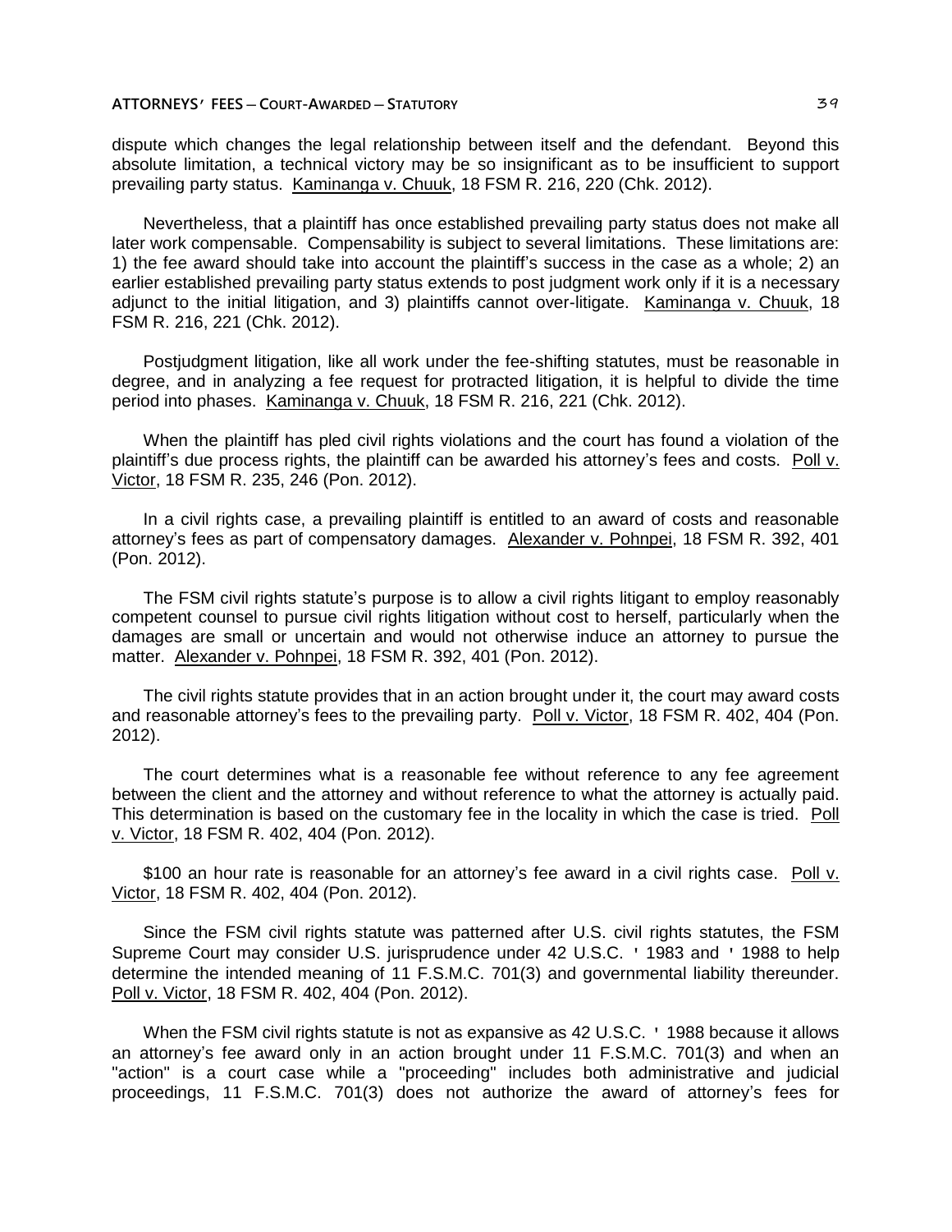dispute which changes the legal relationship between itself and the defendant. Beyond this absolute limitation, a technical victory may be so insignificant as to be insufficient to support prevailing party status. Kaminanga v. Chuuk, 18 FSM R. 216, 220 (Chk. 2012).

Nevertheless, that a plaintiff has once established prevailing party status does not make all later work compensable. Compensability is subject to several limitations. These limitations are: 1) the fee award should take into account the plaintiff's success in the case as a whole; 2) an earlier established prevailing party status extends to post judgment work only if it is a necessary adjunct to the initial litigation, and 3) plaintiffs cannot over-litigate. Kaminanga v. Chuuk, 18 FSM R. 216, 221 (Chk. 2012).

Postjudgment litigation, like all work under the fee-shifting statutes, must be reasonable in degree, and in analyzing a fee request for protracted litigation, it is helpful to divide the time period into phases. Kaminanga v. Chuuk, 18 FSM R. 216, 221 (Chk. 2012).

When the plaintiff has pled civil rights violations and the court has found a violation of the plaintiff's due process rights, the plaintiff can be awarded his attorney's fees and costs. Poll v. Victor, 18 FSM R. 235, 246 (Pon. 2012).

In a civil rights case, a prevailing plaintiff is entitled to an award of costs and reasonable attorney's fees as part of compensatory damages. Alexander v. Pohnpei, 18 FSM R. 392, 401 (Pon. 2012).

The FSM civil rights statute's purpose is to allow a civil rights litigant to employ reasonably competent counsel to pursue civil rights litigation without cost to herself, particularly when the damages are small or uncertain and would not otherwise induce an attorney to pursue the matter. Alexander v. Pohnpei, 18 FSM R. 392, 401 (Pon. 2012).

The civil rights statute provides that in an action brought under it, the court may award costs and reasonable attorney's fees to the prevailing party. Poll v. Victor, 18 FSM R. 402, 404 (Pon. 2012).

The court determines what is a reasonable fee without reference to any fee agreement between the client and the attorney and without reference to what the attorney is actually paid. This determination is based on the customary fee in the locality in which the case is tried. Poll v. Victor, 18 FSM R. 402, 404 (Pon. 2012).

$100 an hour rate is reasonable for an attorney's fee award in a civil rights case. Poll v. Victor, 18 FSM R. 402, 404 (Pon. 2012).

Since the FSM civil rights statute was patterned after U.S. civil rights statutes, the FSM Supreme Court may consider U.S. jurisprudence under 42 U.S.C. ' 1983 and ' 1988 to help determine the intended meaning of 11 F.S.M.C. 701(3) and governmental liability thereunder. Poll v. Victor, 18 FSM R. 402, 404 (Pon. 2012).

When the FSM civil rights statute is not as expansive as 42 U.S.C. ' 1988 because it allows an attorney's fee award only in an action brought under 11 F.S.M.C. 701(3) and when an "action" is a court case while a "proceeding" includes both administrative and judicial proceedings, 11 F.S.M.C. 701(3) does not authorize the award of attorney's fees for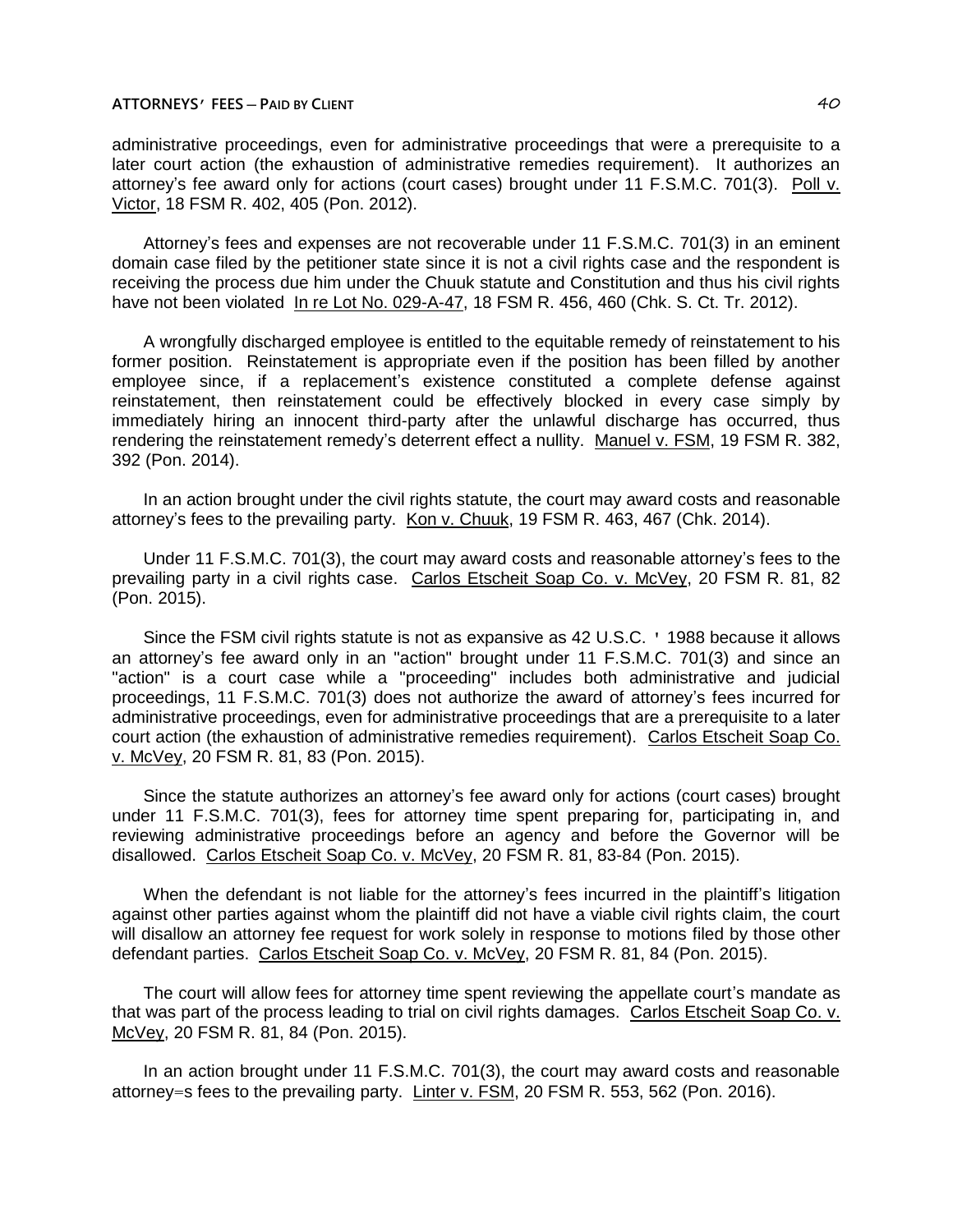administrative proceedings, even for administrative proceedings that were a prerequisite to a later court action (the exhaustion of administrative remedies requirement). It authorizes an attorney's fee award only for actions (court cases) brought under 11 F.S.M.C. 701(3). Poll v. Victor, 18 FSM R. 402, 405 (Pon. 2012).

Attorney's fees and expenses are not recoverable under 11 F.S.M.C. 701(3) in an eminent domain case filed by the petitioner state since it is not a civil rights case and the respondent is receiving the process due him under the Chuuk statute and Constitution and thus his civil rights have not been violated In re Lot No. 029-A-47, 18 FSM R. 456, 460 (Chk. S. Ct. Tr. 2012).

A wrongfully discharged employee is entitled to the equitable remedy of reinstatement to his former position. Reinstatement is appropriate even if the position has been filled by another employee since, if a replacement's existence constituted a complete defense against reinstatement, then reinstatement could be effectively blocked in every case simply by immediately hiring an innocent third-party after the unlawful discharge has occurred, thus rendering the reinstatement remedy's deterrent effect a nullity. Manuel v. FSM, 19 FSM R. 382, 392 (Pon. 2014).

In an action brought under the civil rights statute, the court may award costs and reasonable attorney's fees to the prevailing party. Kon v. Chuuk, 19 FSM R. 463, 467 (Chk. 2014).

Under 11 F.S.M.C. 701(3), the court may award costs and reasonable attorney's fees to the prevailing party in a civil rights case. Carlos Etscheit Soap Co. v. McVey, 20 FSM R. 81, 82 (Pon. 2015).

Since the FSM civil rights statute is not as expansive as 42 U.S.C. ' 1988 because it allows an attorney's fee award only in an "action" brought under 11 F.S.M.C. 701(3) and since an "action" is a court case while a "proceeding" includes both administrative and judicial proceedings, 11 F.S.M.C. 701(3) does not authorize the award of attorney's fees incurred for administrative proceedings, even for administrative proceedings that are a prerequisite to a later court action (the exhaustion of administrative remedies requirement). Carlos Etscheit Soap Co. v. McVey, 20 FSM R. 81, 83 (Pon. 2015).

Since the statute authorizes an attorney's fee award only for actions (court cases) brought under 11 F.S.M.C. 701(3), fees for attorney time spent preparing for, participating in, and reviewing administrative proceedings before an agency and before the Governor will be disallowed. Carlos Etscheit Soap Co. v. McVey, 20 FSM R. 81, 83-84 (Pon. 2015).

When the defendant is not liable for the attorney's fees incurred in the plaintiff's litigation against other parties against whom the plaintiff did not have a viable civil rights claim, the court will disallow an attorney fee request for work solely in response to motions filed by those other defendant parties. Carlos Etscheit Soap Co. v. McVey, 20 FSM R. 81, 84 (Pon. 2015).

The court will allow fees for attorney time spent reviewing the appellate court's mandate as that was part of the process leading to trial on civil rights damages. Carlos Etscheit Soap Co. v. McVey, 20 FSM R. 81, 84 (Pon. 2015).

In an action brought under 11 F.S.M.C. 701(3), the court may award costs and reasonable attorney=s fees to the prevailing party. Linter v. FSM, 20 FSM R. 553, 562 (Pon. 2016).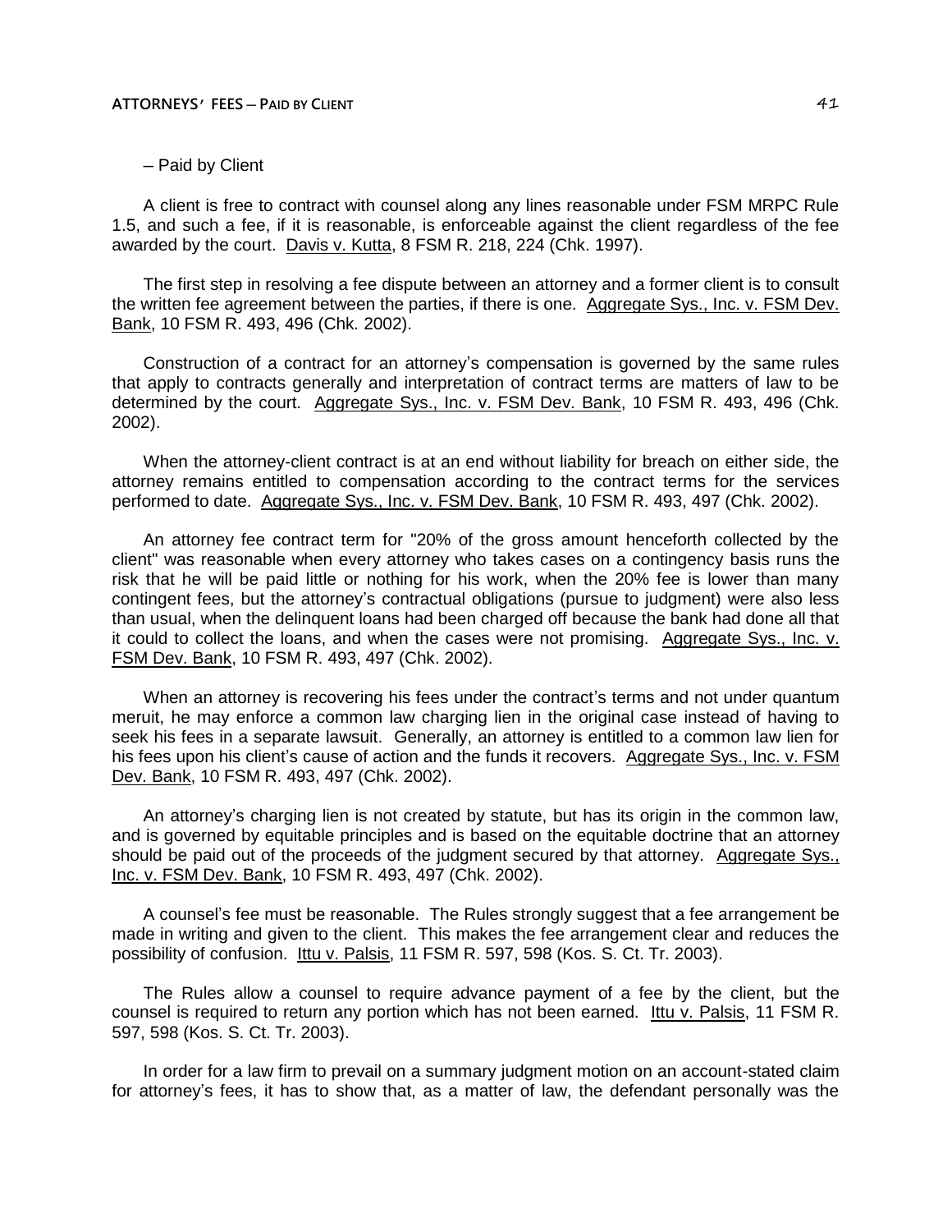– Paid by Client

A client is free to contract with counsel along any lines reasonable under FSM MRPC Rule 1.5, and such a fee, if it is reasonable, is enforceable against the client regardless of the fee awarded by the court. Davis v. Kutta, 8 FSM R. 218, 224 (Chk. 1997).

The first step in resolving a fee dispute between an attorney and a former client is to consult the written fee agreement between the parties, if there is one. Aggregate Sys., Inc. v. FSM Dev. Bank, 10 FSM R. 493, 496 (Chk. 2002).

Construction of a contract for an attorney's compensation is governed by the same rules that apply to contracts generally and interpretation of contract terms are matters of law to be determined by the court. Aggregate Sys., Inc. v. FSM Dev. Bank, 10 FSM R. 493, 496 (Chk. 2002).

When the attorney-client contract is at an end without liability for breach on either side, the attorney remains entitled to compensation according to the contract terms for the services performed to date. Aggregate Sys., Inc. v. FSM Dev. Bank, 10 FSM R. 493, 497 (Chk. 2002).

An attorney fee contract term for "20% of the gross amount henceforth collected by the client" was reasonable when every attorney who takes cases on a contingency basis runs the risk that he will be paid little or nothing for his work, when the 20% fee is lower than many contingent fees, but the attorney's contractual obligations (pursue to judgment) were also less than usual, when the delinquent loans had been charged off because the bank had done all that it could to collect the loans, and when the cases were not promising. Aggregate Sys., Inc. v. FSM Dev. Bank, 10 FSM R. 493, 497 (Chk. 2002).

When an attorney is recovering his fees under the contract's terms and not under quantum meruit, he may enforce a common law charging lien in the original case instead of having to seek his fees in a separate lawsuit. Generally, an attorney is entitled to a common law lien for his fees upon his client's cause of action and the funds it recovers. Aggregate Sys., Inc. v. FSM Dev. Bank, 10 FSM R. 493, 497 (Chk. 2002).

An attorney's charging lien is not created by statute, but has its origin in the common law, and is governed by equitable principles and is based on the equitable doctrine that an attorney should be paid out of the proceeds of the judgment secured by that attorney. Aggregate Sys., Inc. v. FSM Dev. Bank, 10 FSM R. 493, 497 (Chk. 2002).

A counsel's fee must be reasonable. The Rules strongly suggest that a fee arrangement be made in writing and given to the client. This makes the fee arrangement clear and reduces the possibility of confusion. Ittu v. Palsis, 11 FSM R. 597, 598 (Kos. S. Ct. Tr. 2003).

The Rules allow a counsel to require advance payment of a fee by the client, but the counsel is required to return any portion which has not been earned. Ittu v. Palsis, 11 FSM R. 597, 598 (Kos. S. Ct. Tr. 2003).

In order for a law firm to prevail on a summary judgment motion on an account-stated claim for attorney's fees, it has to show that, as a matter of law, the defendant personally was the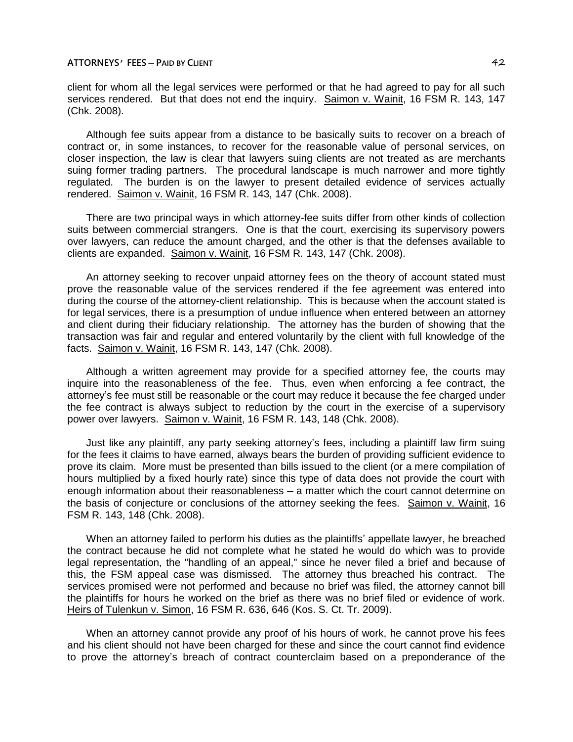client for whom all the legal services were performed or that he had agreed to pay for all such services rendered. But that does not end the inquiry. Saimon v. Wainit, 16 FSM R. 143, 147 (Chk. 2008).

Although fee suits appear from a distance to be basically suits to recover on a breach of contract or, in some instances, to recover for the reasonable value of personal services, on closer inspection, the law is clear that lawyers suing clients are not treated as are merchants suing former trading partners. The procedural landscape is much narrower and more tightly regulated. The burden is on the lawyer to present detailed evidence of services actually rendered. Saimon v. Wainit, 16 FSM R. 143, 147 (Chk. 2008).

There are two principal ways in which attorney-fee suits differ from other kinds of collection suits between commercial strangers. One is that the court, exercising its supervisory powers over lawyers, can reduce the amount charged, and the other is that the defenses available to clients are expanded. Saimon v. Wainit, 16 FSM R. 143, 147 (Chk. 2008).

An attorney seeking to recover unpaid attorney fees on the theory of account stated must prove the reasonable value of the services rendered if the fee agreement was entered into during the course of the attorney-client relationship. This is because when the account stated is for legal services, there is a presumption of undue influence when entered between an attorney and client during their fiduciary relationship. The attorney has the burden of showing that the transaction was fair and regular and entered voluntarily by the client with full knowledge of the facts. Saimon v. Wainit, 16 FSM R. 143, 147 (Chk. 2008).

Although a written agreement may provide for a specified attorney fee, the courts may inquire into the reasonableness of the fee. Thus, even when enforcing a fee contract, the attorney's fee must still be reasonable or the court may reduce it because the fee charged under the fee contract is always subject to reduction by the court in the exercise of a supervisory power over lawyers. Saimon v. Wainit, 16 FSM R. 143, 148 (Chk. 2008).

Just like any plaintiff, any party seeking attorney's fees, including a plaintiff law firm suing for the fees it claims to have earned, always bears the burden of providing sufficient evidence to prove its claim. More must be presented than bills issued to the client (or a mere compilation of hours multiplied by a fixed hourly rate) since this type of data does not provide the court with enough information about their reasonableness – a matter which the court cannot determine on the basis of conjecture or conclusions of the attorney seeking the fees. Saimon v. Wainit, 16 FSM R. 143, 148 (Chk. 2008).

When an attorney failed to perform his duties as the plaintiffs' appellate lawyer, he breached the contract because he did not complete what he stated he would do which was to provide legal representation, the "handling of an appeal," since he never filed a brief and because of this, the FSM appeal case was dismissed. The attorney thus breached his contract. The services promised were not performed and because no brief was filed, the attorney cannot bill the plaintiffs for hours he worked on the brief as there was no brief filed or evidence of work. Heirs of Tulenkun v. Simon, 16 FSM R. 636, 646 (Kos. S. Ct. Tr. 2009).

When an attorney cannot provide any proof of his hours of work, he cannot prove his fees and his client should not have been charged for these and since the court cannot find evidence to prove the attorney's breach of contract counterclaim based on a preponderance of the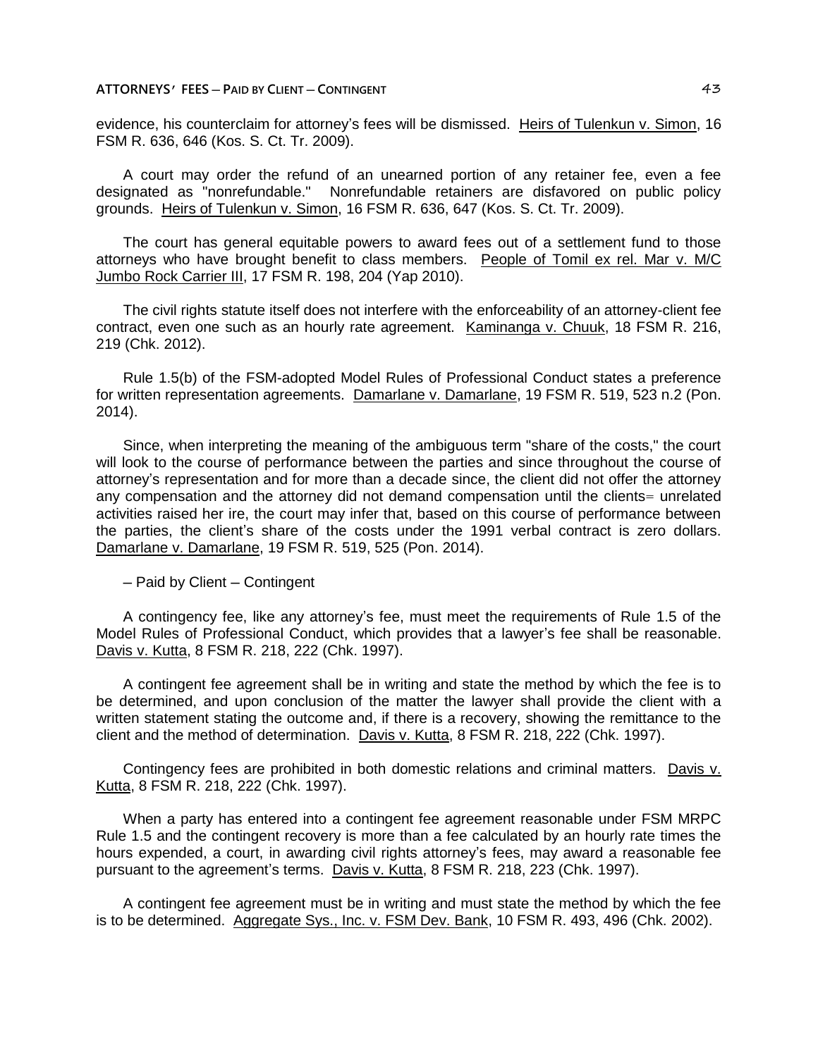evidence, his counterclaim for attorney's fees will be dismissed. Heirs of Tulenkun v. Simon, 16 FSM R. 636, 646 (Kos. S. Ct. Tr. 2009).

A court may order the refund of an unearned portion of any retainer fee, even a fee designated as "nonrefundable." Nonrefundable retainers are disfavored on public policy grounds. Heirs of Tulenkun v. Simon, 16 FSM R. 636, 647 (Kos. S. Ct. Tr. 2009).

The court has general equitable powers to award fees out of a settlement fund to those attorneys who have brought benefit to class members. People of Tomil ex rel. Mar v. M/C Jumbo Rock Carrier III, 17 FSM R. 198, 204 (Yap 2010).

The civil rights statute itself does not interfere with the enforceability of an attorney-client fee contract, even one such as an hourly rate agreement. Kaminanga v. Chuuk, 18 FSM R. 216, 219 (Chk. 2012).

Rule 1.5(b) of the FSM-adopted Model Rules of Professional Conduct states a preference for written representation agreements. Damarlane v. Damarlane, 19 FSM R. 519, 523 n.2 (Pon. 2014).

Since, when interpreting the meaning of the ambiguous term "share of the costs," the court will look to the course of performance between the parties and since throughout the course of attorney's representation and for more than a decade since, the client did not offer the attorney any compensation and the attorney did not demand compensation until the clients= unrelated activities raised her ire, the court may infer that, based on this course of performance between the parties, the client's share of the costs under the 1991 verbal contract is zero dollars. Damarlane v. Damarlane, 19 FSM R. 519, 525 (Pon. 2014).

– Paid by Client – Contingent

A contingency fee, like any attorney's fee, must meet the requirements of Rule 1.5 of the Model Rules of Professional Conduct, which provides that a lawyer's fee shall be reasonable. Davis v. Kutta, 8 FSM R. 218, 222 (Chk. 1997).

A contingent fee agreement shall be in writing and state the method by which the fee is to be determined, and upon conclusion of the matter the lawyer shall provide the client with a written statement stating the outcome and, if there is a recovery, showing the remittance to the client and the method of determination. Davis v. Kutta, 8 FSM R. 218, 222 (Chk. 1997).

Contingency fees are prohibited in both domestic relations and criminal matters. Davis v. Kutta, 8 FSM R. 218, 222 (Chk. 1997).

When a party has entered into a contingent fee agreement reasonable under FSM MRPC Rule 1.5 and the contingent recovery is more than a fee calculated by an hourly rate times the hours expended, a court, in awarding civil rights attorney's fees, may award a reasonable fee pursuant to the agreement's terms. Davis v. Kutta, 8 FSM R. 218, 223 (Chk. 1997).

A contingent fee agreement must be in writing and must state the method by which the fee is to be determined. Aggregate Sys., Inc. v. FSM Dev. Bank, 10 FSM R. 493, 496 (Chk. 2002).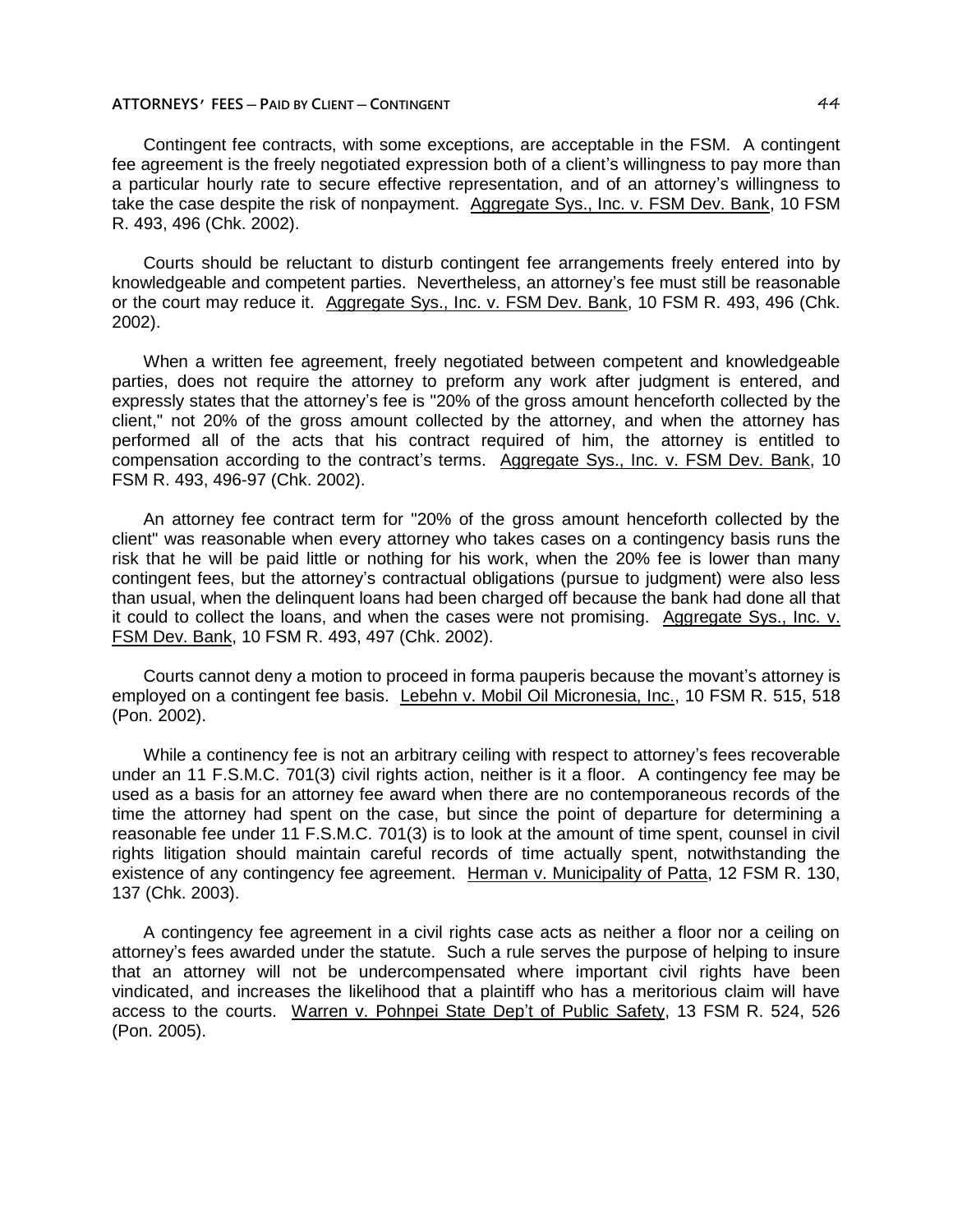Contingent fee contracts, with some exceptions, are acceptable in the FSM. A contingent fee agreement is the freely negotiated expression both of a client's willingness to pay more than a particular hourly rate to secure effective representation, and of an attorney's willingness to take the case despite the risk of nonpayment. Aggregate Sys., Inc. v. FSM Dev. Bank, 10 FSM R. 493, 496 (Chk. 2002).

Courts should be reluctant to disturb contingent fee arrangements freely entered into by knowledgeable and competent parties. Nevertheless, an attorney's fee must still be reasonable or the court may reduce it. Aggregate Sys., Inc. v. FSM Dev. Bank, 10 FSM R. 493, 496 (Chk. 2002).

When a written fee agreement, freely negotiated between competent and knowledgeable parties, does not require the attorney to preform any work after judgment is entered, and expressly states that the attorney's fee is "20% of the gross amount henceforth collected by the client," not 20% of the gross amount collected by the attorney, and when the attorney has performed all of the acts that his contract required of him, the attorney is entitled to compensation according to the contract's terms. Aggregate Sys., Inc. v. FSM Dev. Bank, 10 FSM R. 493, 496-97 (Chk. 2002).

An attorney fee contract term for "20% of the gross amount henceforth collected by the client" was reasonable when every attorney who takes cases on a contingency basis runs the risk that he will be paid little or nothing for his work, when the 20% fee is lower than many contingent fees, but the attorney's contractual obligations (pursue to judgment) were also less than usual, when the delinquent loans had been charged off because the bank had done all that it could to collect the loans, and when the cases were not promising. Aggregate Sys., Inc. v. FSM Dev. Bank, 10 FSM R. 493, 497 (Chk. 2002).

Courts cannot deny a motion to proceed in forma pauperis because the movant's attorney is employed on a contingent fee basis. Lebehn v. Mobil Oil Micronesia, Inc., 10 FSM R. 515, 518 (Pon. 2002).

While a continency fee is not an arbitrary ceiling with respect to attorney's fees recoverable under an 11 F.S.M.C. 701(3) civil rights action, neither is it a floor. A contingency fee may be used as a basis for an attorney fee award when there are no contemporaneous records of the time the attorney had spent on the case, but since the point of departure for determining a reasonable fee under 11 F.S.M.C. 701(3) is to look at the amount of time spent, counsel in civil rights litigation should maintain careful records of time actually spent, notwithstanding the existence of any contingency fee agreement. Herman v. Municipality of Patta, 12 FSM R. 130, 137 (Chk. 2003).

A contingency fee agreement in a civil rights case acts as neither a floor nor a ceiling on attorney's fees awarded under the statute. Such a rule serves the purpose of helping to insure that an attorney will not be undercompensated where important civil rights have been vindicated, and increases the likelihood that a plaintiff who has a meritorious claim will have access to the courts. Warren v. Pohnpei State Dep't of Public Safety, 13 FSM R. 524, 526 (Pon. 2005).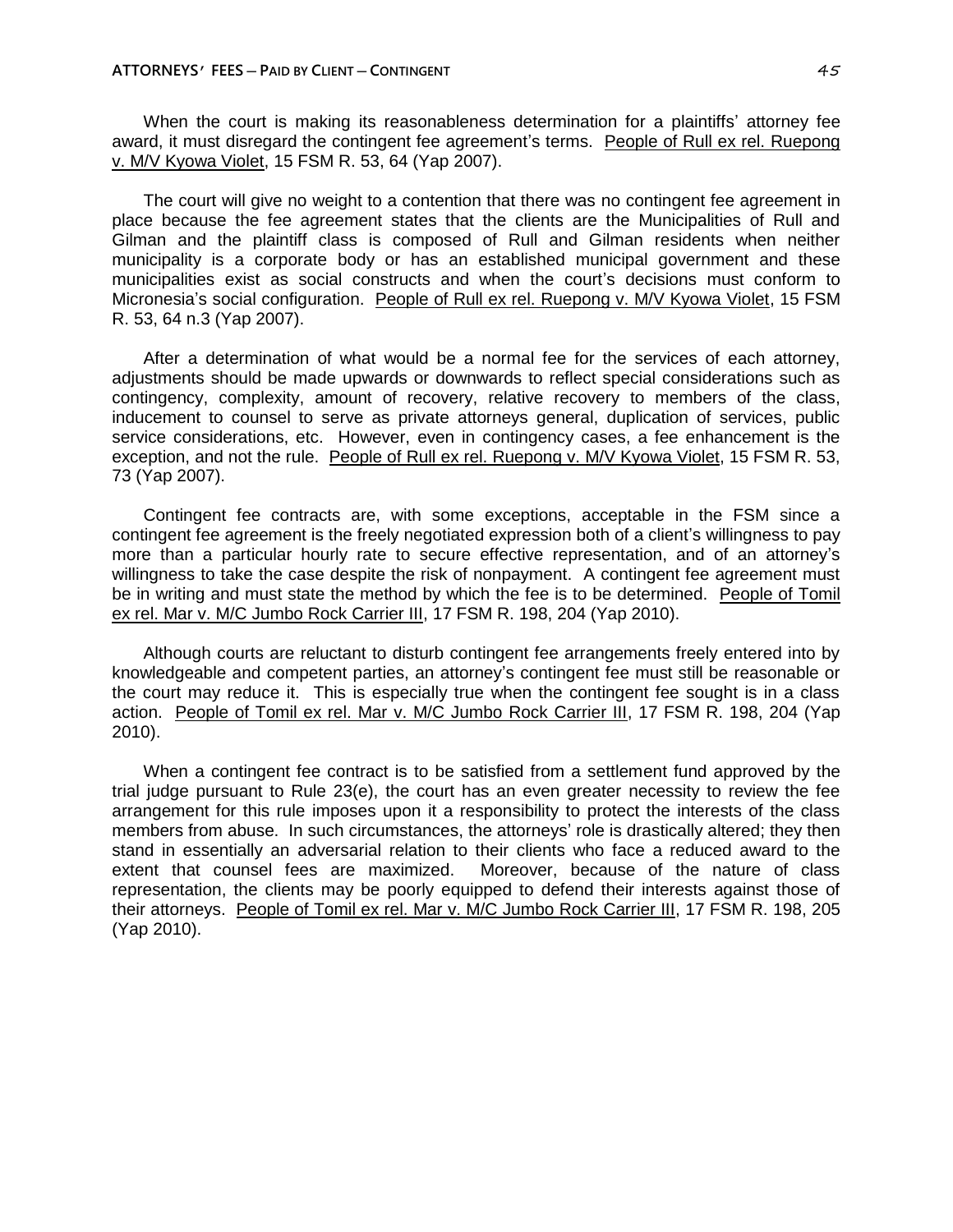When the court is making its reasonableness determination for a plaintiffs' attorney fee award, it must disregard the contingent fee agreement's terms. People of Rull ex rel. Ruepong v. M/V Kyowa Violet, 15 FSM R. 53, 64 (Yap 2007).

The court will give no weight to a contention that there was no contingent fee agreement in place because the fee agreement states that the clients are the Municipalities of Rull and Gilman and the plaintiff class is composed of Rull and Gilman residents when neither municipality is a corporate body or has an established municipal government and these municipalities exist as social constructs and when the court's decisions must conform to Micronesia's social configuration. People of Rull ex rel. Ruepong v. M/V Kyowa Violet, 15 FSM R. 53, 64 n.3 (Yap 2007).

After a determination of what would be a normal fee for the services of each attorney, adjustments should be made upwards or downwards to reflect special considerations such as contingency, complexity, amount of recovery, relative recovery to members of the class, inducement to counsel to serve as private attorneys general, duplication of services, public service considerations, etc. However, even in contingency cases, a fee enhancement is the exception, and not the rule. People of Rull ex rel. Ruepong v. M/V Kyowa Violet, 15 FSM R. 53, 73 (Yap 2007).

Contingent fee contracts are, with some exceptions, acceptable in the FSM since a contingent fee agreement is the freely negotiated expression both of a client's willingness to pay more than a particular hourly rate to secure effective representation, and of an attorney's willingness to take the case despite the risk of nonpayment. A contingent fee agreement must be in writing and must state the method by which the fee is to be determined. People of Tomil ex rel. Mar v. M/C Jumbo Rock Carrier III, 17 FSM R. 198, 204 (Yap 2010).

Although courts are reluctant to disturb contingent fee arrangements freely entered into by knowledgeable and competent parties, an attorney's contingent fee must still be reasonable or the court may reduce it. This is especially true when the contingent fee sought is in a class action. People of Tomil ex rel. Mar v. M/C Jumbo Rock Carrier III, 17 FSM R. 198, 204 (Yap 2010).

When a contingent fee contract is to be satisfied from a settlement fund approved by the trial judge pursuant to Rule 23(e), the court has an even greater necessity to review the fee arrangement for this rule imposes upon it a responsibility to protect the interests of the class members from abuse. In such circumstances, the attorneys' role is drastically altered; they then stand in essentially an adversarial relation to their clients who face a reduced award to the extent that counsel fees are maximized. Moreover, because of the nature of class representation, the clients may be poorly equipped to defend their interests against those of their attorneys. People of Tomil ex rel. Mar v. M/C Jumbo Rock Carrier III, 17 FSM R. 198, 205 (Yap 2010).